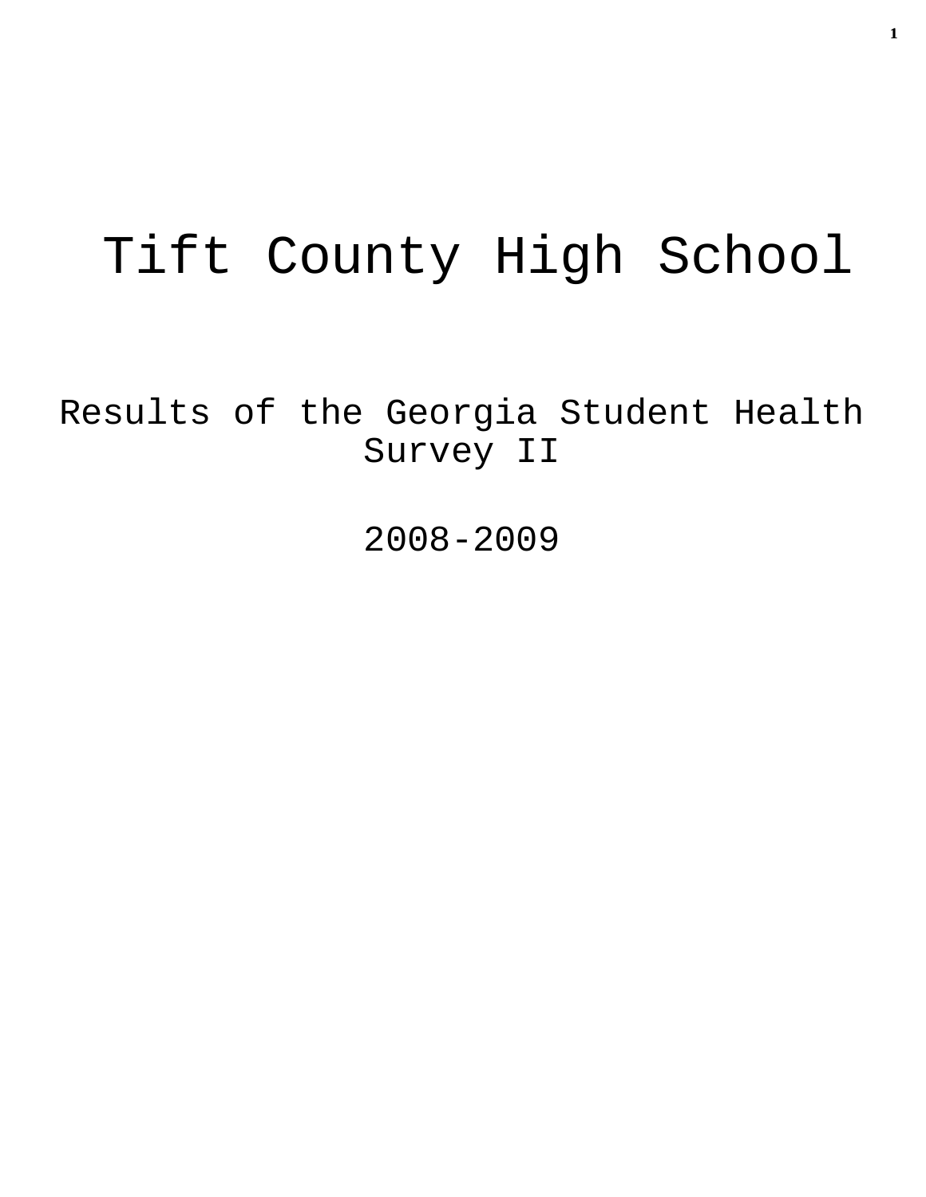# Tift County High School

## Results of the Georgia Student Health Survey II

## 2008-2009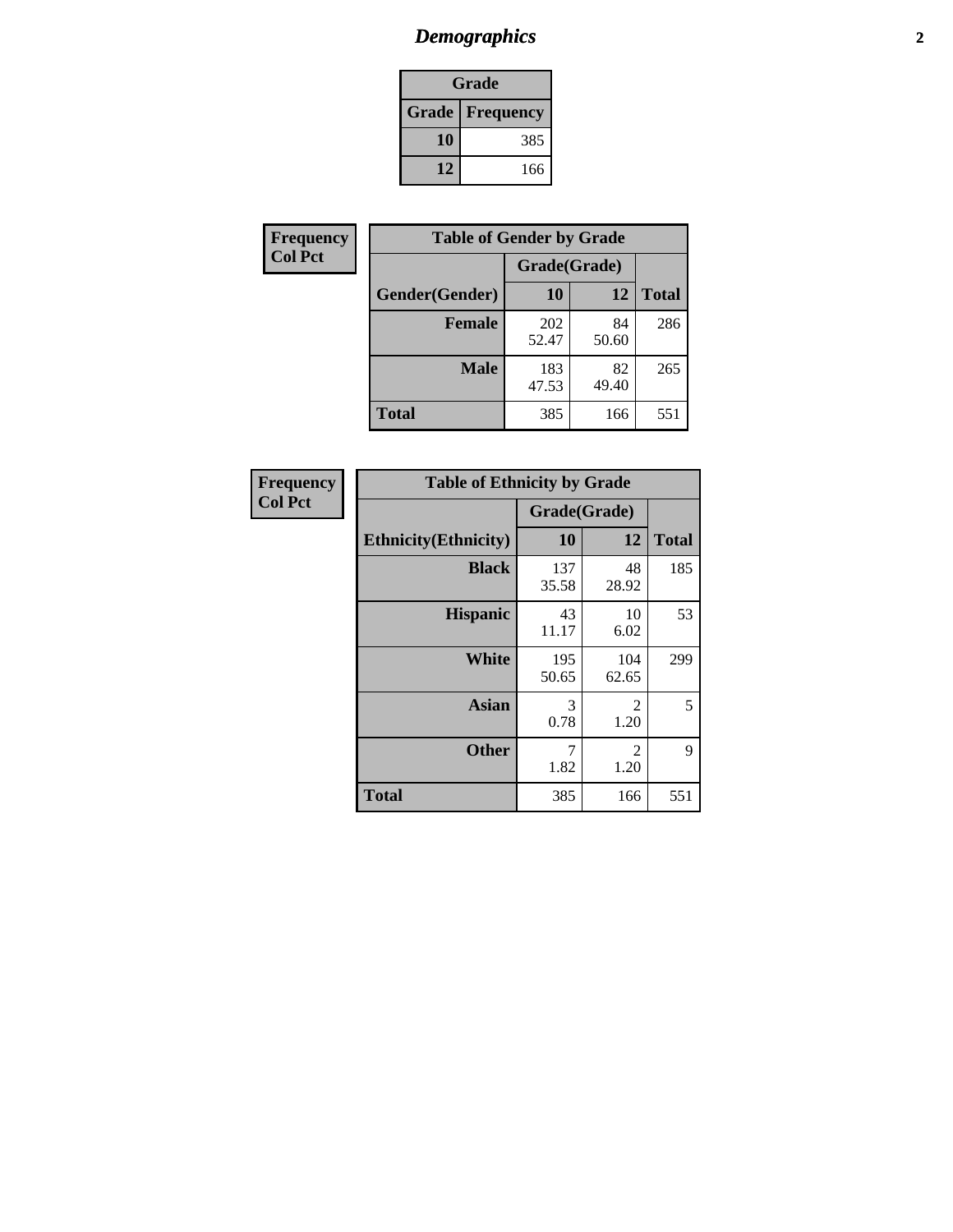# *Demographics*

| Grade | |
|---|---|
| **Grade** | **Frequency** |
| **10** | 385 |
| **12** | 166 |

**Frequency**
**Col Pct**

| Table of Gender by Grade | | | |
|---|---|---|---|
| | Grade(Grade) | | |
| **Gender(Gender)** | **10** | **12** | **Total** |
| **Female** | 202<br>52.47 | 84<br>50.60 | 286 |
| **Male** | 183<br>47.53 | 82<br>49.40 | 265 |
| **Total** | 385 | 166 | 551 |

**Frequency**
**Col Pct**

| Table of Ethnicity by Grade | | | |
|---|---|---|---|
| | Grade(Grade) | | |
| **Ethnicity(Ethnicity)** | **10** | **12** | **Total** |
| **Black** | 137<br>35.58 | 48<br>28.92 | 185 |
| **Hispanic** | 43<br>11.17 | 10<br>6.02 | 53 |
| **White** | 195<br>50.65 | 104<br>62.65 | 299 |
| **Asian** | 3<br>0.78 | 2<br>1.20 | 5 |
| **Other** | 7<br>1.82 | 2<br>1.20 | 9 |
| **Total** | 385 | 166 | 551 |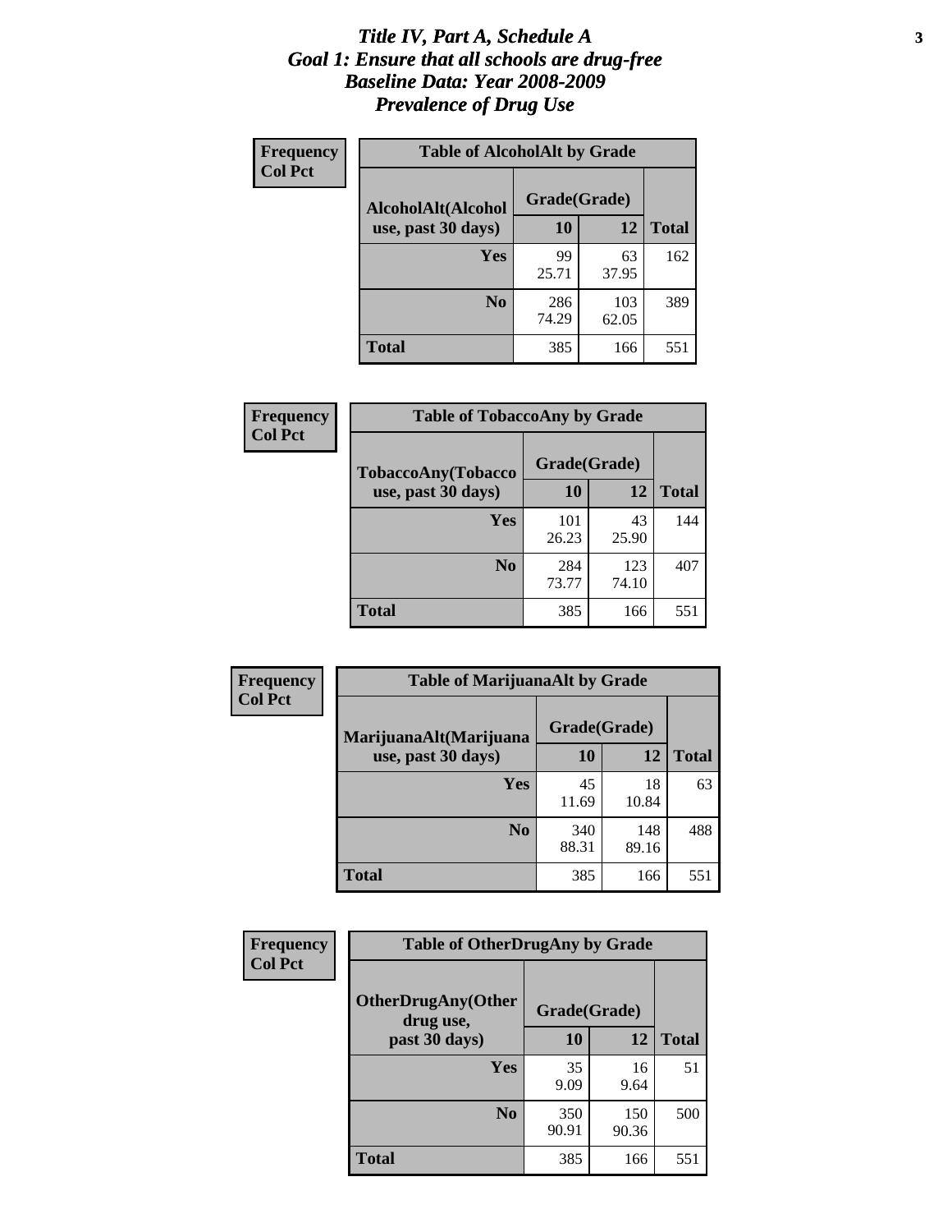# *Title IV, Part A, Schedule A*
# *Goal 1: Ensure that all schools are drug-free*
# *Baseline Data: Year 2008-2009*
# *Prevalence of Drug Use*

**Frequency**
**Col Pct**

**Table of AlcoholAlt by Grade**

| AlcoholAlt(Alcohol use, past 30 days) | Grade(Grade) 10 | 12 | Total |
|---|---|---|---|
| **Yes** | 99<br>25.71 | 63<br>37.95 | 162 |
| **No** | 286<br>74.29 | 103<br>62.05 | 389 |
| **Total** | 385 | 166 | 551 |

**Frequency**
**Col Pct**

**Table of TobaccoAny by Grade**

| TobaccoAny(Tobacco use, past 30 days) | Grade(Grade) 10 | 12 | Total |
|---|---|---|---|
| **Yes** | 101<br>26.23 | 43<br>25.90 | 144 |
| **No** | 284<br>73.77 | 123<br>74.10 | 407 |
| **Total** | 385 | 166 | 551 |

**Frequency**
**Col Pct**

**Table of MarijuanaAlt by Grade**

| MarijuanaAlt(Marijuana use, past 30 days) | Grade(Grade) 10 | 12 | Total |
|---|---|---|---|
| **Yes** | 45<br>11.69 | 18<br>10.84 | 63 |
| **No** | 340<br>88.31 | 148<br>89.16 | 488 |
| **Total** | 385 | 166 | 551 |

**Frequency**
**Col Pct**

**Table of OtherDrugAny by Grade**

| OtherDrugAny(Other drug use, past 30 days) | Grade(Grade) 10 | 12 | Total |
|---|---|---|---|
| **Yes** | 35<br>9.09 | 16<br>9.64 | 51 |
| **No** | 350<br>90.91 | 150<br>90.36 | 500 |
| **Total** | 385 | 166 | 551 |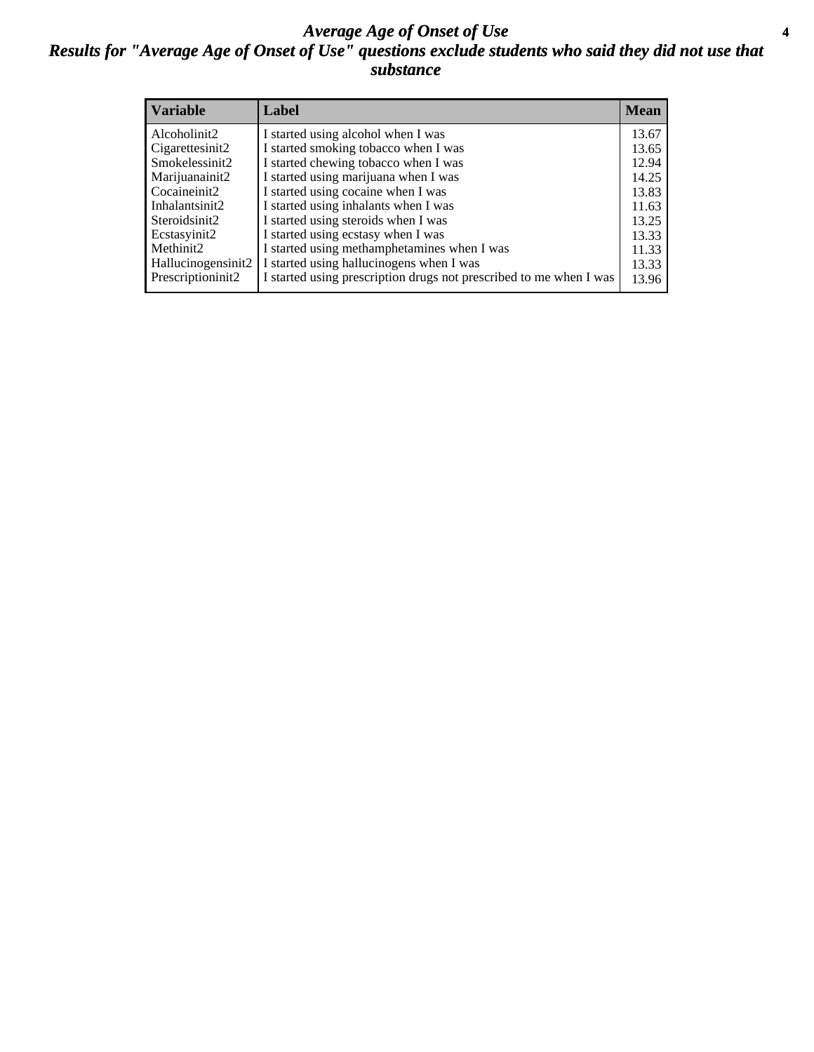# *Average Age of Onset of Use*

## *Results for "Average Age of Onset of Use" questions exclude students who said they did not use that substance*

| Variable | Label | Mean |
|---|---|---|
| Alcoholinit2 | I started using alcohol when I was | 13.67 |
| Cigarettesinit2 | I started smoking tobacco when I was | 13.65 |
| Smokelessinit2 | I started chewing tobacco when I was | 12.94 |
| Marijuanainit2 | I started using marijuana when I was | 14.25 |
| Cocaineinit2 | I started using cocaine when I was | 13.83 |
| Inhalantsinit2 | I started using inhalants when I was | 11.63 |
| Steroidsinit2 | I started using steroids when I was | 13.25 |
| Ecstasyinit2 | I started using ecstasy when I was | 13.33 |
| Methinit2 | I started using methamphetamines when I was | 11.33 |
| Hallucinogensinit2 | I started using hallucinogens when I was | 13.33 |
| Prescriptioninit2 | I started using prescription drugs not prescribed to me when I was | 13.96 |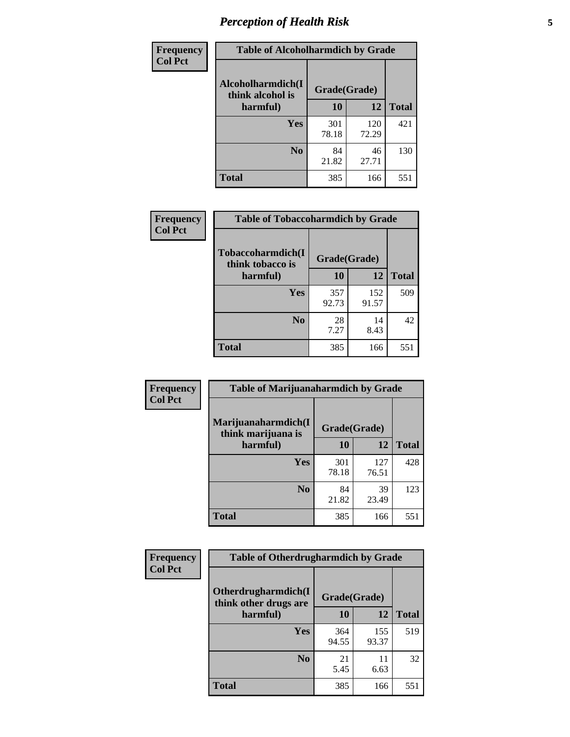# Perception of Health Risk

| Frequency Col Pct | Table of Alcoholharmdich by Grade | | |
|---|---|---|---|
| Alcoholharmdich(I think alcohol is harmful) | Grade(Grade) | | |
| | 10 | 12 | Total |
| Yes | 301<br>78.18 | 120<br>72.29 | 421 |
| No | 84<br>21.82 | 46<br>27.71 | 130 |
| Total | 385 | 166 | 551 |

| Frequency Col Pct | Table of Tobaccoharmdich by Grade | | |
|---|---|---|---|
| Tobaccoharmdich(I think tobacco is harmful) | Grade(Grade) | | |
| | 10 | 12 | Total |
| Yes | 357<br>92.73 | 152<br>91.57 | 509 |
| No | 28<br>7.27 | 14<br>8.43 | 42 |
| Total | 385 | 166 | 551 |

| Frequency Col Pct | Table of Marijuanaharmdich by Grade | | |
|---|---|---|---|
| Marijuanaharmdich(I think marijuana is harmful) | Grade(Grade) | | |
| | 10 | 12 | Total |
| Yes | 301<br>78.18 | 127<br>76.51 | 428 |
| No | 84<br>21.82 | 39<br>23.49 | 123 |
| Total | 385 | 166 | 551 |

| Frequency Col Pct | Table of Otherdrugharmdich by Grade | | |
|---|---|---|---|
| Otherdrugharmdich(I think other drugs are harmful) | Grade(Grade) | | |
| | 10 | 12 | Total |
| Yes | 364<br>94.55 | 155<br>93.37 | 519 |
| No | 21<br>5.45 | 11<br>6.63 | 32 |
| Total | 385 | 166 | 551 |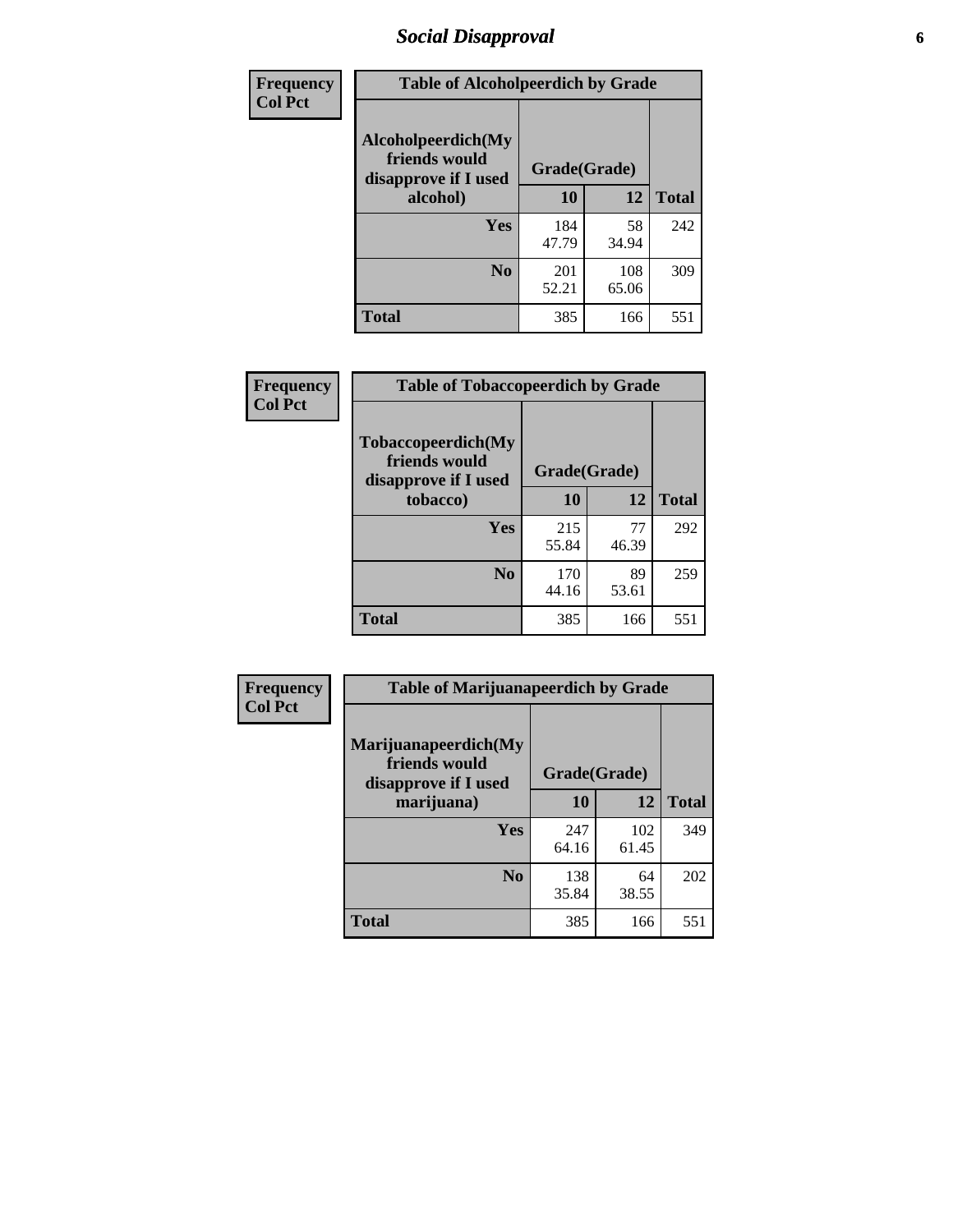# Social Disapproval

**Frequency**
**Col Pct**

| Table of Alcoholpeerdich by Grade | | | |
|---|---|---|---|
| Alcoholpeerdich(My friends would disapprove if I used alcohol) | Grade(Grade) | | |
| | 10 | 12 | Total |
| Yes | 184<br>47.79 | 58<br>34.94 | 242 |
| No | 201<br>52.21 | 108<br>65.06 | 309 |
| Total | 385 | 166 | 551 |

**Frequency**
**Col Pct**

| Table of Tobaccopeerdich by Grade | | | |
|---|---|---|---|
| Tobaccopeerdich(My friends would disapprove if I used tobacco) | Grade(Grade) | | |
| | 10 | 12 | Total |
| Yes | 215<br>55.84 | 77<br>46.39 | 292 |
| No | 170<br>44.16 | 89<br>53.61 | 259 |
| Total | 385 | 166 | 551 |

**Frequency**
**Col Pct**

| Table of Marijuanapeerdich by Grade | | | |
|---|---|---|---|
| Marijuanapeerdich(My friends would disapprove if I used marijuana) | Grade(Grade) | | |
| | 10 | 12 | Total |
| Yes | 247<br>64.16 | 102<br>61.45 | 349 |
| No | 138<br>35.84 | 64<br>38.55 | 202 |
| Total | 385 | 166 | 551 |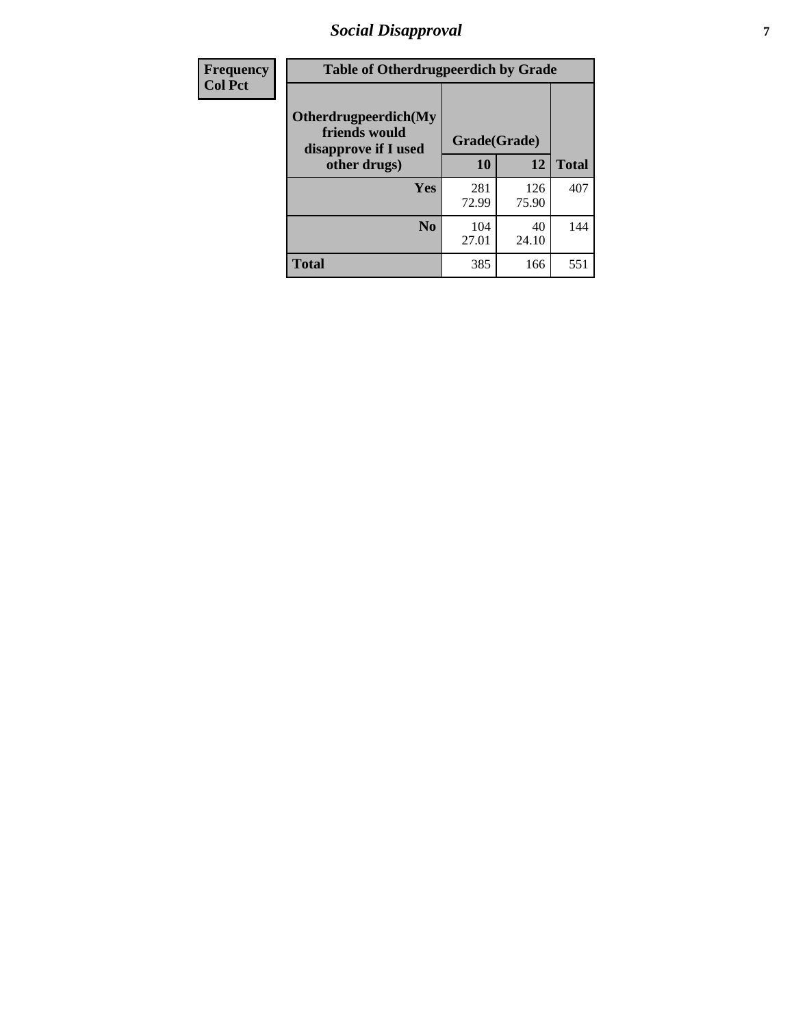| Frequency Col Pct | Table of Otherdrugpeerdich by Grade | | |
|---|---|---|---|
| | Otherdrugpeerdich(My friends would disapprove if I used other drugs) | Grade(Grade) | | |
| | | 10 | 12 | Total |
| | Yes | 281<br>72.99 | 126<br>75.90 | 407 |
| | No | 104<br>27.01 | 40<br>24.10 | 144 |
| | Total | 385 | 166 | 551 |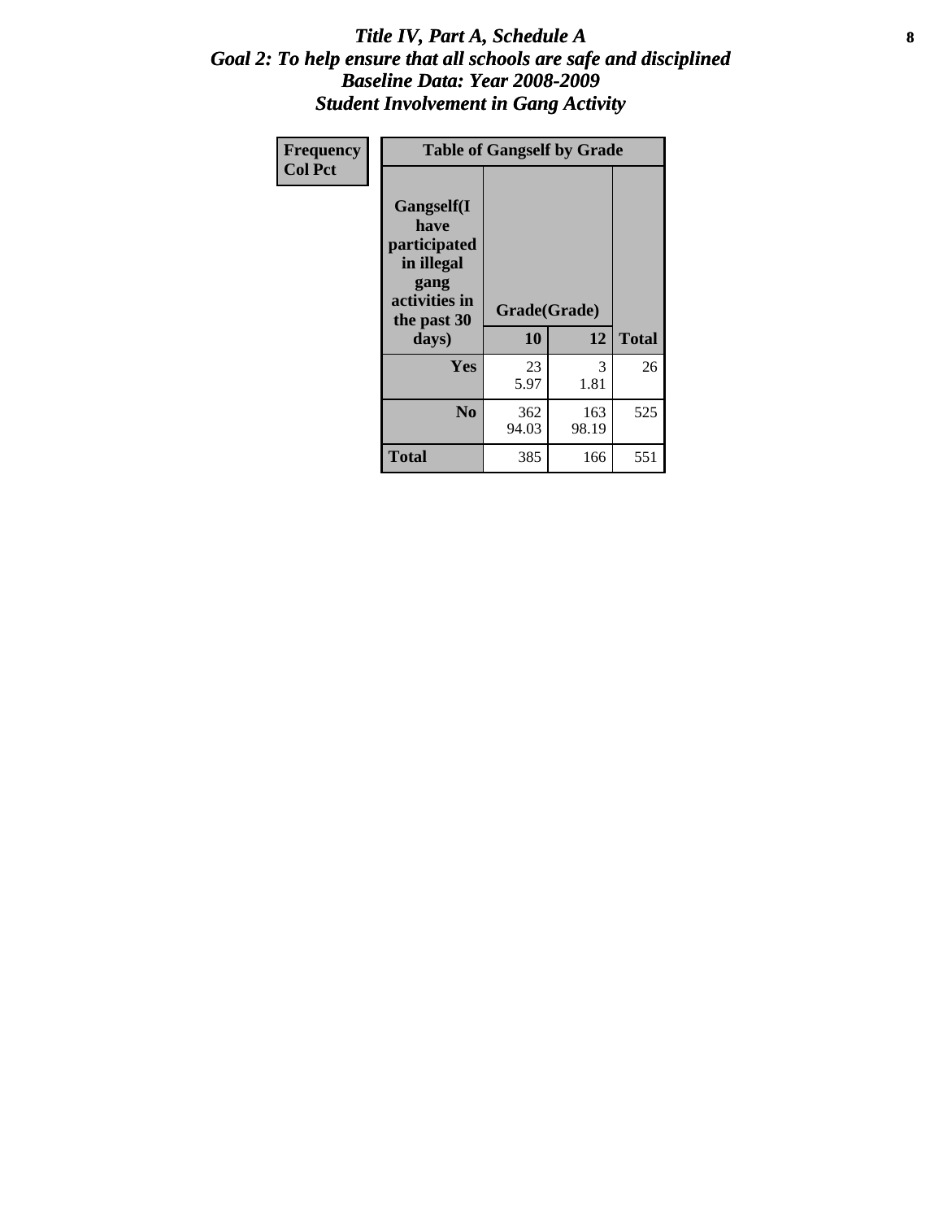# *Title IV, Part A, Schedule A*
## *Goal 2: To help ensure that all schools are safe and disciplined*
## *Baseline Data: Year 2008-2009*
## *Student Involvement in Gang Activity*

| Frequency<br>Col Pct | Table of Gangself by Grade | | |
|---|---|---|---|
| Gangself(I have participated in illegal gang activities in the past 30 days) | Grade(Grade) | | |
| | 10 | 12 | Total |
| Yes | 23<br>5.97 | 3<br>1.81 | 26 |
| No | 362<br>94.03 | 163<br>98.19 | 525 |
| Total | 385 | 166 | 551 |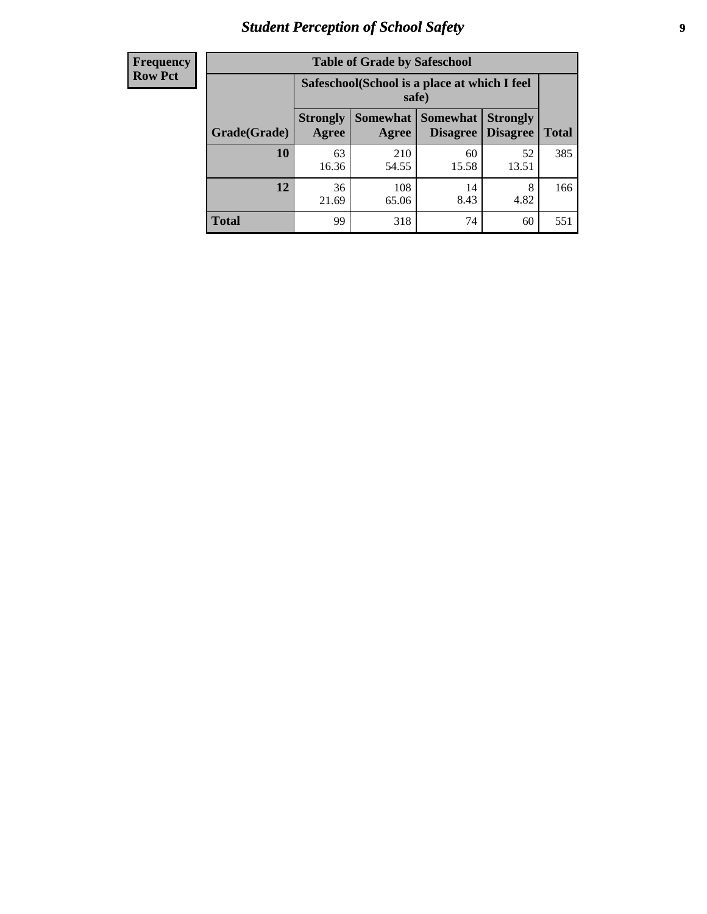## Student Perception of School Safety

| Frequency Row Pct | Table of Grade by Safeschool | | | | |
|---|---|---|---|---|---|
| | Safeschool(School is a place at which I feel safe) | | | | |
| Grade(Grade) | Strongly Agree | Somewhat Agree | Somewhat Disagree | Strongly Disagree | Total |
| 10 | 63<br>16.36 | 210<br>54.55 | 60<br>15.58 | 52<br>13.51 | 385 |
| 12 | 36<br>21.69 | 108<br>65.06 | 14<br>8.43 | 8<br>4.82 | 166 |
| Total | 99 | 318 | 74 | 60 | 551 |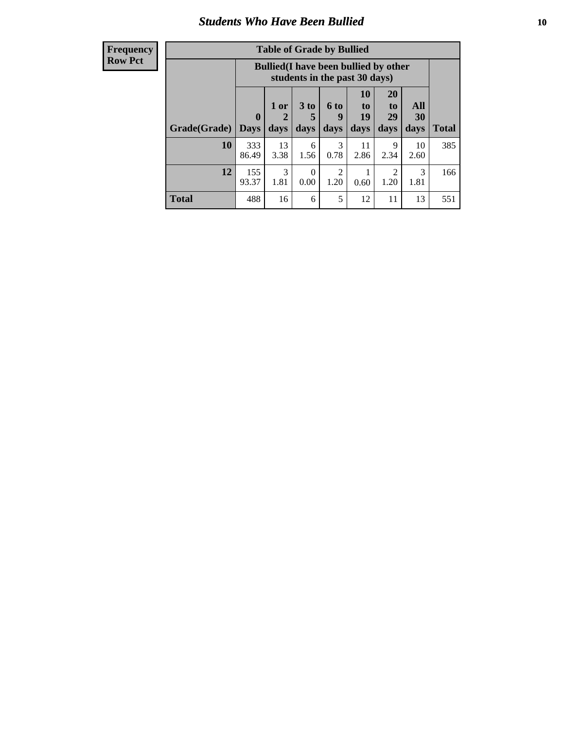## Students Who Have Been Bullied

| Frequency<br>Row Pct |
|---|

**Table of Grade by Bullied**

| Grade(Grade) | Bullied(I have been bullied by other students in the past 30 days) | | | | | | | Total |
|---|---|---|---|---|---|---|---|---|
| | 0 Days | 1 or 2 days | 3 to 5 days | 6 to 9 days | 10 to 19 days | 20 to 29 days | All 30 days | |
| **10** | 333<br>86.49 | 13<br>3.38 | 6<br>1.56 | 3<br>0.78 | 11<br>2.86 | 9<br>2.34 | 10<br>2.60 | 385 |
| **12** | 155<br>93.37 | 3<br>1.81 | 0<br>0.00 | 2<br>1.20 | 1<br>0.60 | 2<br>1.20 | 3<br>1.81 | 166 |
| **Total** | 488 | 16 | 6 | 5 | 12 | 11 | 13 | 551 |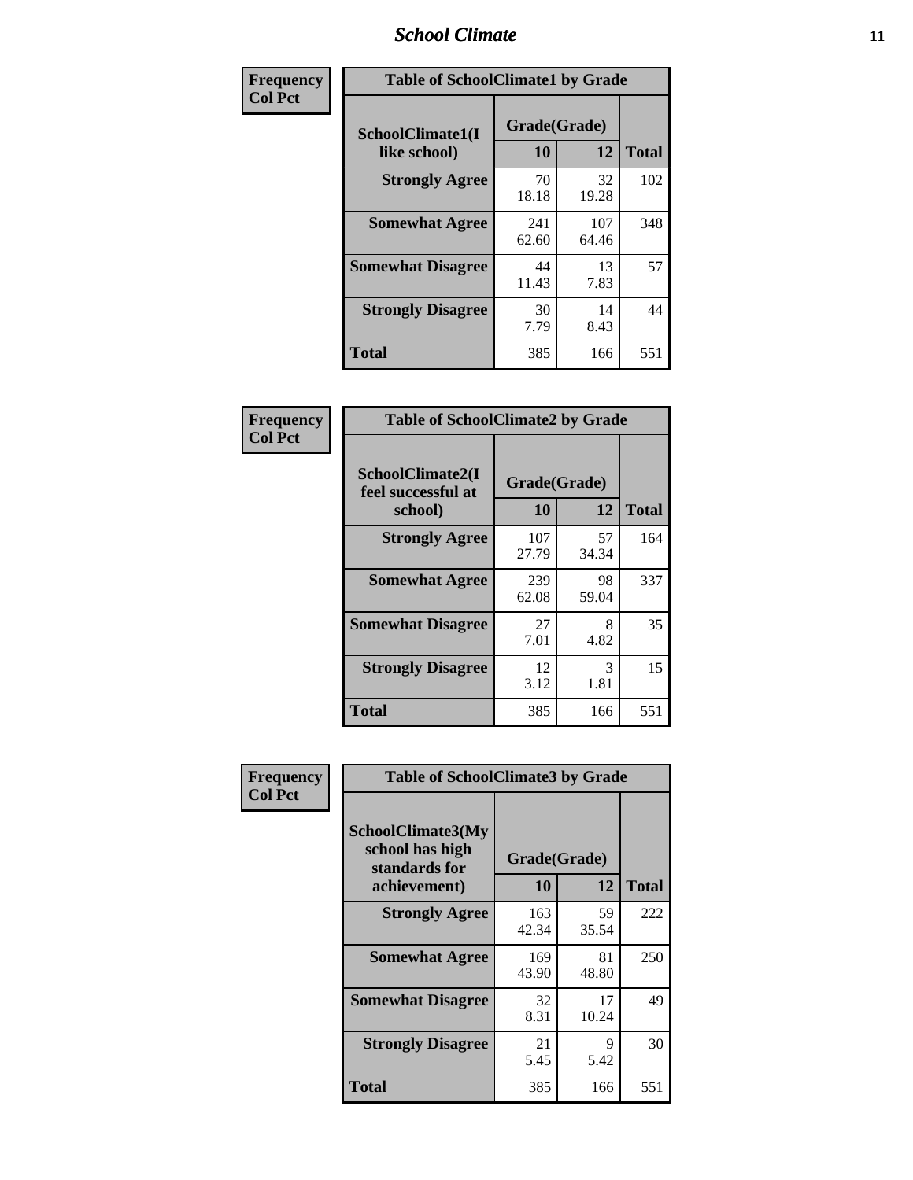## Table of SchoolClimate1 by Grade

Frequency / Col Pct

| SchoolClimate1(I like school) | Grade(Grade) 10 | 12 | Total |
|---|---|---|---|
| **Strongly Agree** | 70<br>18.18 | 32<br>19.28 | 102 |
| **Somewhat Agree** | 241<br>62.60 | 107<br>64.46 | 348 |
| **Somewhat Disagree** | 44<br>11.43 | 13<br>7.83 | 57 |
| **Strongly Disagree** | 30<br>7.79 | 14<br>8.43 | 44 |
| **Total** | 385 | 166 | 551 |

## Table of SchoolClimate2 by Grade

Frequency / Col Pct

| SchoolClimate2(I feel successful at school) | Grade(Grade) 10 | 12 | Total |
|---|---|---|---|
| **Strongly Agree** | 107<br>27.79 | 57<br>34.34 | 164 |
| **Somewhat Agree** | 239<br>62.08 | 98<br>59.04 | 337 |
| **Somewhat Disagree** | 27<br>7.01 | 8<br>4.82 | 35 |
| **Strongly Disagree** | 12<br>3.12 | 3<br>1.81 | 15 |
| **Total** | 385 | 166 | 551 |

## Table of SchoolClimate3 by Grade

Frequency / Col Pct

| SchoolClimate3(My school has high standards for achievement) | Grade(Grade) 10 | 12 | Total |
|---|---|---|---|
| **Strongly Agree** | 163<br>42.34 | 59<br>35.54 | 222 |
| **Somewhat Agree** | 169<br>43.90 | 81<br>48.80 | 250 |
| **Somewhat Disagree** | 32<br>8.31 | 17<br>10.24 | 49 |
| **Strongly Disagree** | 21<br>5.45 | 9<br>5.42 | 30 |
| **Total** | 385 | 166 | 551 |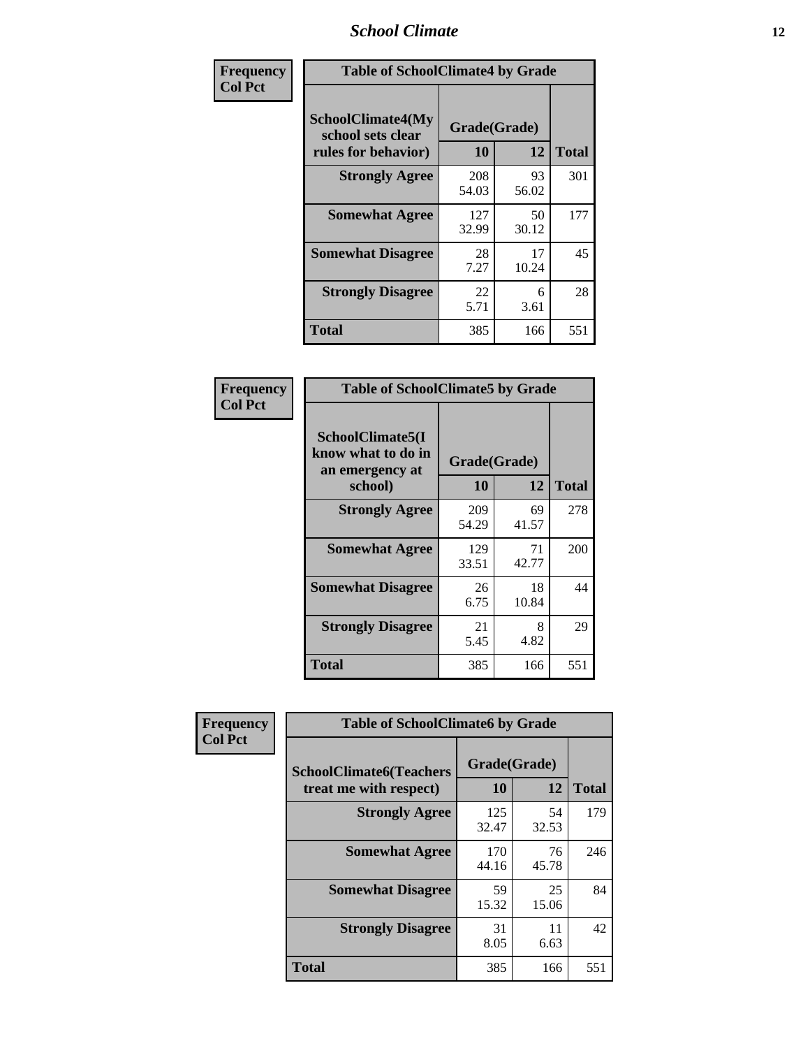## Table of SchoolClimate4 by Grade

Frequency
Col Pct

| SchoolClimate4(My school sets clear rules for behavior) | Grade(Grade) 10 | 12 | Total |
|---|---|---|---|
| Strongly Agree | 208<br>54.03 | 93<br>56.02 | 301 |
| Somewhat Agree | 127<br>32.99 | 50<br>30.12 | 177 |
| Somewhat Disagree | 28<br>7.27 | 17<br>10.24 | 45 |
| Strongly Disagree | 22<br>5.71 | 6<br>3.61 | 28 |
| Total | 385 | 166 | 551 |

## Table of SchoolClimate5 by Grade

Frequency
Col Pct

| SchoolClimate5(I know what to do in an emergency at school) | Grade(Grade) 10 | 12 | Total |
|---|---|---|---|
| Strongly Agree | 209<br>54.29 | 69<br>41.57 | 278 |
| Somewhat Agree | 129<br>33.51 | 71<br>42.77 | 200 |
| Somewhat Disagree | 26<br>6.75 | 18<br>10.84 | 44 |
| Strongly Disagree | 21<br>5.45 | 8<br>4.82 | 29 |
| Total | 385 | 166 | 551 |

## Table of SchoolClimate6 by Grade

Frequency
Col Pct

| SchoolClimate6(Teachers treat me with respect) | Grade(Grade) 10 | 12 | Total |
|---|---|---|---|
| Strongly Agree | 125<br>32.47 | 54<br>32.53 | 179 |
| Somewhat Agree | 170<br>44.16 | 76<br>45.78 | 246 |
| Somewhat Disagree | 59<br>15.32 | 25<br>15.06 | 84 |
| Strongly Disagree | 31<br>8.05 | 11<br>6.63 | 42 |
| Total | 385 | 166 | 551 |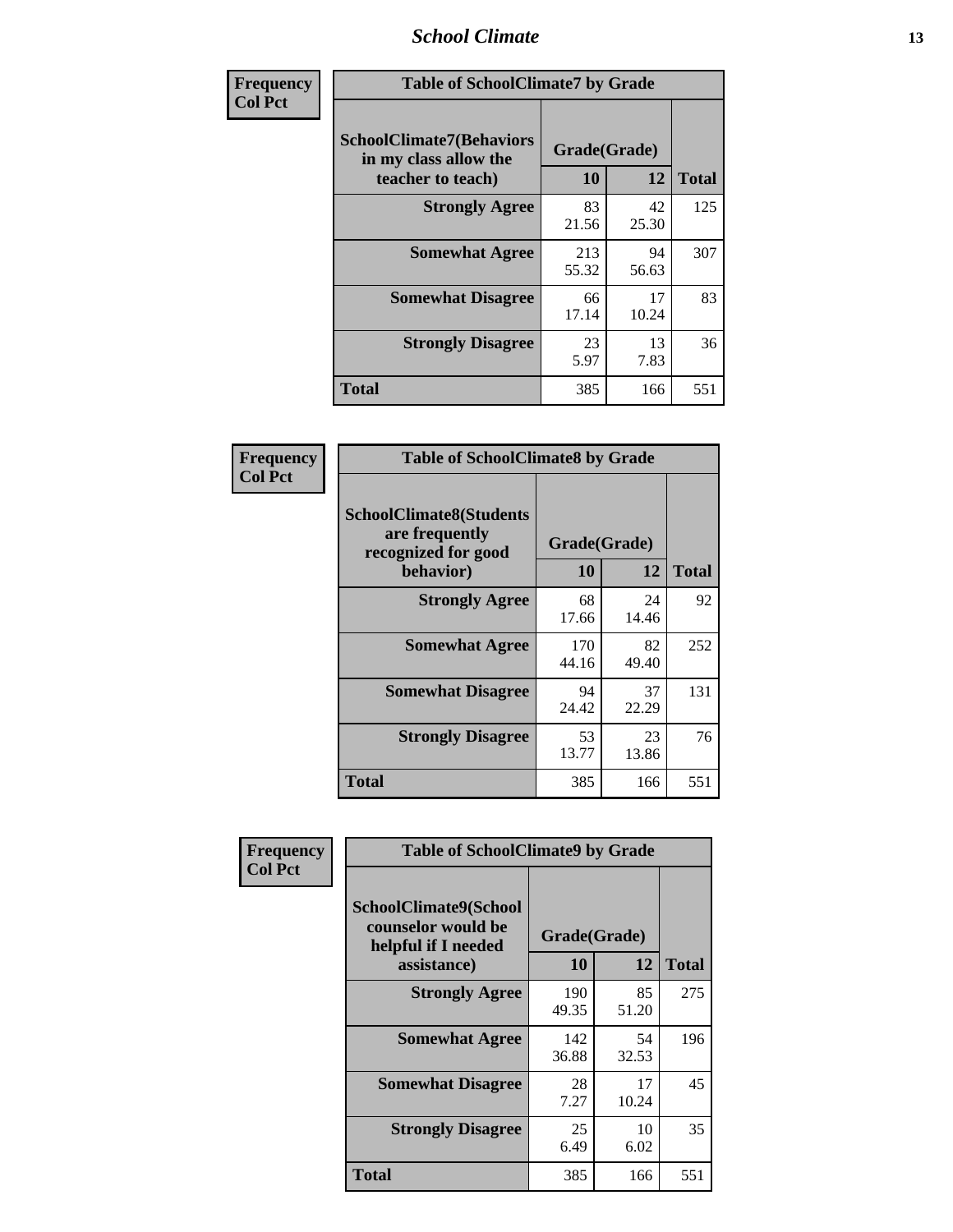**Frequency**
**Col Pct**

| Table of SchoolClimate7 by Grade | | | |
|---|---|---|---|
| SchoolClimate7(Behaviors in my class allow the teacher to teach) | Grade(Grade) | | Total |
| | 10 | 12 | |
| **Strongly Agree** | 83<br>21.56 | 42<br>25.30 | 125 |
| **Somewhat Agree** | 213<br>55.32 | 94<br>56.63 | 307 |
| **Somewhat Disagree** | 66<br>17.14 | 17<br>10.24 | 83 |
| **Strongly Disagree** | 23<br>5.97 | 13<br>7.83 | 36 |
| **Total** | 385 | 166 | 551 |

**Frequency**
**Col Pct**

| Table of SchoolClimate8 by Grade | | | |
|---|---|---|---|
| SchoolClimate8(Students are frequently recognized for good behavior) | Grade(Grade) | | Total |
| | 10 | 12 | |
| **Strongly Agree** | 68<br>17.66 | 24<br>14.46 | 92 |
| **Somewhat Agree** | 170<br>44.16 | 82<br>49.40 | 252 |
| **Somewhat Disagree** | 94<br>24.42 | 37<br>22.29 | 131 |
| **Strongly Disagree** | 53<br>13.77 | 23<br>13.86 | 76 |
| **Total** | 385 | 166 | 551 |

**Frequency**
**Col Pct**

| Table of SchoolClimate9 by Grade | | | |
|---|---|---|---|
| SchoolClimate9(School counselor would be helpful if I needed assistance) | Grade(Grade) | | Total |
| | 10 | 12 | |
| **Strongly Agree** | 190<br>49.35 | 85<br>51.20 | 275 |
| **Somewhat Agree** | 142<br>36.88 | 54<br>32.53 | 196 |
| **Somewhat Disagree** | 28<br>7.27 | 17<br>10.24 | 45 |
| **Strongly Disagree** | 25<br>6.49 | 10<br>6.02 | 35 |
| **Total** | 385 | 166 | 551 |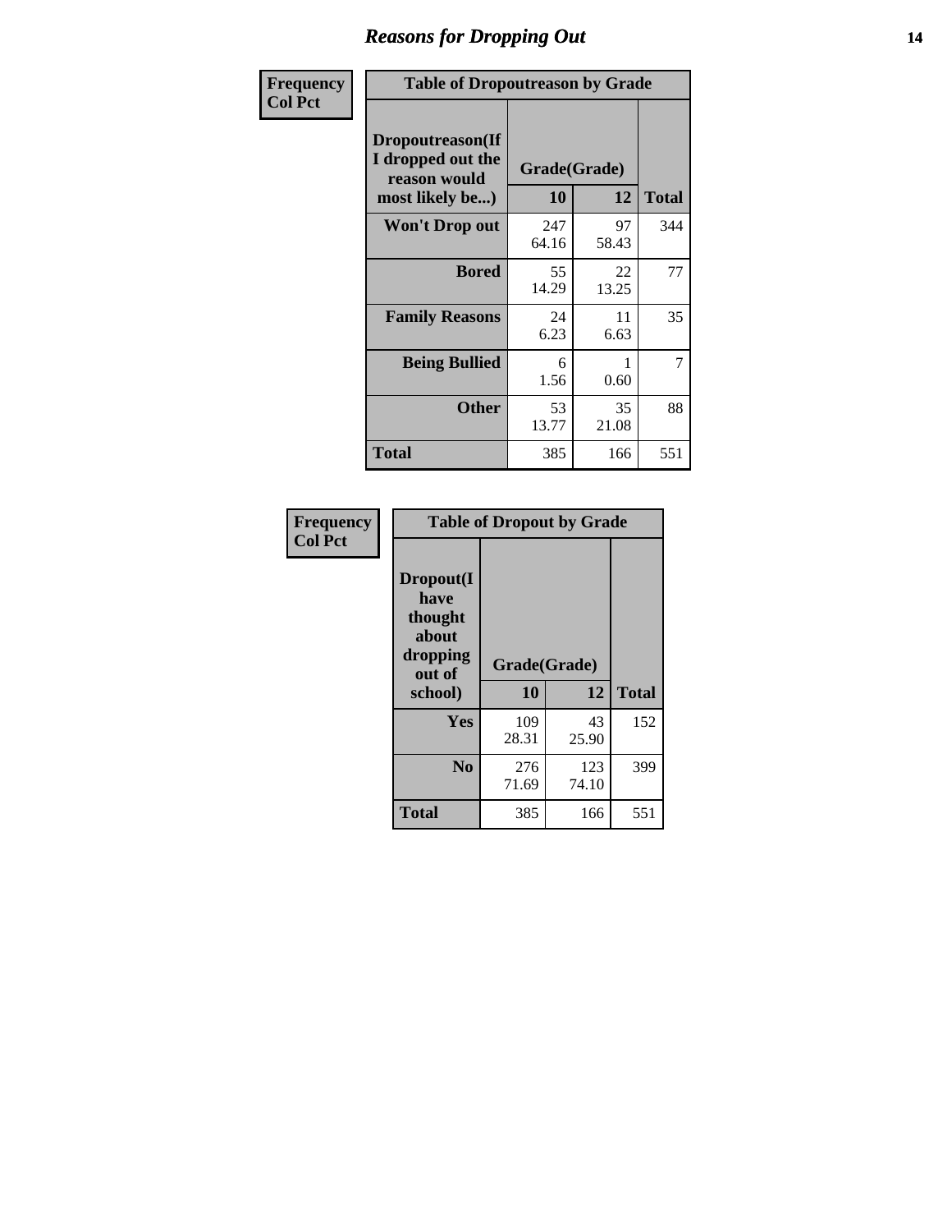## Reasons for Dropping Out

Frequency
Col Pct

**Table of Dropoutreason by Grade**

| Dropoutreason(If I dropped out the reason would most likely be...) | Grade(Grade) 10 | 12 | Total |
|---|---|---|---|
| **Won't Drop out** | 247<br>64.16 | 97<br>58.43 | 344 |
| **Bored** | 55<br>14.29 | 22<br>13.25 | 77 |
| **Family Reasons** | 24<br>6.23 | 11<br>6.63 | 35 |
| **Being Bullied** | 6<br>1.56 | 1<br>0.60 | 7 |
| **Other** | 53<br>13.77 | 35<br>21.08 | 88 |
| **Total** | 385 | 166 | 551 |

Frequency
Col Pct

**Table of Dropout by Grade**

| Dropout(I have thought about dropping out of school) | Grade(Grade) 10 | 12 | Total |
|---|---|---|---|
| **Yes** | 109<br>28.31 | 43<br>25.90 | 152 |
| **No** | 276<br>71.69 | 123<br>74.10 | 399 |
| **Total** | 385 | 166 | 551 |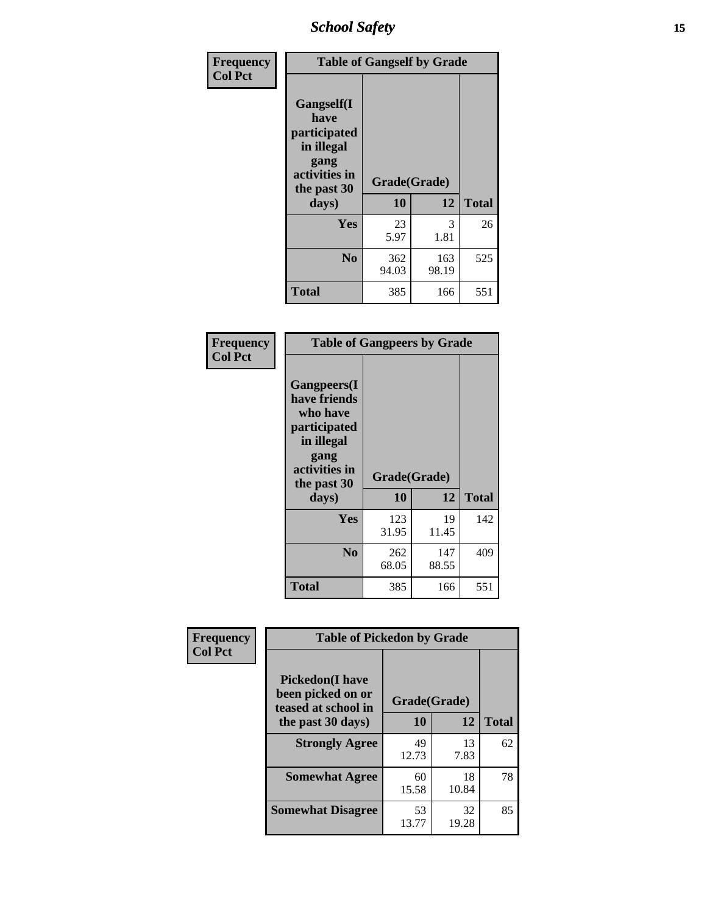| Frequency<br>Col Pct |
|---|

| Table of Gangself by Grade | | | |
|---|---|---|---|
| Gangself(I have participated in illegal gang activities in the past 30 days) | Grade(Grade) | | |
| | 10 | 12 | Total |
| Yes | 23<br>5.97 | 3<br>1.81 | 26 |
| No | 362<br>94.03 | 163<br>98.19 | 525 |
| Total | 385 | 166 | 551 |

| Frequency<br>Col Pct |
|---|

| Table of Gangpeers by Grade | | | |
|---|---|---|---|
| Gangpeers(I have friends who have participated in illegal gang activities in the past 30 days) | Grade(Grade) | | |
| | 10 | 12 | Total |
| Yes | 123<br>31.95 | 19<br>11.45 | 142 |
| No | 262<br>68.05 | 147<br>88.55 | 409 |
| Total | 385 | 166 | 551 |

| Frequency<br>Col Pct |
|---|

| Table of Pickedon by Grade | | | |
|---|---|---|---|
| Pickedon(I have been picked on or teased at school in the past 30 days) | Grade(Grade) | | |
| | 10 | 12 | Total |
| Strongly Agree | 49<br>12.73 | 13<br>7.83 | 62 |
| Somewhat Agree | 60<br>15.58 | 18<br>10.84 | 78 |
| Somewhat Disagree | 53<br>13.77 | 32<br>19.28 | 85 |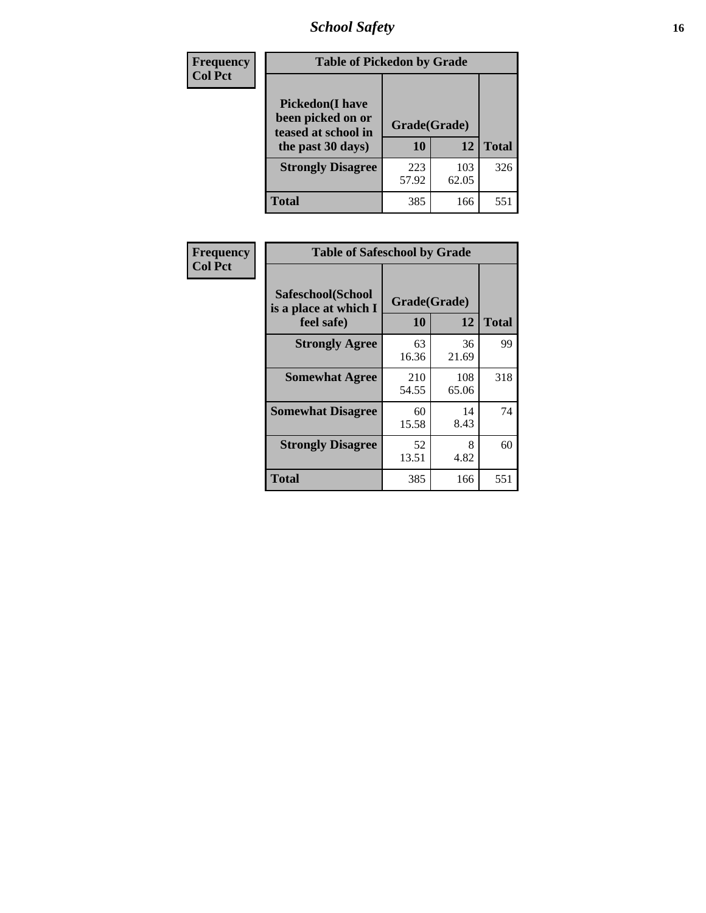| Frequency<br>Col Pct |
|---|

**Table of Pickedon by Grade**

| Pickedon(I have been picked on or teased at school in the past 30 days) | Grade(Grade) 10 | 12 | Total |
|---|---|---|---|
| **Strongly Disagree** | 223<br>57.92 | 103<br>62.05 | 326 |
| **Total** | 385 | 166 | 551 |

| Frequency<br>Col Pct |
|---|

**Table of Safeschool by Grade**

| Safeschool(School is a place at which I feel safe) | Grade(Grade) 10 | 12 | Total |
|---|---|---|---|
| **Strongly Agree** | 63<br>16.36 | 36<br>21.69 | 99 |
| **Somewhat Agree** | 210<br>54.55 | 108<br>65.06 | 318 |
| **Somewhat Disagree** | 60<br>15.58 | 14<br>8.43 | 74 |
| **Strongly Disagree** | 52<br>13.51 | 8<br>4.82 | 60 |
| **Total** | 385 | 166 | 551 |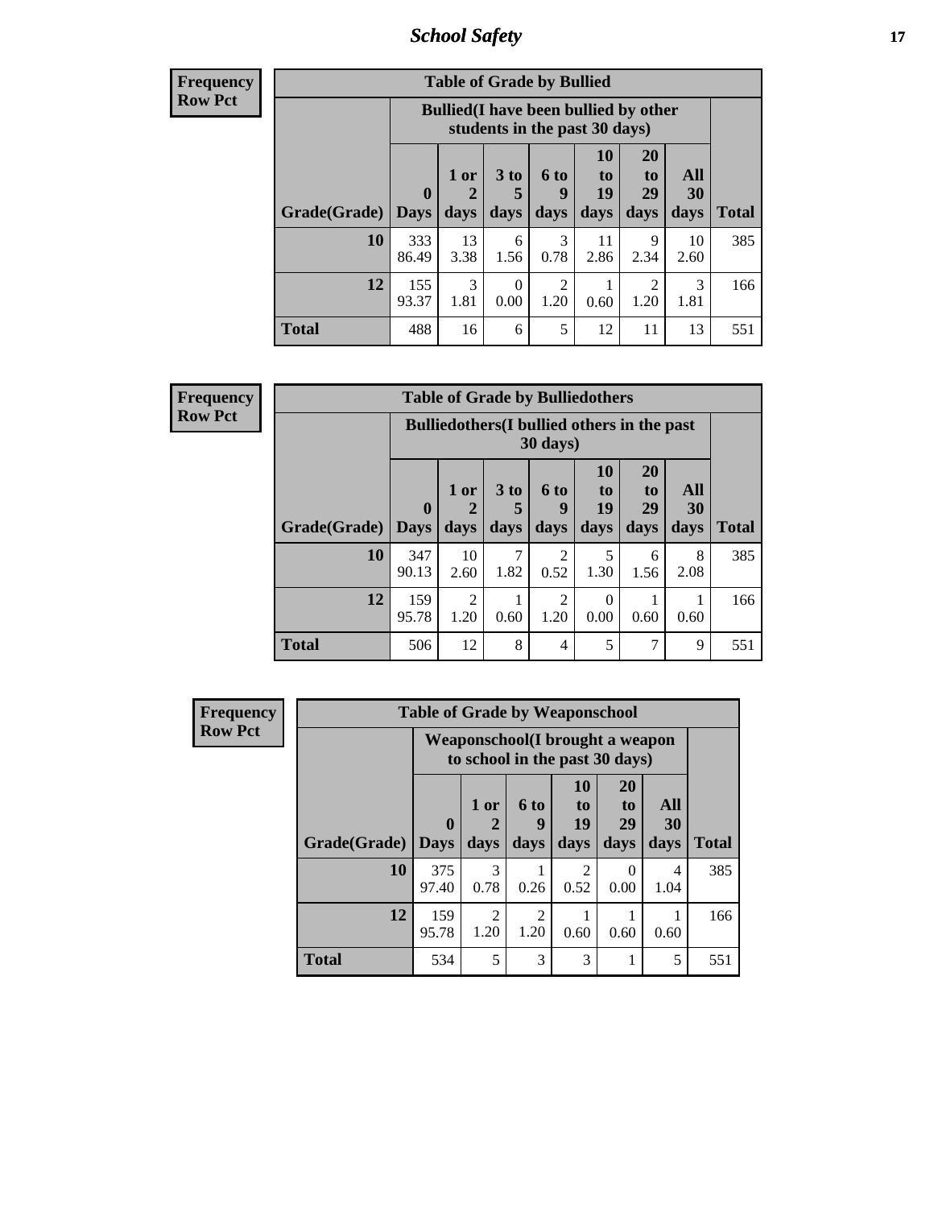| Frequency<br>Row Pct |
|---|

**Table of Grade by Bullied**

| Grade(Grade) | Bullied(I have been bullied by other students in the past 30 days) | | | | | | | Total |
|---|---|---|---|---|---|---|---|---|
| | 0 Days | 1 or 2 days | 3 to 5 days | 6 to 9 days | 10 to 19 days | 20 to 29 days | All 30 days | |
| 10 | 333<br>86.49 | 13<br>3.38 | 6<br>1.56 | 3<br>0.78 | 11<br>2.86 | 9<br>2.34 | 10<br>2.60 | 385 |
| 12 | 155<br>93.37 | 3<br>1.81 | 0<br>0.00 | 2<br>1.20 | 1<br>0.60 | 2<br>1.20 | 3<br>1.81 | 166 |
| Total | 488 | 16 | 6 | 5 | 12 | 11 | 13 | 551 |

| Frequency<br>Row Pct |
|---|

**Table of Grade by Bulliedothers**

| Grade(Grade) | Bulliedothers(I bullied others in the past 30 days) | | | | | | | Total |
|---|---|---|---|---|---|---|---|---|
| | 0 Days | 1 or 2 days | 3 to 5 days | 6 to 9 days | 10 to 19 days | 20 to 29 days | All 30 days | |
| 10 | 347<br>90.13 | 10<br>2.60 | 7<br>1.82 | 2<br>0.52 | 5<br>1.30 | 6<br>1.56 | 8<br>2.08 | 385 |
| 12 | 159<br>95.78 | 2<br>1.20 | 1<br>0.60 | 2<br>1.20 | 0<br>0.00 | 1<br>0.60 | 1<br>0.60 | 166 |
| Total | 506 | 12 | 8 | 4 | 5 | 7 | 9 | 551 |

| Frequency<br>Row Pct |
|---|

**Table of Grade by Weaponschool**

| Grade(Grade) | Weaponschool(I brought a weapon to school in the past 30 days) | | | | | | Total |
|---|---|---|---|---|---|---|---|
| | 0 Days | 1 or 2 days | 6 to 9 days | 10 to 19 days | 20 to 29 days | All 30 days | |
| 10 | 375<br>97.40 | 3<br>0.78 | 1<br>0.26 | 2<br>0.52 | 0<br>0.00 | 4<br>1.04 | 385 |
| 12 | 159<br>95.78 | 2<br>1.20 | 2<br>1.20 | 1<br>0.60 | 1<br>0.60 | 1<br>0.60 | 166 |
| Total | 534 | 5 | 3 | 3 | 1 | 5 | 551 |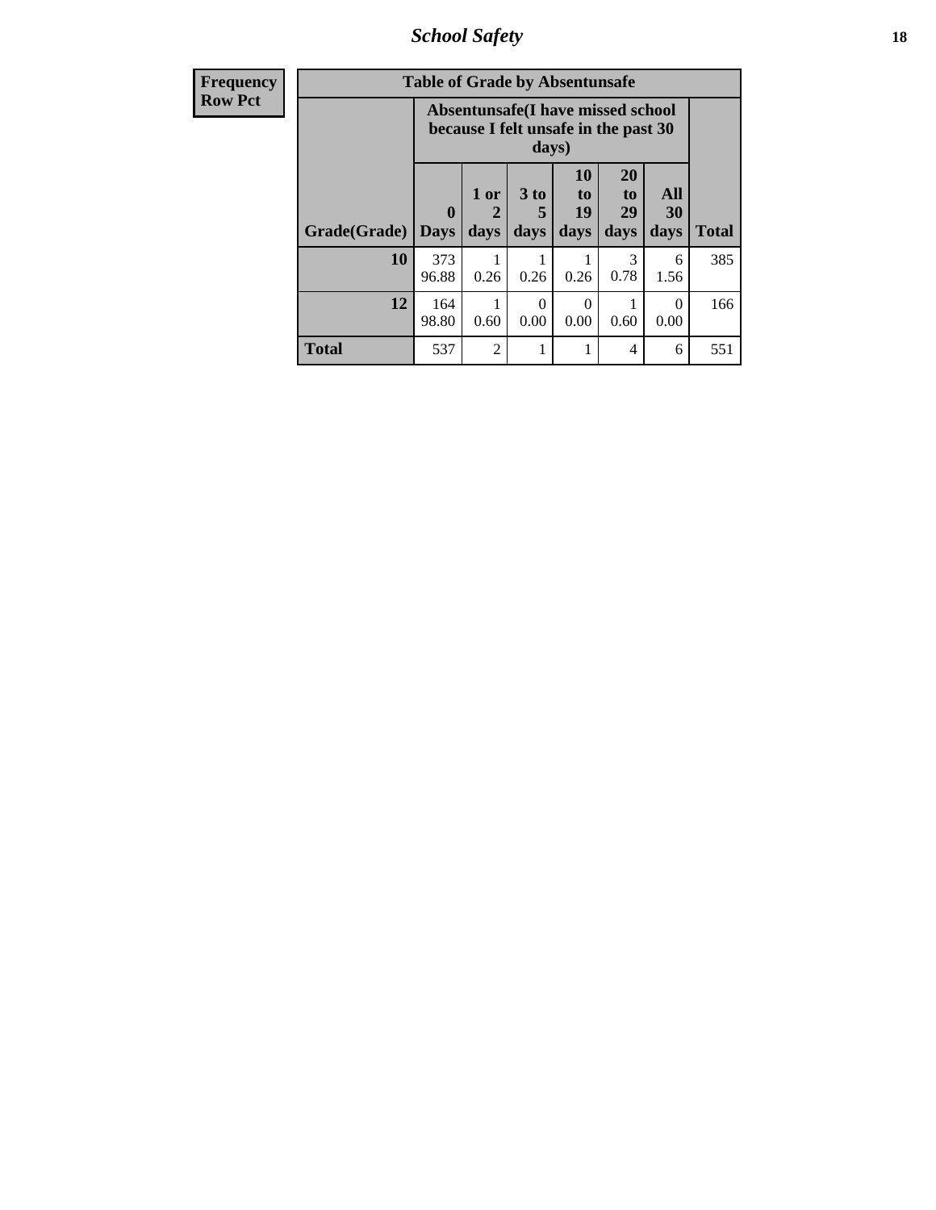| Frequency Row Pct | Table of Grade by Absentunsafe | | | | | | |
|---|---|---|---|---|---|---|---|
| | Absentunsafe(I have missed school because I felt unsafe in the past 30 days) | | | | | | |
| Grade(Grade) | 0 Days | 1 or 2 days | 3 to 5 days | 10 to 19 days | 20 to 29 days | All 30 days | Total |
| 10 | 373 96.88 | 1 0.26 | 1 0.26 | 1 0.26 | 3 0.78 | 6 1.56 | 385 |
| 12 | 164 98.80 | 1 0.60 | 0 0.00 | 0 0.00 | 1 0.60 | 0 0.00 | 166 |
| Total | 537 | 2 | 1 | 1 | 4 | 6 | 551 |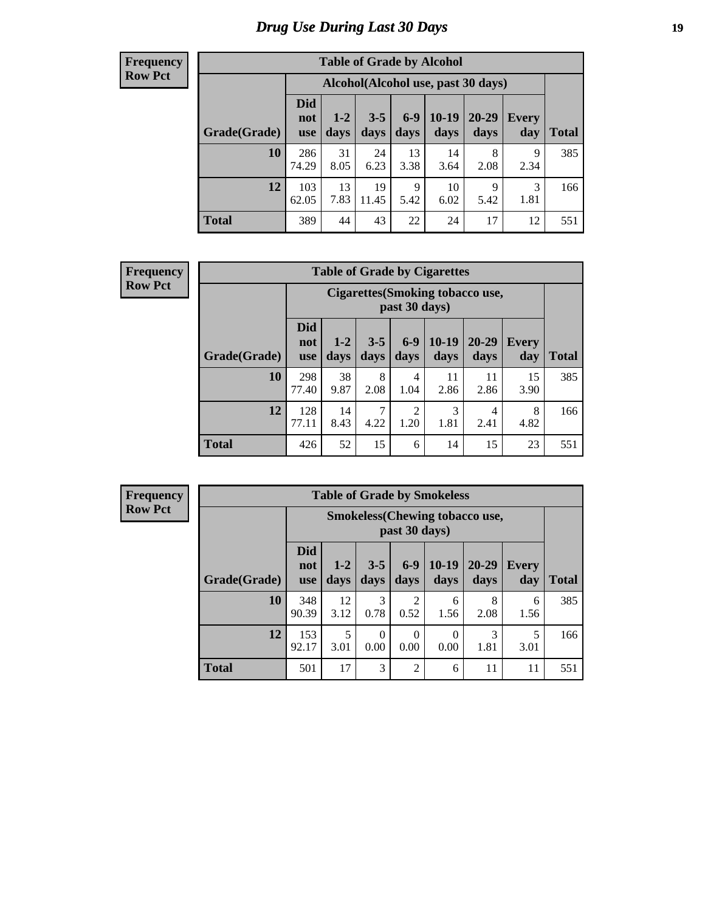# Drug Use During Last 30 Days

**Frequency**
**Row Pct**

| Table of Grade by Alcohol | | | | | | | | |
|---|---|---|---|---|---|---|---|---|
| | Alcohol(Alcohol use, past 30 days) | | | | | | | |
| Grade(Grade) | Did not use | 1-2 days | 3-5 days | 6-9 days | 10-19 days | 20-29 days | Every day | Total |
| 10 | 286<br>74.29 | 31<br>8.05 | 24<br>6.23 | 13<br>3.38 | 14<br>3.64 | 8<br>2.08 | 9<br>2.34 | 385 |
| 12 | 103<br>62.05 | 13<br>7.83 | 19<br>11.45 | 9<br>5.42 | 10<br>6.02 | 9<br>5.42 | 3<br>1.81 | 166 |
| Total | 389 | 44 | 43 | 22 | 24 | 17 | 12 | 551 |

**Frequency**
**Row Pct**

| Table of Grade by Cigarettes | | | | | | | | |
|---|---|---|---|---|---|---|---|---|
| | Cigarettes(Smoking tobacco use, past 30 days) | | | | | | | |
| Grade(Grade) | Did not use | 1-2 days | 3-5 days | 6-9 days | 10-19 days | 20-29 days | Every day | Total |
| 10 | 298<br>77.40 | 38<br>9.87 | 8<br>2.08 | 4<br>1.04 | 11<br>2.86 | 11<br>2.86 | 15<br>3.90 | 385 |
| 12 | 128<br>77.11 | 14<br>8.43 | 7<br>4.22 | 2<br>1.20 | 3<br>1.81 | 4<br>2.41 | 8<br>4.82 | 166 |
| Total | 426 | 52 | 15 | 6 | 14 | 15 | 23 | 551 |

**Frequency**
**Row Pct**

| Table of Grade by Smokeless | | | | | | | | |
|---|---|---|---|---|---|---|---|---|
| | Smokeless(Chewing tobacco use, past 30 days) | | | | | | | |
| Grade(Grade) | Did not use | 1-2 days | 3-5 days | 6-9 days | 10-19 days | 20-29 days | Every day | Total |
| 10 | 348<br>90.39 | 12<br>3.12 | 3<br>0.78 | 2<br>0.52 | 6<br>1.56 | 8<br>2.08 | 6<br>1.56 | 385 |
| 12 | 153<br>92.17 | 5<br>3.01 | 0<br>0.00 | 0<br>0.00 | 0<br>0.00 | 3<br>1.81 | 5<br>3.01 | 166 |
| Total | 501 | 17 | 3 | 2 | 6 | 11 | 11 | 551 |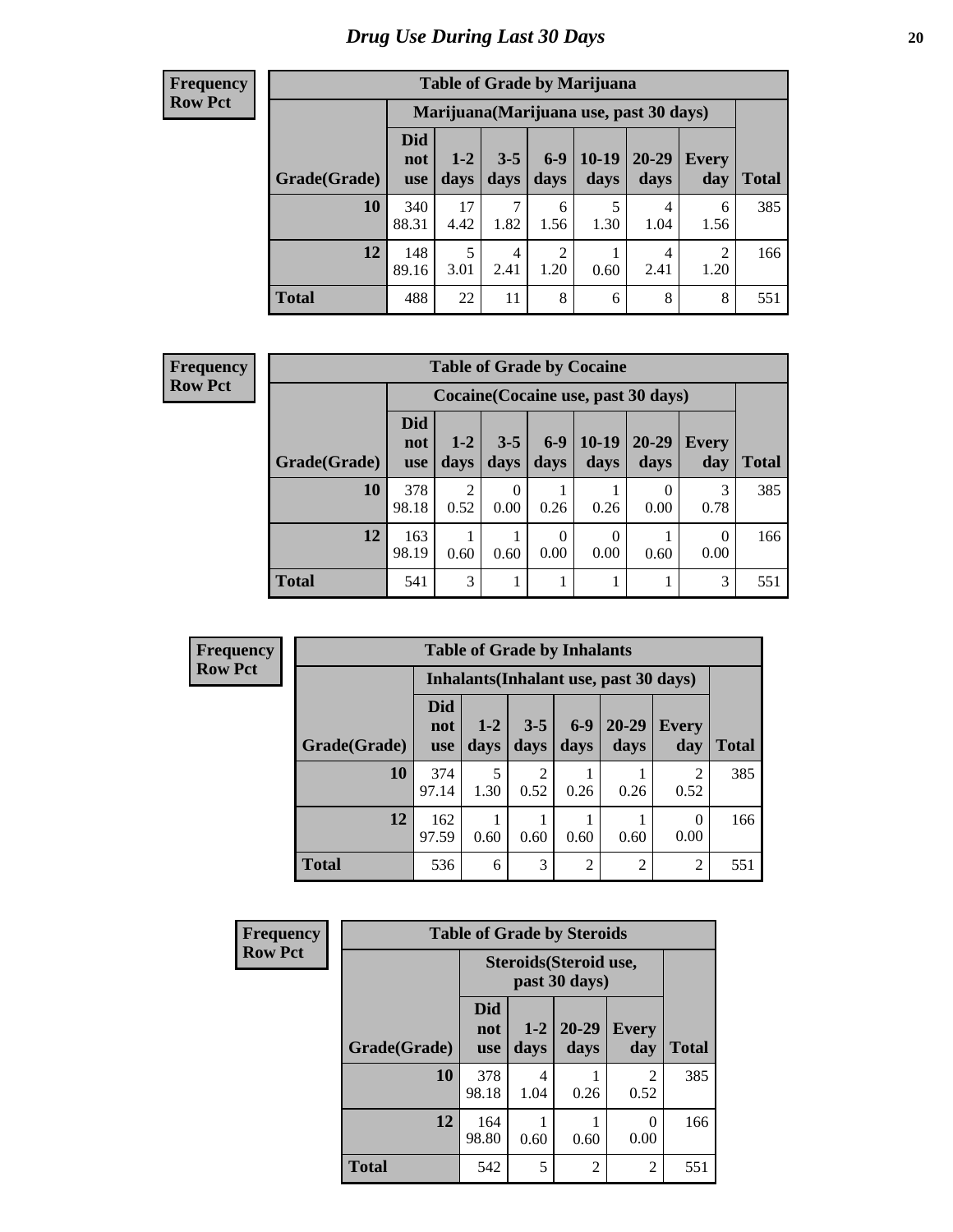# Drug Use During Last 30 Days

**Frequency**
**Row Pct**

**Table of Grade by Marijuana**

| | Marijuana(Marijuana use, past 30 days) | | | | | | | |
|---|---|---|---|---|---|---|---|---|
| Grade(Grade) | Did not use | 1-2 days | 3-5 days | 6-9 days | 10-19 days | 20-29 days | Every day | Total |
| 10 | 340<br>88.31 | 17<br>4.42 | 7<br>1.82 | 6<br>1.56 | 5<br>1.30 | 4<br>1.04 | 6<br>1.56 | 385 |
| 12 | 148<br>89.16 | 5<br>3.01 | 4<br>2.41 | 2<br>1.20 | 1<br>0.60 | 4<br>2.41 | 2<br>1.20 | 166 |
| Total | 488 | 22 | 11 | 8 | 6 | 8 | 8 | 551 |

**Frequency**
**Row Pct**

**Table of Grade by Cocaine**

| | Cocaine(Cocaine use, past 30 days) | | | | | | | |
|---|---|---|---|---|---|---|---|---|
| Grade(Grade) | Did not use | 1-2 days | 3-5 days | 6-9 days | 10-19 days | 20-29 days | Every day | Total |
| 10 | 378<br>98.18 | 2<br>0.52 | 0<br>0.00 | 1<br>0.26 | 1<br>0.26 | 0<br>0.00 | 3<br>0.78 | 385 |
| 12 | 163<br>98.19 | 1<br>0.60 | 1<br>0.60 | 0<br>0.00 | 0<br>0.00 | 1<br>0.60 | 0<br>0.00 | 166 |
| Total | 541 | 3 | 1 | 1 | 1 | 1 | 3 | 551 |

**Frequency**
**Row Pct**

**Table of Grade by Inhalants**

| | Inhalants(Inhalant use, past 30 days) | | | | | | |
|---|---|---|---|---|---|---|---|
| Grade(Grade) | Did not use | 1-2 days | 3-5 days | 6-9 days | 20-29 days | Every day | Total |
| 10 | 374<br>97.14 | 5<br>1.30 | 2<br>0.52 | 1<br>0.26 | 1<br>0.26 | 2<br>0.52 | 385 |
| 12 | 162<br>97.59 | 1<br>0.60 | 1<br>0.60 | 1<br>0.60 | 1<br>0.60 | 0<br>0.00 | 166 |
| Total | 536 | 6 | 3 | 2 | 2 | 2 | 551 |

**Frequency**
**Row Pct**

**Table of Grade by Steroids**

| | Steroids(Steroid use, past 30 days) | | | | |
|---|---|---|---|---|---|
| Grade(Grade) | Did not use | 1-2 days | 20-29 days | Every day | Total |
| 10 | 378<br>98.18 | 4<br>1.04 | 1<br>0.26 | 2<br>0.52 | 385 |
| 12 | 164<br>98.80 | 1<br>0.60 | 1<br>0.60 | 0<br>0.00 | 166 |
| Total | 542 | 5 | 2 | 2 | 551 |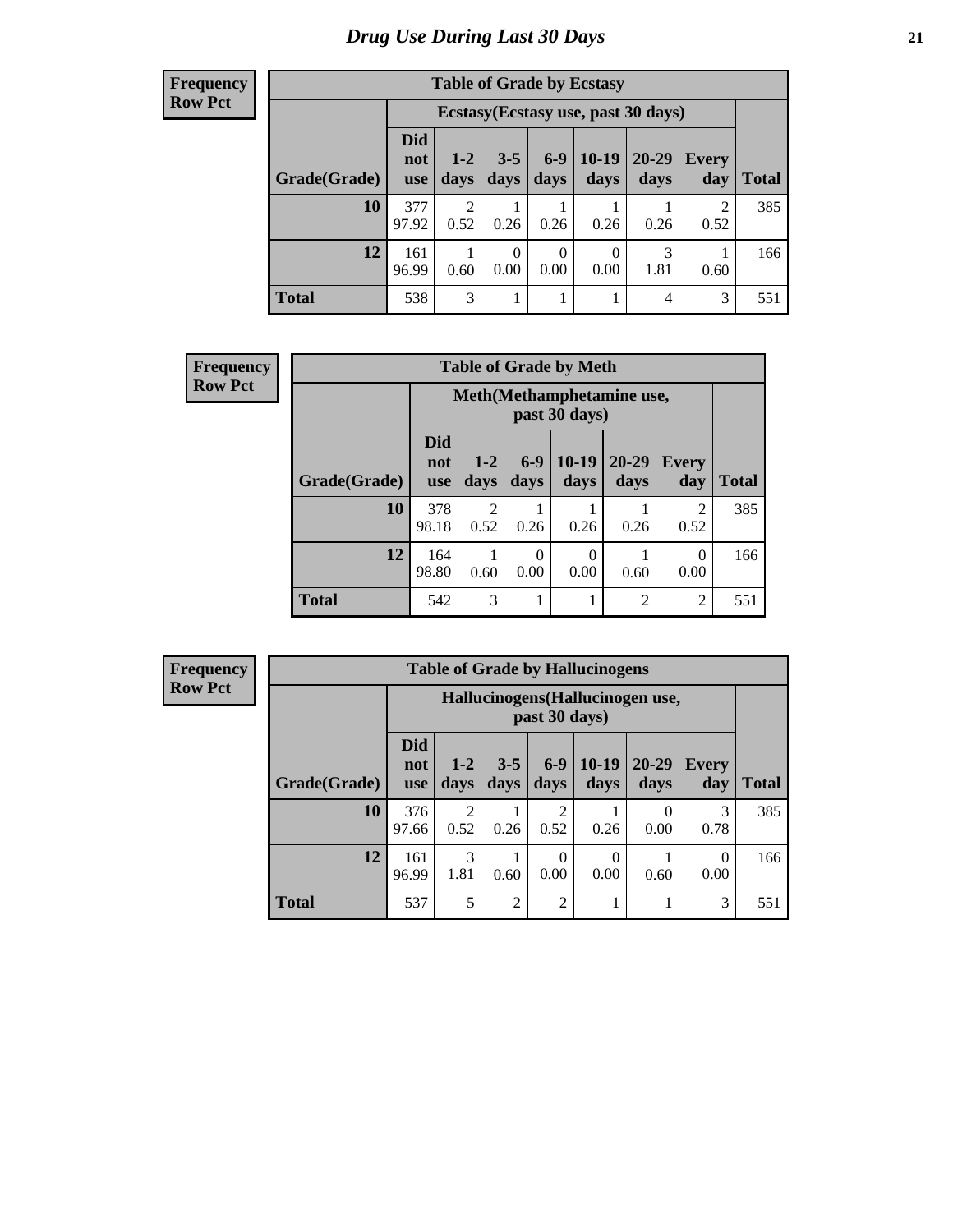# *Drug Use During Last 30 Days*

**Frequency**
**Row Pct**

| Table of Grade by Ecstasy | | | | | | | | |
|---|---|---|---|---|---|---|---|---|
| | Ecstasy(Ecstasy use, past 30 days) | | | | | | | |
| Grade(Grade) | Did not use | 1-2 days | 3-5 days | 6-9 days | 10-19 days | 20-29 days | Every day | Total |
| **10** | 377<br>97.92 | 2<br>0.52 | 1<br>0.26 | 1<br>0.26 | 1<br>0.26 | 1<br>0.26 | 2<br>0.52 | 385 |
| **12** | 161<br>96.99 | 1<br>0.60 | 0<br>0.00 | 0<br>0.00 | 0<br>0.00 | 3<br>1.81 | 1<br>0.60 | 166 |
| **Total** | 538 | 3 | 1 | 1 | 1 | 4 | 3 | 551 |

**Frequency**
**Row Pct**

| Table of Grade by Meth | | | | | | | |
|---|---|---|---|---|---|---|---|
| | Meth(Methamphetamine use, past 30 days) | | | | | | |
| Grade(Grade) | Did not use | 1-2 days | 6-9 days | 10-19 days | 20-29 days | Every day | Total |
| **10** | 378<br>98.18 | 2<br>0.52 | 1<br>0.26 | 1<br>0.26 | 1<br>0.26 | 2<br>0.52 | 385 |
| **12** | 164<br>98.80 | 1<br>0.60 | 0<br>0.00 | 0<br>0.00 | 1<br>0.60 | 0<br>0.00 | 166 |
| **Total** | 542 | 3 | 1 | 1 | 2 | 2 | 551 |

**Frequency**
**Row Pct**

| Table of Grade by Hallucinogens | | | | | | | | |
|---|---|---|---|---|---|---|---|---|
| | Hallucinogens(Hallucinogen use, past 30 days) | | | | | | | |
| Grade(Grade) | Did not use | 1-2 days | 3-5 days | 6-9 days | 10-19 days | 20-29 days | Every day | Total |
| **10** | 376<br>97.66 | 2<br>0.52 | 1<br>0.26 | 2<br>0.52 | 1<br>0.26 | 0<br>0.00 | 3<br>0.78 | 385 |
| **12** | 161<br>96.99 | 3<br>1.81 | 1<br>0.60 | 0<br>0.00 | 0<br>0.00 | 1<br>0.60 | 0<br>0.00 | 166 |
| **Total** | 537 | 5 | 2 | 2 | 1 | 1 | 3 | 551 |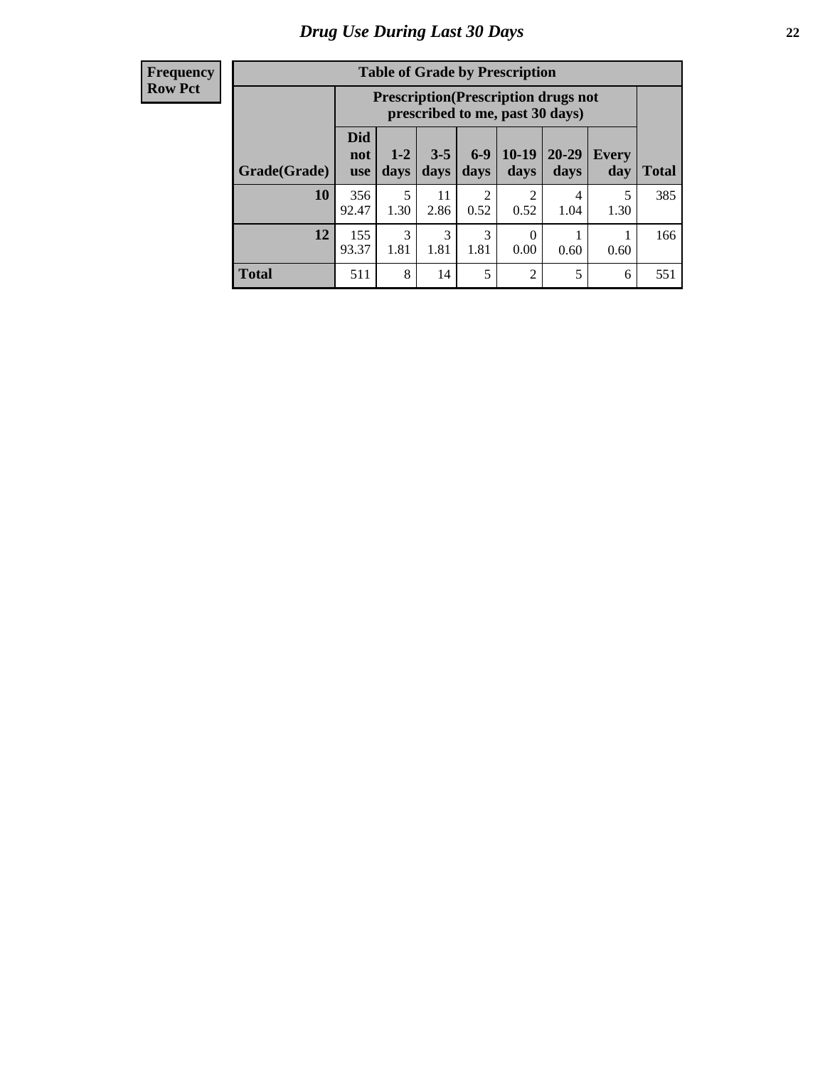# Drug Use During Last 30 Days

| Frequency<br>Row Pct |
|---|

**Table of Grade by Prescription**

| | Prescription(Prescription drugs not prescribed to me, past 30 days) | | | | | | | |
|---|---|---|---|---|---|---|---|---|
| Grade(Grade) | Did not use | 1-2 days | 3-5 days | 6-9 days | 10-19 days | 20-29 days | Every day | Total |
| 10 | 356<br>92.47 | 5<br>1.30 | 11<br>2.86 | 2<br>0.52 | 2<br>0.52 | 4<br>1.04 | 5<br>1.30 | 385 |
| 12 | 155<br>93.37 | 3<br>1.81 | 3<br>1.81 | 3<br>1.81 | 0<br>0.00 | 1<br>0.60 | 1<br>0.60 | 166 |
| Total | 511 | 8 | 14 | 5 | 2 | 5 | 6 | 551 |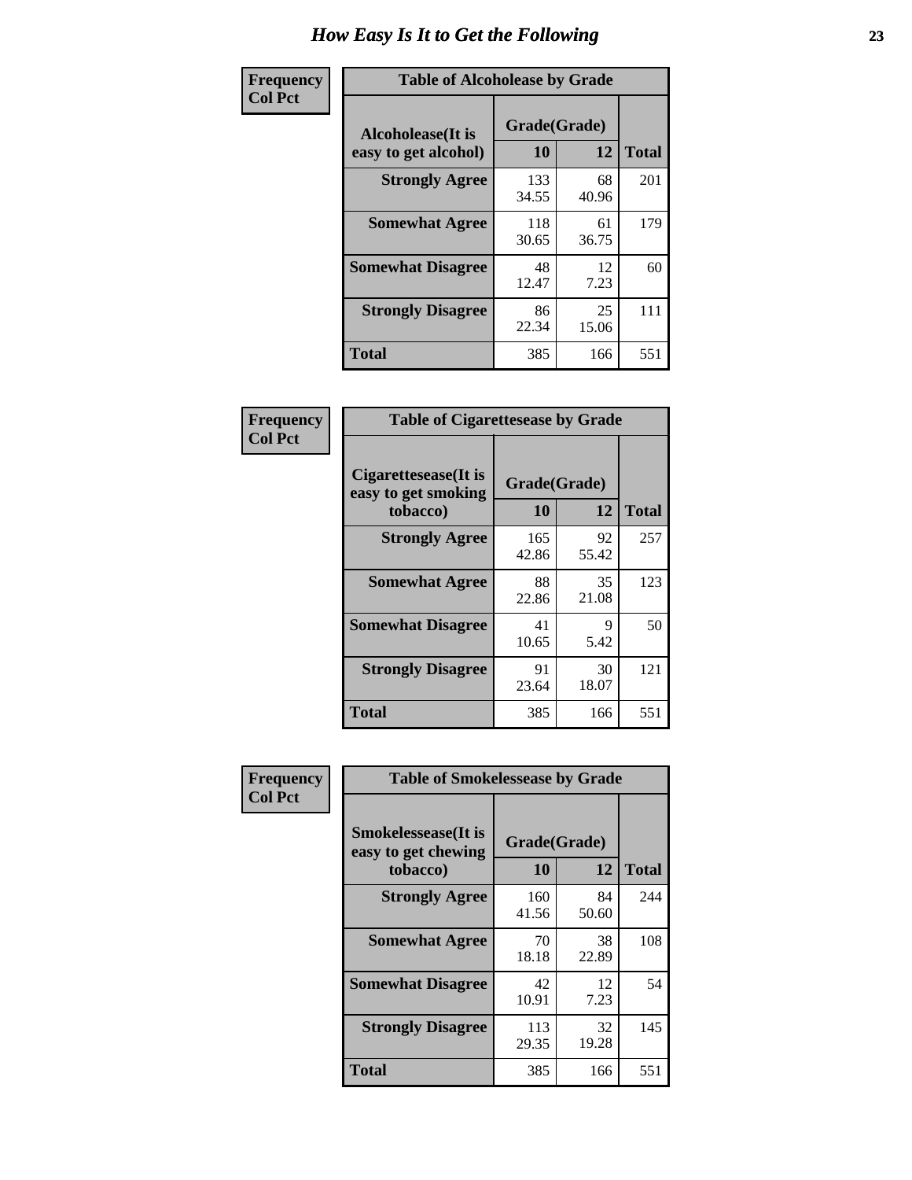# How Easy Is It to Get the Following

**Frequency Col Pct**

| Alcoholease(It is easy to get alcohol) | Grade(Grade) 10 | 12 | Total |
|---|---|---|---|
| **Strongly Agree** | 133 34.55 | 68 40.96 | 201 |
| **Somewhat Agree** | 118 30.65 | 61 36.75 | 179 |
| **Somewhat Disagree** | 48 12.47 | 12 7.23 | 60 |
| **Strongly Disagree** | 86 22.34 | 25 15.06 | 111 |
| **Total** | 385 | 166 | 551 |

Table of Alcoholease by Grade

**Frequency Col Pct**

| Cigarettesease(It is easy to get smoking tobacco) | Grade(Grade) 10 | 12 | Total |
|---|---|---|---|
| **Strongly Agree** | 165 42.86 | 92 55.42 | 257 |
| **Somewhat Agree** | 88 22.86 | 35 21.08 | 123 |
| **Somewhat Disagree** | 41 10.65 | 9 5.42 | 50 |
| **Strongly Disagree** | 91 23.64 | 30 18.07 | 121 |
| **Total** | 385 | 166 | 551 |

Table of Cigarettesease by Grade

**Frequency Col Pct**

| Smokelessease(It is easy to get chewing tobacco) | Grade(Grade) 10 | 12 | Total |
|---|---|---|---|
| **Strongly Agree** | 160 41.56 | 84 50.60 | 244 |
| **Somewhat Agree** | 70 18.18 | 38 22.89 | 108 |
| **Somewhat Disagree** | 42 10.91 | 12 7.23 | 54 |
| **Strongly Disagree** | 113 29.35 | 32 19.28 | 145 |
| **Total** | 385 | 166 | 551 |

Table of Smokelessease by Grade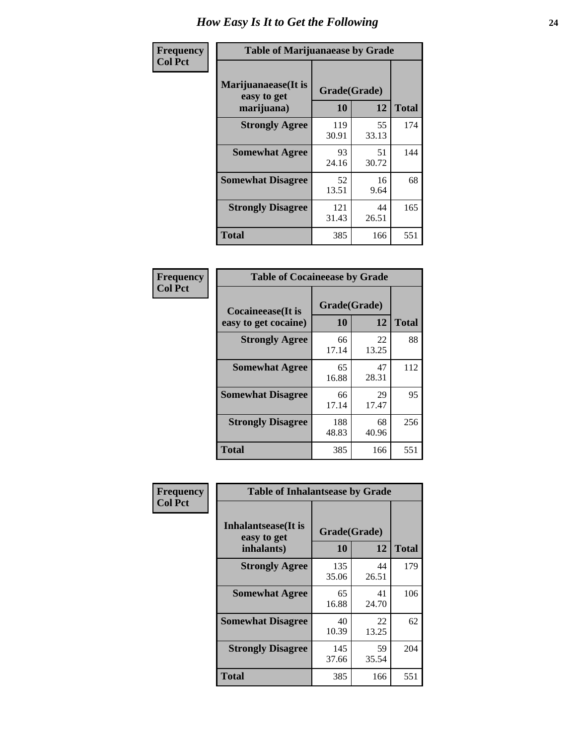# How Easy Is It to Get the Following

**Frequency**
**Col Pct**

**Table of Marijuanaease by Grade**

| Marijuanaease(It is easy to get marijuana) | Grade(Grade) | | Total |
|---|---|---|---|
| | 10 | 12 | |
| **Strongly Agree** | 119<br>30.91 | 55<br>33.13 | 174 |
| **Somewhat Agree** | 93<br>24.16 | 51<br>30.72 | 144 |
| **Somewhat Disagree** | 52<br>13.51 | 16<br>9.64 | 68 |
| **Strongly Disagree** | 121<br>31.43 | 44<br>26.51 | 165 |
| **Total** | 385 | 166 | 551 |

**Frequency**
**Col Pct**

**Table of Cocaineease by Grade**

| Cocaineease(It is easy to get cocaine) | Grade(Grade) | | Total |
|---|---|---|---|
| | 10 | 12 | |
| **Strongly Agree** | 66<br>17.14 | 22<br>13.25 | 88 |
| **Somewhat Agree** | 65<br>16.88 | 47<br>28.31 | 112 |
| **Somewhat Disagree** | 66<br>17.14 | 29<br>17.47 | 95 |
| **Strongly Disagree** | 188<br>48.83 | 68<br>40.96 | 256 |
| **Total** | 385 | 166 | 551 |

**Frequency**
**Col Pct**

**Table of Inhalantsease by Grade**

| Inhalantsease(It is easy to get inhalants) | Grade(Grade) | | Total |
|---|---|---|---|
| | 10 | 12 | |
| **Strongly Agree** | 135<br>35.06 | 44<br>26.51 | 179 |
| **Somewhat Agree** | 65<br>16.88 | 41<br>24.70 | 106 |
| **Somewhat Disagree** | 40<br>10.39 | 22<br>13.25 | 62 |
| **Strongly Disagree** | 145<br>37.66 | 59<br>35.54 | 204 |
| **Total** | 385 | 166 | 551 |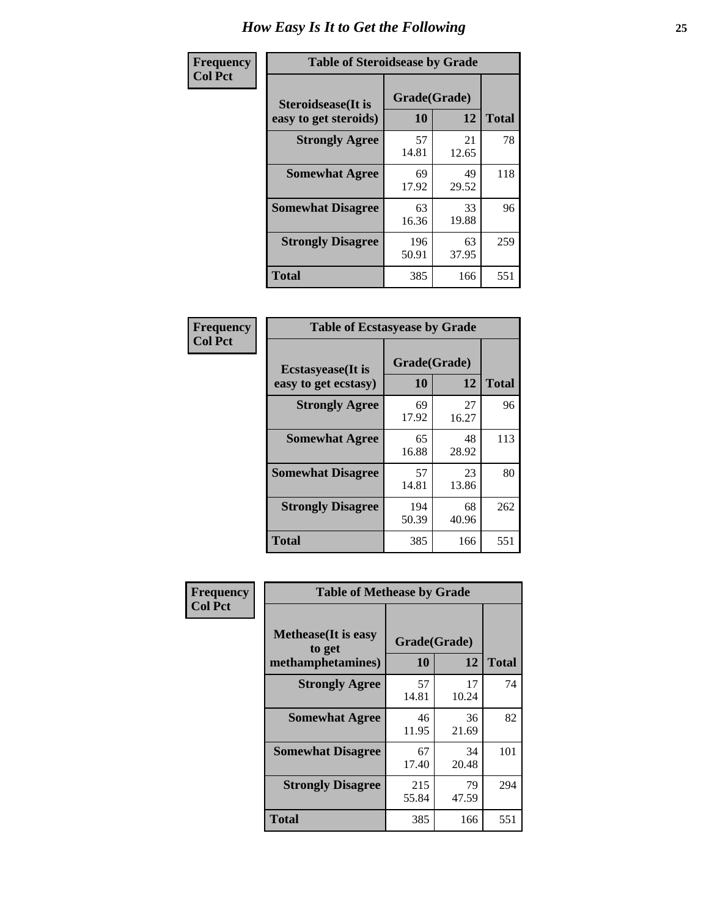# How Easy Is It to Get the Following

**Frequency**
**Col Pct**

| Table of Steroidsease by Grade | | | |
|---|---|---|---|
| **Steroidsease(It is easy to get steroids)** | **Grade(Grade)** | | **Total** |
| | **10** | **12** | |
| **Strongly Agree** | 57<br>14.81 | 21<br>12.65 | 78 |
| **Somewhat Agree** | 69<br>17.92 | 49<br>29.52 | 118 |
| **Somewhat Disagree** | 63<br>16.36 | 33<br>19.88 | 96 |
| **Strongly Disagree** | 196<br>50.91 | 63<br>37.95 | 259 |
| **Total** | 385 | 166 | 551 |

**Frequency**
**Col Pct**

| Table of Ecstasyease by Grade | | | |
|---|---|---|---|
| **Ecstasyease(It is easy to get ecstasy)** | **Grade(Grade)** | | **Total** |
| | **10** | **12** | |
| **Strongly Agree** | 69<br>17.92 | 27<br>16.27 | 96 |
| **Somewhat Agree** | 65<br>16.88 | 48<br>28.92 | 113 |
| **Somewhat Disagree** | 57<br>14.81 | 23<br>13.86 | 80 |
| **Strongly Disagree** | 194<br>50.39 | 68<br>40.96 | 262 |
| **Total** | 385 | 166 | 551 |

**Frequency**
**Col Pct**

| Table of Methease by Grade | | | |
|---|---|---|---|
| **Methease(It is easy to get methamphetamines)** | **Grade(Grade)** | | **Total** |
| | **10** | **12** | |
| **Strongly Agree** | 57<br>14.81 | 17<br>10.24 | 74 |
| **Somewhat Agree** | 46<br>11.95 | 36<br>21.69 | 82 |
| **Somewhat Disagree** | 67<br>17.40 | 34<br>20.48 | 101 |
| **Strongly Disagree** | 215<br>55.84 | 79<br>47.59 | 294 |
| **Total** | 385 | 166 | 551 |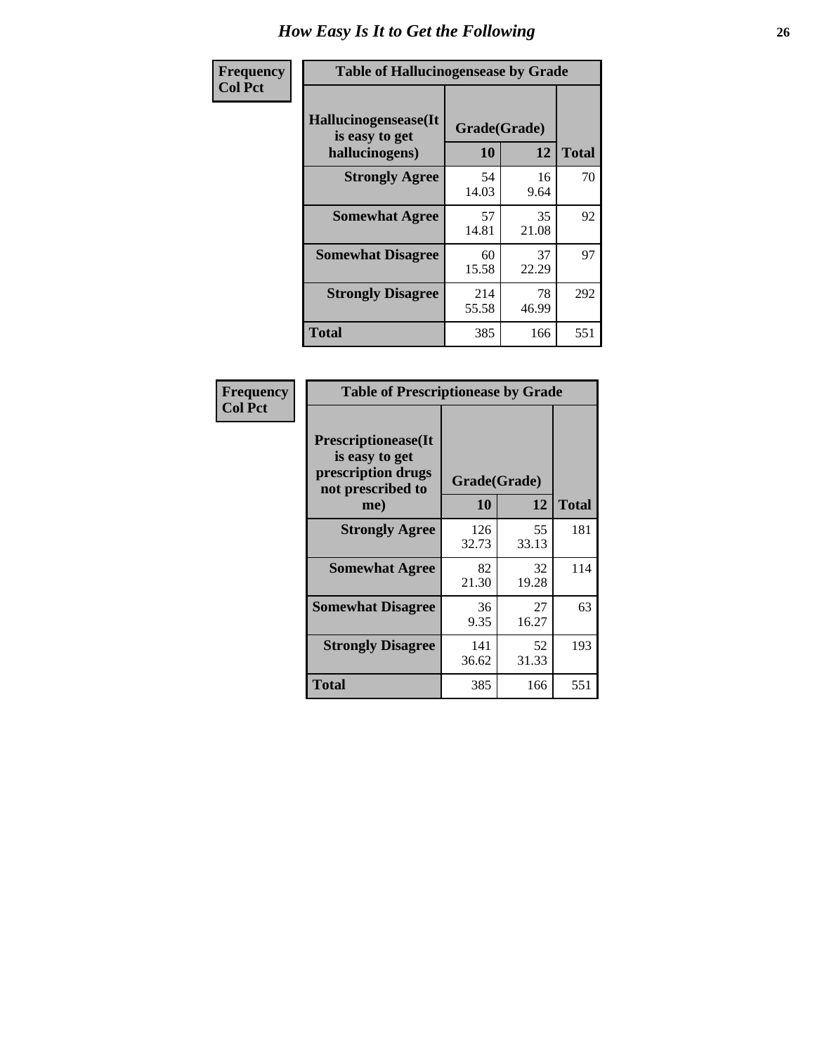# How Easy Is It to Get the Following

| Frequency<br>Col Pct | Table of Hallucinogensease by Grade | | |
|---|---|---|---|
| Hallucinogensease(It is easy to get hallucinogens) | Grade(Grade) | | |
| | 10 | 12 | Total |
| Strongly Agree | 54<br>14.03 | 16<br>9.64 | 70 |
| Somewhat Agree | 57<br>14.81 | 35<br>21.08 | 92 |
| Somewhat Disagree | 60<br>15.58 | 37<br>22.29 | 97 |
| Strongly Disagree | 214<br>55.58 | 78<br>46.99 | 292 |
| Total | 385 | 166 | 551 |

| Frequency<br>Col Pct | Table of Prescriptionease by Grade | | |
|---|---|---|---|
| Prescriptionease(It is easy to get prescription drugs not prescribed to me) | Grade(Grade) | | |
| | 10 | 12 | Total |
| Strongly Agree | 126<br>32.73 | 55<br>33.13 | 181 |
| Somewhat Agree | 82<br>21.30 | 32<br>19.28 | 114 |
| Somewhat Disagree | 36<br>9.35 | 27<br>16.27 | 63 |
| Strongly Disagree | 141<br>36.62 | 52<br>31.33 | 193 |
| Total | 385 | 166 | 551 |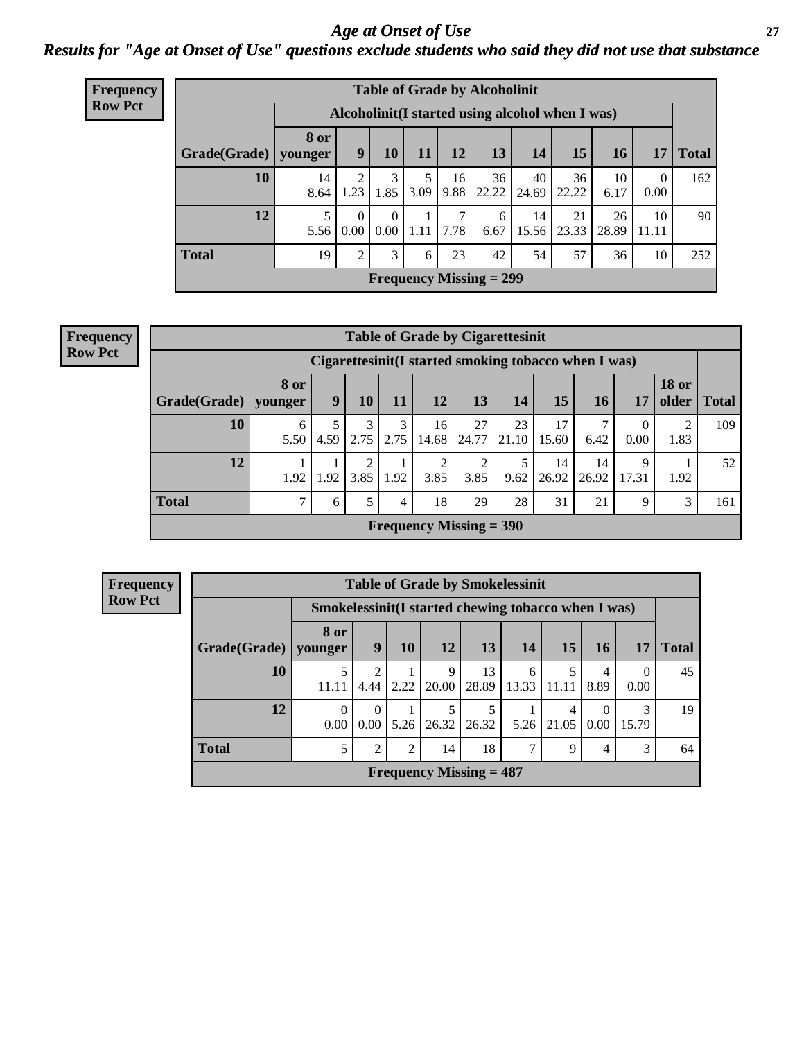# *Age at Onset of Use*

## *Results for "Age at Onset of Use" questions exclude students who said they did not use that substance*

**Frequency**
**Row Pct**

**Table of Grade by Alcoholinit**

| | Alcoholinit(I started using alcohol when I was) | | | | | | | | | | |
|---|---|---|---|---|---|---|---|---|---|---|---|
| **Grade(Grade)** | **8 or younger** | **9** | **10** | **11** | **12** | **13** | **14** | **15** | **16** | **17** | **Total** |
| **10** | 14<br>8.64 | 2<br>1.23 | 3<br>1.85 | 5<br>3.09 | 16<br>9.88 | 36<br>22.22 | 40<br>24.69 | 36<br>22.22 | 10<br>6.17 | 0<br>0.00 | 162 |
| **12** | 5<br>5.56 | 0<br>0.00 | 0<br>0.00 | 1<br>1.11 | 7<br>7.78 | 6<br>6.67 | 14<br>15.56 | 21<br>23.33 | 26<br>28.89 | 10<br>11.11 | 90 |
| **Total** | 19 | 2 | 3 | 6 | 23 | 42 | 54 | 57 | 36 | 10 | 252 |

**Frequency Missing = 299**

**Frequency**
**Row Pct**

**Table of Grade by Cigarettesinit**

| | Cigarettesinit(I started smoking tobacco when I was) | | | | | | | | | | | |
|---|---|---|---|---|---|---|---|---|---|---|---|---|
| **Grade(Grade)** | **8 or younger** | **9** | **10** | **11** | **12** | **13** | **14** | **15** | **16** | **17** | **18 or older** | **Total** |
| **10** | 6<br>5.50 | 5<br>4.59 | 3<br>2.75 | 3<br>2.75 | 16<br>14.68 | 27<br>24.77 | 23<br>21.10 | 17<br>15.60 | 7<br>6.42 | 0<br>0.00 | 2<br>1.83 | 109 |
| **12** | 1<br>1.92 | 1<br>1.92 | 2<br>3.85 | 1<br>1.92 | 2<br>3.85 | 2<br>3.85 | 5<br>9.62 | 14<br>26.92 | 14<br>26.92 | 9<br>17.31 | 1<br>1.92 | 52 |
| **Total** | 7 | 6 | 5 | 4 | 18 | 29 | 28 | 31 | 21 | 9 | 3 | 161 |

**Frequency Missing = 390**

**Frequency**
**Row Pct**

**Table of Grade by Smokelessinit**

| | Smokelessinit(I started chewing tobacco when I was) | | | | | | | | | |
|---|---|---|---|---|---|---|---|---|---|---|
| **Grade(Grade)** | **8 or younger** | **9** | **10** | **12** | **13** | **14** | **15** | **16** | **17** | **Total** |
| **10** | 5<br>11.11 | 2<br>4.44 | 1<br>2.22 | 9<br>20.00 | 13<br>28.89 | 6<br>13.33 | 5<br>11.11 | 4<br>8.89 | 0<br>0.00 | 45 |
| **12** | 0<br>0.00 | 0<br>0.00 | 1<br>5.26 | 5<br>26.32 | 5<br>26.32 | 1<br>5.26 | 4<br>21.05 | 0<br>0.00 | 3<br>15.79 | 19 |
| **Total** | 5 | 2 | 2 | 14 | 18 | 7 | 9 | 4 | 3 | 64 |

**Frequency Missing = 487**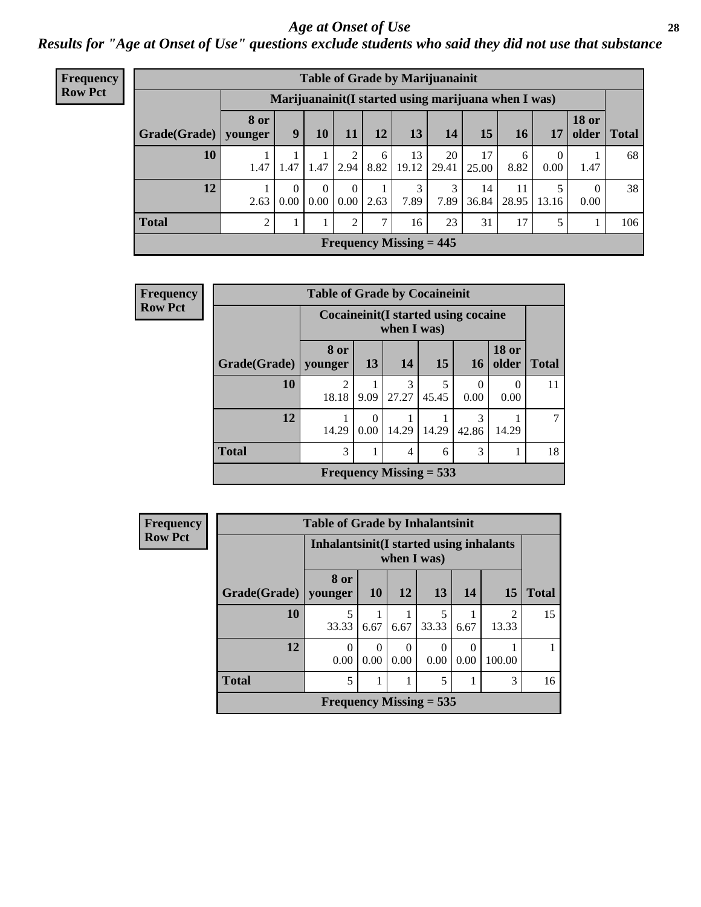# Age at Onset of Use

*Results for "Age at Onset of Use" questions exclude students who said they did not use that substance*

**Frequency**
**Row Pct**

| Table of Grade by Marijuanainit | | | | | | | | | | | | |
|---|---|---|---|---|---|---|---|---|---|---|---|---|
| | Marijuanainit(I started using marijuana when I was) | | | | | | | | | | | |
| Grade(Grade) | 8 or younger | 9 | 10 | 11 | 12 | 13 | 14 | 15 | 16 | 17 | 18 or older | Total |
| 10 | 1<br>1.47 | 1<br>1.47 | 1<br>1.47 | 2<br>2.94 | 6<br>8.82 | 13<br>19.12 | 20<br>29.41 | 17<br>25.00 | 6<br>8.82 | 0<br>0.00 | 1<br>1.47 | 68 |
| 12 | 1<br>2.63 | 0<br>0.00 | 0<br>0.00 | 0<br>0.00 | 1<br>2.63 | 3<br>7.89 | 3<br>7.89 | 14<br>36.84 | 11<br>28.95 | 5<br>13.16 | 0<br>0.00 | 38 |
| Total | 2 | 1 | 1 | 2 | 7 | 16 | 23 | 31 | 17 | 5 | 1 | 106 |
| Frequency Missing = 445 | | | | | | | | | | | | |

**Frequency**
**Row Pct**

| Table of Grade by Cocaineinit | | | | | | | |
|---|---|---|---|---|---|---|---|
| | Cocaineinit(I started using cocaine when I was) | | | | | | |
| Grade(Grade) | 8 or younger | 13 | 14 | 15 | 16 | 18 or older | Total |
| 10 | 2<br>18.18 | 1<br>9.09 | 3<br>27.27 | 5<br>45.45 | 0<br>0.00 | 0<br>0.00 | 11 |
| 12 | 1<br>14.29 | 0<br>0.00 | 1<br>14.29 | 1<br>14.29 | 3<br>42.86 | 1<br>14.29 | 7 |
| Total | 3 | 1 | 4 | 6 | 3 | 1 | 18 |
| Frequency Missing = 533 | | | | | | | |

**Frequency**
**Row Pct**

| Table of Grade by Inhalantsinit | | | | | | | |
|---|---|---|---|---|---|---|---|
| | Inhalantsinit(I started using inhalants when I was) | | | | | | |
| Grade(Grade) | 8 or younger | 10 | 12 | 13 | 14 | 15 | Total |
| 10 | 5<br>33.33 | 1<br>6.67 | 1<br>6.67 | 5<br>33.33 | 1<br>6.67 | 2<br>13.33 | 15 |
| 12 | 0<br>0.00 | 0<br>0.00 | 0<br>0.00 | 0<br>0.00 | 0<br>0.00 | 1<br>100.00 | 1 |
| Total | 5 | 1 | 1 | 5 | 1 | 3 | 16 |
| Frequency Missing = 535 | | | | | | | |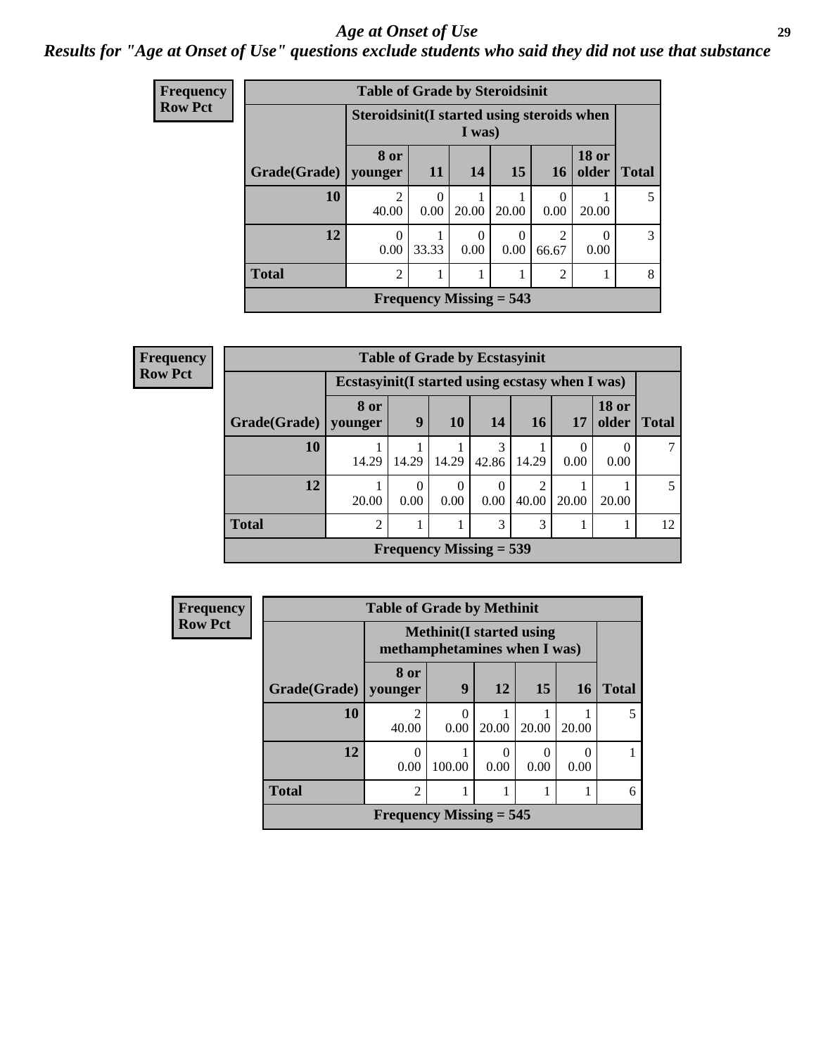# *Age at Onset of Use*

***Results for "Age at Onset of Use" questions exclude students who said they did not use that substance***

**Frequency**
**Row Pct**

**Table of Grade by Steroidsinit**

| Grade(Grade) | Steroidsinit(I started using steroids when I was) | | | | | | Total |
|---|---|---|---|---|---|---|---|
| | 8 or younger | 11 | 14 | 15 | 16 | 18 or older | |
| 10 | 2<br>40.00 | 0<br>0.00 | 1<br>20.00 | 1<br>20.00 | 0<br>0.00 | 1<br>20.00 | 5 |
| 12 | 0<br>0.00 | 1<br>33.33 | 0<br>0.00 | 0<br>0.00 | 2<br>66.67 | 0<br>0.00 | 3 |
| Total | 2 | 1 | 1 | 1 | 2 | 1 | 8 |

Frequency Missing = 543

**Frequency**
**Row Pct**

**Table of Grade by Ecstasyinit**

| Grade(Grade) | Ecstasyinit(I started using ecstasy when I was) | | | | | | | Total |
|---|---|---|---|---|---|---|---|---|
| | 8 or younger | 9 | 10 | 14 | 16 | 17 | 18 or older | |
| 10 | 1<br>14.29 | 1<br>14.29 | 1<br>14.29 | 3<br>42.86 | 1<br>14.29 | 0<br>0.00 | 0<br>0.00 | 7 |
| 12 | 1<br>20.00 | 0<br>0.00 | 0<br>0.00 | 0<br>0.00 | 2<br>40.00 | 1<br>20.00 | 1<br>20.00 | 5 |
| Total | 2 | 1 | 1 | 3 | 3 | 1 | 1 | 12 |

Frequency Missing = 539

**Frequency**
**Row Pct**

**Table of Grade by Methinit**

| Grade(Grade) | Methinit(I started using methamphetamines when I was) | | | | | Total |
|---|---|---|---|---|---|---|
| | 8 or younger | 9 | 12 | 15 | 16 | |
| 10 | 2<br>40.00 | 0<br>0.00 | 1<br>20.00 | 1<br>20.00 | 1<br>20.00 | 5 |
| 12 | 0<br>0.00 | 1<br>100.00 | 0<br>0.00 | 0<br>0.00 | 0<br>0.00 | 1 |
| Total | 2 | 1 | 1 | 1 | 1 | 6 |

Frequency Missing = 545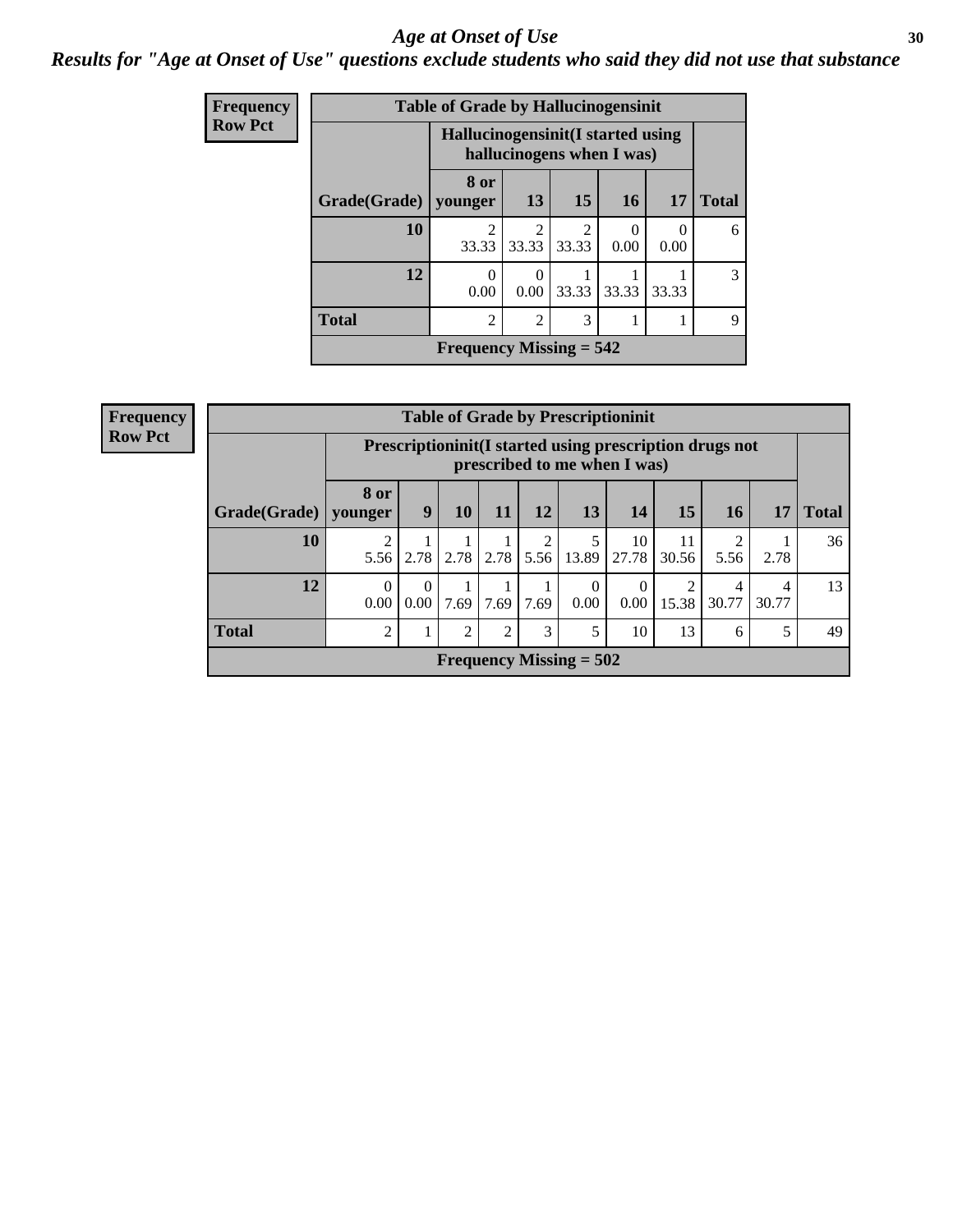# Age at Onset of Use

## Results for "Age at Onset of Use" questions exclude students who said they did not use that substance

**Frequency**
**Row Pct**

| Table of Grade by Hallucinogensinit | | | | | | |
|---|---|---|---|---|---|---|
| | Hallucinogensinit(I started using hallucinogens when I was) | | | | | |
| Grade(Grade) | 8 or younger | 13 | 15 | 16 | 17 | Total |
| 10 | 2<br>33.33 | 2<br>33.33 | 2<br>33.33 | 0<br>0.00 | 0<br>0.00 | 6 |
| 12 | 0<br>0.00 | 0<br>0.00 | 1<br>33.33 | 1<br>33.33 | 1<br>33.33 | 3 |
| Total | 2 | 2 | 3 | 1 | 1 | 9 |
| Frequency Missing = 542 | | | | | | |

**Frequency**
**Row Pct**

| Table of Grade by Prescriptioninit | | | | | | | | | | | |
|---|---|---|---|---|---|---|---|---|---|---|---|
| | Prescriptioninit(I started using prescription drugs not prescribed to me when I was) | | | | | | | | | | |
| Grade(Grade) | 8 or younger | 9 | 10 | 11 | 12 | 13 | 14 | 15 | 16 | 17 | Total |
| 10 | 2<br>5.56 | 1<br>2.78 | 1<br>2.78 | 1<br>2.78 | 2<br>5.56 | 5<br>13.89 | 10<br>27.78 | 11<br>30.56 | 2<br>5.56 | 1<br>2.78 | 36 |
| 12 | 0<br>0.00 | 0<br>0.00 | 1<br>7.69 | 1<br>7.69 | 1<br>7.69 | 0<br>0.00 | 0<br>0.00 | 2<br>15.38 | 4<br>30.77 | 4<br>30.77 | 13 |
| Total | 2 | 1 | 2 | 2 | 3 | 5 | 10 | 13 | 6 | 5 | 49 |
| Frequency Missing = 502 | | | | | | | | | | | |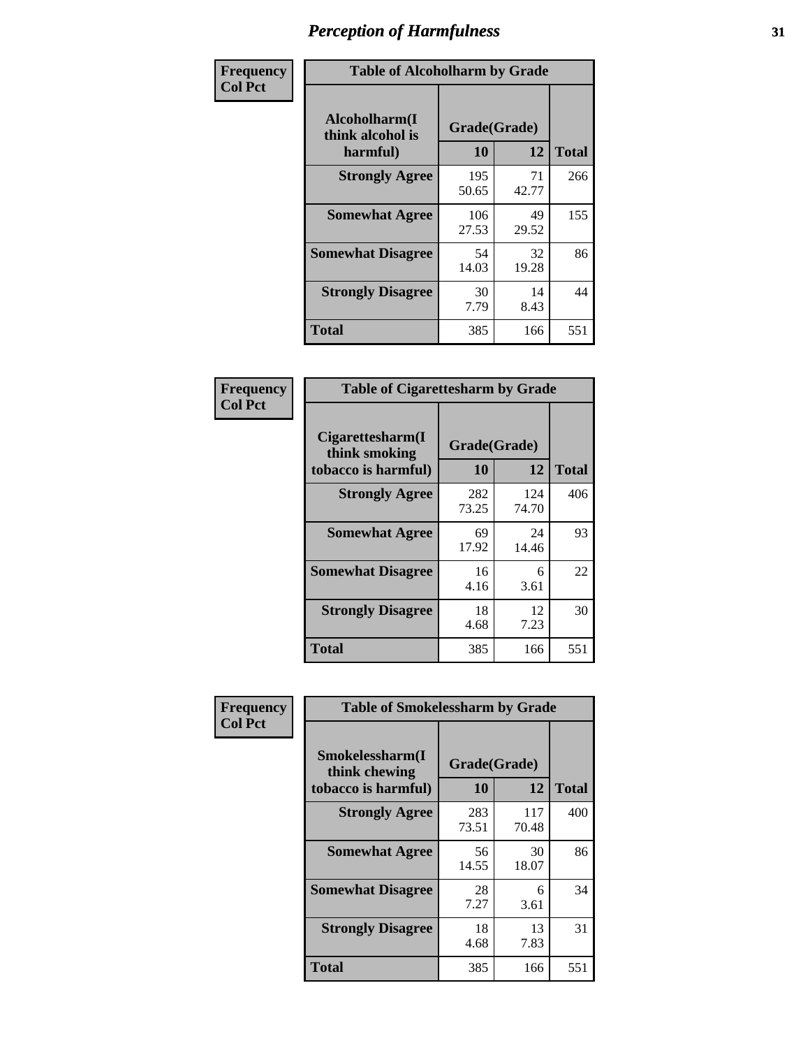# Perception of Harmfulness

| Frequency Col Pct | Table of Alcoholharm by Grade | | |
|---|---|---|---|
| **Alcoholharm(I think alcohol is harmful)** | **Grade(Grade)** | | |
| | **10** | **12** | **Total** |
| **Strongly Agree** | 195<br>50.65 | 71<br>42.77 | 266 |
| **Somewhat Agree** | 106<br>27.53 | 49<br>29.52 | 155 |
| **Somewhat Disagree** | 54<br>14.03 | 32<br>19.28 | 86 |
| **Strongly Disagree** | 30<br>7.79 | 14<br>8.43 | 44 |
| **Total** | 385 | 166 | 551 |

| Frequency Col Pct | Table of Cigarettesharm by Grade | | |
|---|---|---|---|
| **Cigarettesharm(I think smoking tobacco is harmful)** | **Grade(Grade)** | | |
| | **10** | **12** | **Total** |
| **Strongly Agree** | 282<br>73.25 | 124<br>74.70 | 406 |
| **Somewhat Agree** | 69<br>17.92 | 24<br>14.46 | 93 |
| **Somewhat Disagree** | 16<br>4.16 | 6<br>3.61 | 22 |
| **Strongly Disagree** | 18<br>4.68 | 12<br>7.23 | 30 |
| **Total** | 385 | 166 | 551 |

| Frequency Col Pct | Table of Smokelessharm by Grade | | |
|---|---|---|---|
| **Smokelessharm(I think chewing tobacco is harmful)** | **Grade(Grade)** | | |
| | **10** | **12** | **Total** |
| **Strongly Agree** | 283<br>73.51 | 117<br>70.48 | 400 |
| **Somewhat Agree** | 56<br>14.55 | 30<br>18.07 | 86 |
| **Somewhat Disagree** | 28<br>7.27 | 6<br>3.61 | 34 |
| **Strongly Disagree** | 18<br>4.68 | 13<br>7.83 | 31 |
| **Total** | 385 | 166 | 551 |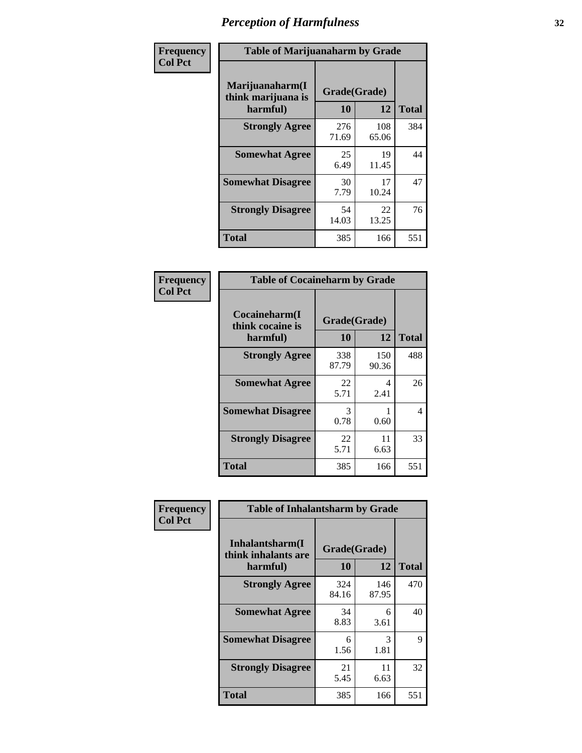# Perception of Harmfulness

| Frequency<br>Col Pct | Table of Marijuanaharm by Grade | | |
|---|---|---|---|
| Marijuanaharm(I think marijuana is harmful) | Grade(Grade) | | |
| | 10 | 12 | Total |
| Strongly Agree | 276<br>71.69 | 108<br>65.06 | 384 |
| Somewhat Agree | 25<br>6.49 | 19<br>11.45 | 44 |
| Somewhat Disagree | 30<br>7.79 | 17<br>10.24 | 47 |
| Strongly Disagree | 54<br>14.03 | 22<br>13.25 | 76 |
| Total | 385 | 166 | 551 |

| Frequency<br>Col Pct | Table of Cocaineharm by Grade | | |
|---|---|---|---|
| Cocaineharm(I think cocaine is harmful) | Grade(Grade) | | |
| | 10 | 12 | Total |
| Strongly Agree | 338<br>87.79 | 150<br>90.36 | 488 |
| Somewhat Agree | 22<br>5.71 | 4<br>2.41 | 26 |
| Somewhat Disagree | 3<br>0.78 | 1<br>0.60 | 4 |
| Strongly Disagree | 22<br>5.71 | 11<br>6.63 | 33 |
| Total | 385 | 166 | 551 |

| Frequency<br>Col Pct | Table of Inhalantsharm by Grade | | |
|---|---|---|---|
| Inhalantsharm(I think inhalants are harmful) | Grade(Grade) | | |
| | 10 | 12 | Total |
| Strongly Agree | 324<br>84.16 | 146<br>87.95 | 470 |
| Somewhat Agree | 34<br>8.83 | 6<br>3.61 | 40 |
| Somewhat Disagree | 6<br>1.56 | 3<br>1.81 | 9 |
| Strongly Disagree | 21<br>5.45 | 11<br>6.63 | 32 |
| Total | 385 | 166 | 551 |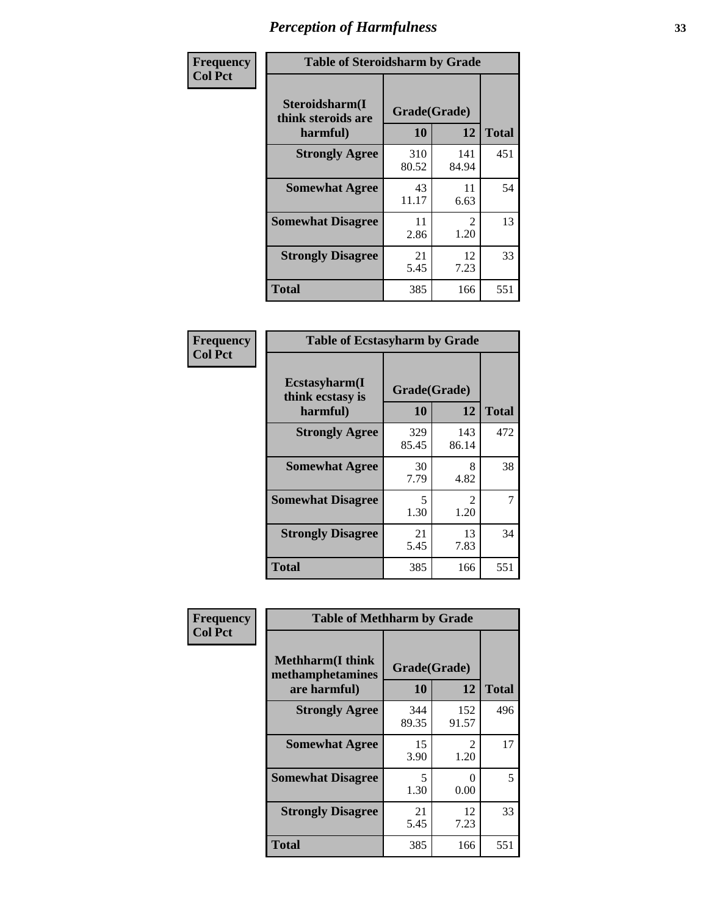# Perception of Harmfulness

| Frequency<br>Col Pct | Table of Steroidsharm by Grade | | |
|---|---|---|---|
| Steroidsharm(I think steroids are harmful) | Grade(Grade) | | |
| | 10 | 12 | Total |
| Strongly Agree | 310<br>80.52 | 141<br>84.94 | 451 |
| Somewhat Agree | 43<br>11.17 | 11<br>6.63 | 54 |
| Somewhat Disagree | 11<br>2.86 | 2<br>1.20 | 13 |
| Strongly Disagree | 21<br>5.45 | 12<br>7.23 | 33 |
| Total | 385 | 166 | 551 |

| Frequency<br>Col Pct | Table of Ecstasyharm by Grade | | |
|---|---|---|---|
| Ecstasyharm(I think ecstasy is harmful) | Grade(Grade) | | |
| | 10 | 12 | Total |
| Strongly Agree | 329<br>85.45 | 143<br>86.14 | 472 |
| Somewhat Agree | 30<br>7.79 | 8<br>4.82 | 38 |
| Somewhat Disagree | 5<br>1.30 | 2<br>1.20 | 7 |
| Strongly Disagree | 21<br>5.45 | 13<br>7.83 | 34 |
| Total | 385 | 166 | 551 |

| Frequency<br>Col Pct | Table of Methharm by Grade | | |
|---|---|---|---|
| Methharm(I think methamphetamines are harmful) | Grade(Grade) | | |
| | 10 | 12 | Total |
| Strongly Agree | 344<br>89.35 | 152<br>91.57 | 496 |
| Somewhat Agree | 15<br>3.90 | 2<br>1.20 | 17 |
| Somewhat Disagree | 5<br>1.30 | 0<br>0.00 | 5 |
| Strongly Disagree | 21<br>5.45 | 12<br>7.23 | 33 |
| Total | 385 | 166 | 551 |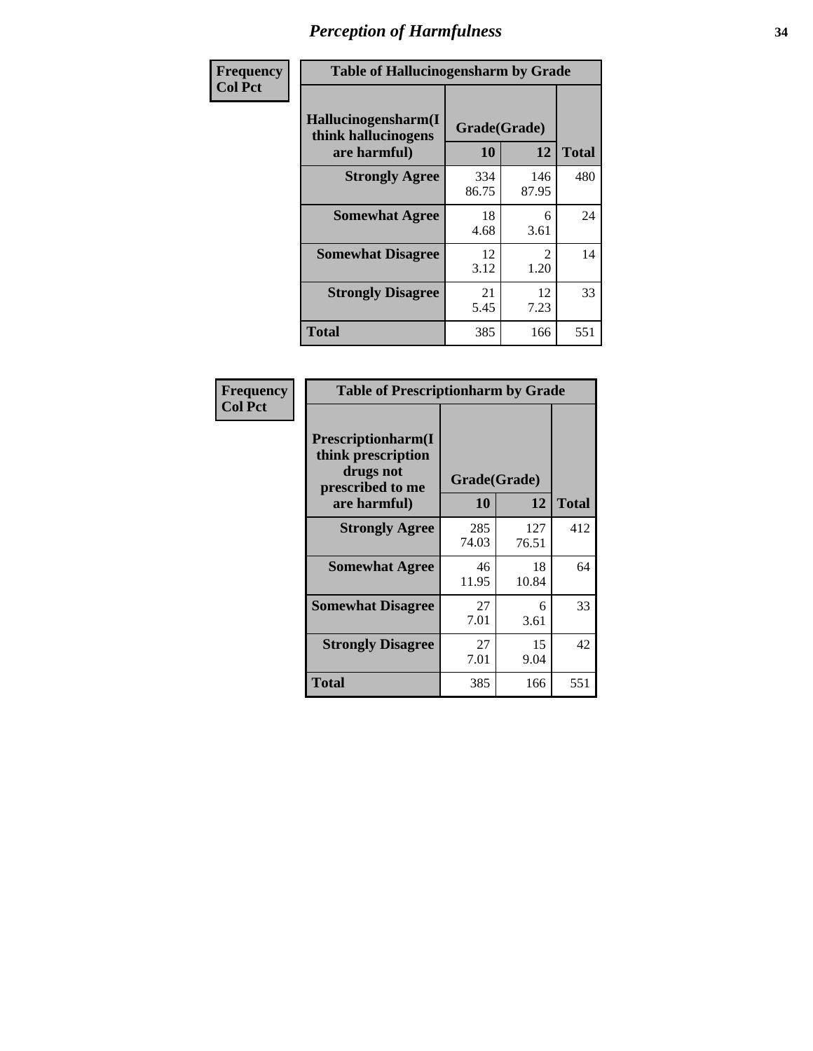# Perception of Harmfulness

| Frequency Col Pct | Table of Hallucinogensharm by Grade | | |
|---|---|---|---|
| Hallucinogensharm(I think hallucinogens are harmful) | Grade(Grade) | | Total |
| | 10 | 12 | |
| Strongly Agree | 334<br>86.75 | 146<br>87.95 | 480 |
| Somewhat Agree | 18<br>4.68 | 6<br>3.61 | 24 |
| Somewhat Disagree | 12<br>3.12 | 2<br>1.20 | 14 |
| Strongly Disagree | 21<br>5.45 | 12<br>7.23 | 33 |
| Total | 385 | 166 | 551 |

| Frequency Col Pct | Table of Prescriptionharm by Grade | | |
|---|---|---|---|
| Prescriptionharm(I think prescription drugs not prescribed to me are harmful) | Grade(Grade) | | Total |
| | 10 | 12 | |
| Strongly Agree | 285<br>74.03 | 127<br>76.51 | 412 |
| Somewhat Agree | 46<br>11.95 | 18<br>10.84 | 64 |
| Somewhat Disagree | 27<br>7.01 | 6<br>3.61 | 33 |
| Strongly Disagree | 27<br>7.01 | 15<br>9.04 | 42 |
| Total | 385 | 166 | 551 |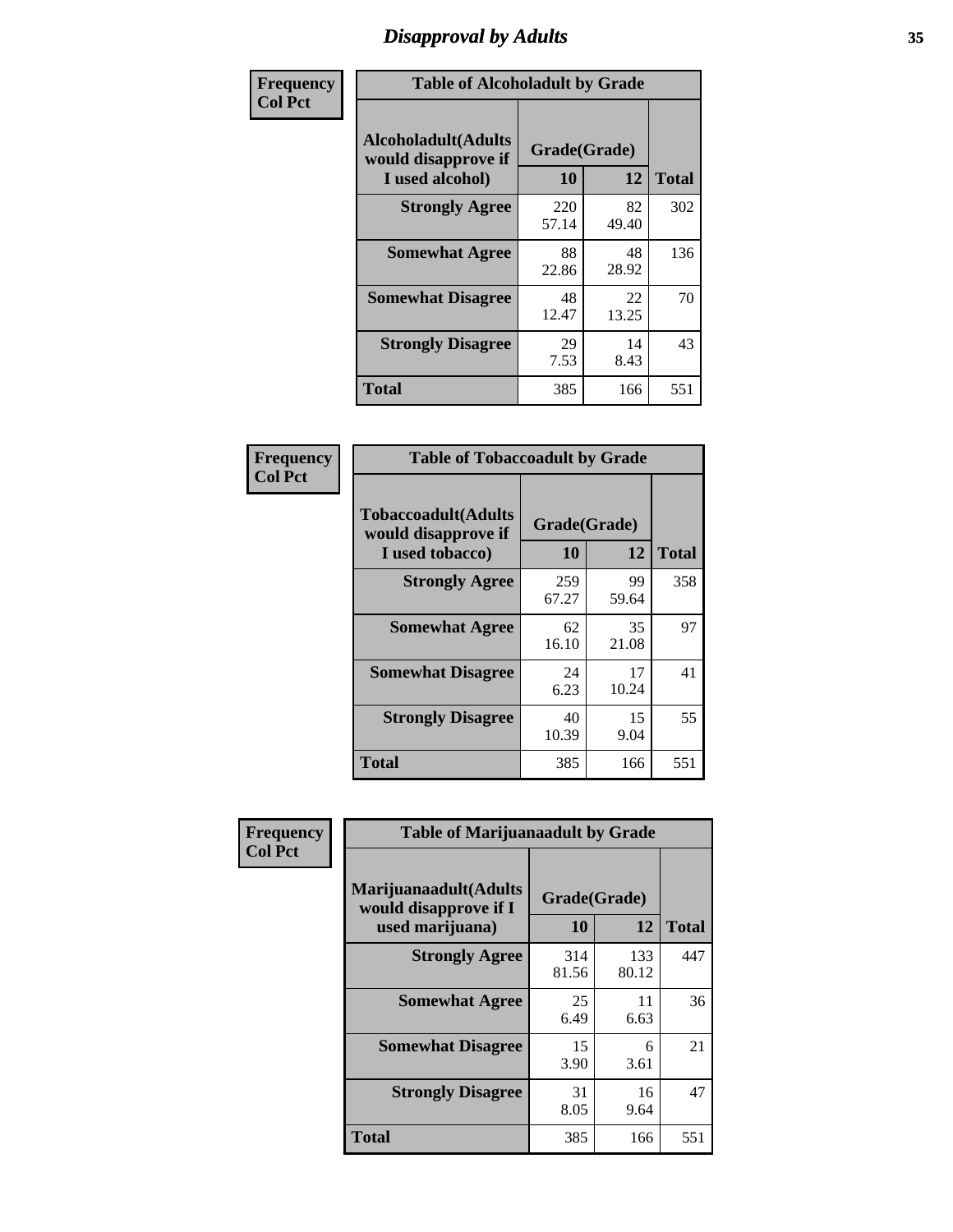# Disapproval by Adults

| Frequency Col Pct | Table of Alcoholadult by Grade | | |
|---|---|---|---|
| Alcoholadult(Adults would disapprove if I used alcohol) | Grade(Grade) | | |
| | 10 | 12 | Total |
| Strongly Agree | 220<br>57.14 | 82<br>49.40 | 302 |
| Somewhat Agree | 88<br>22.86 | 48<br>28.92 | 136 |
| Somewhat Disagree | 48<br>12.47 | 22<br>13.25 | 70 |
| Strongly Disagree | 29<br>7.53 | 14<br>8.43 | 43 |
| Total | 385 | 166 | 551 |

| Frequency Col Pct | Table of Tobaccoadult by Grade | | |
|---|---|---|---|
| Tobaccoadult(Adults would disapprove if I used tobacco) | Grade(Grade) | | |
| | 10 | 12 | Total |
| Strongly Agree | 259<br>67.27 | 99<br>59.64 | 358 |
| Somewhat Agree | 62<br>16.10 | 35<br>21.08 | 97 |
| Somewhat Disagree | 24<br>6.23 | 17<br>10.24 | 41 |
| Strongly Disagree | 40<br>10.39 | 15<br>9.04 | 55 |
| Total | 385 | 166 | 551 |

| Frequency Col Pct | Table of Marijuanaadult by Grade | | |
|---|---|---|---|
| Marijuanaadult(Adults would disapprove if I used marijuana) | Grade(Grade) | | |
| | 10 | 12 | Total |
| Strongly Agree | 314<br>81.56 | 133<br>80.12 | 447 |
| Somewhat Agree | 25<br>6.49 | 11<br>6.63 | 36 |
| Somewhat Disagree | 15<br>3.90 | 6<br>3.61 | 21 |
| Strongly Disagree | 31<br>8.05 | 16<br>9.64 | 47 |
| Total | 385 | 166 | 551 |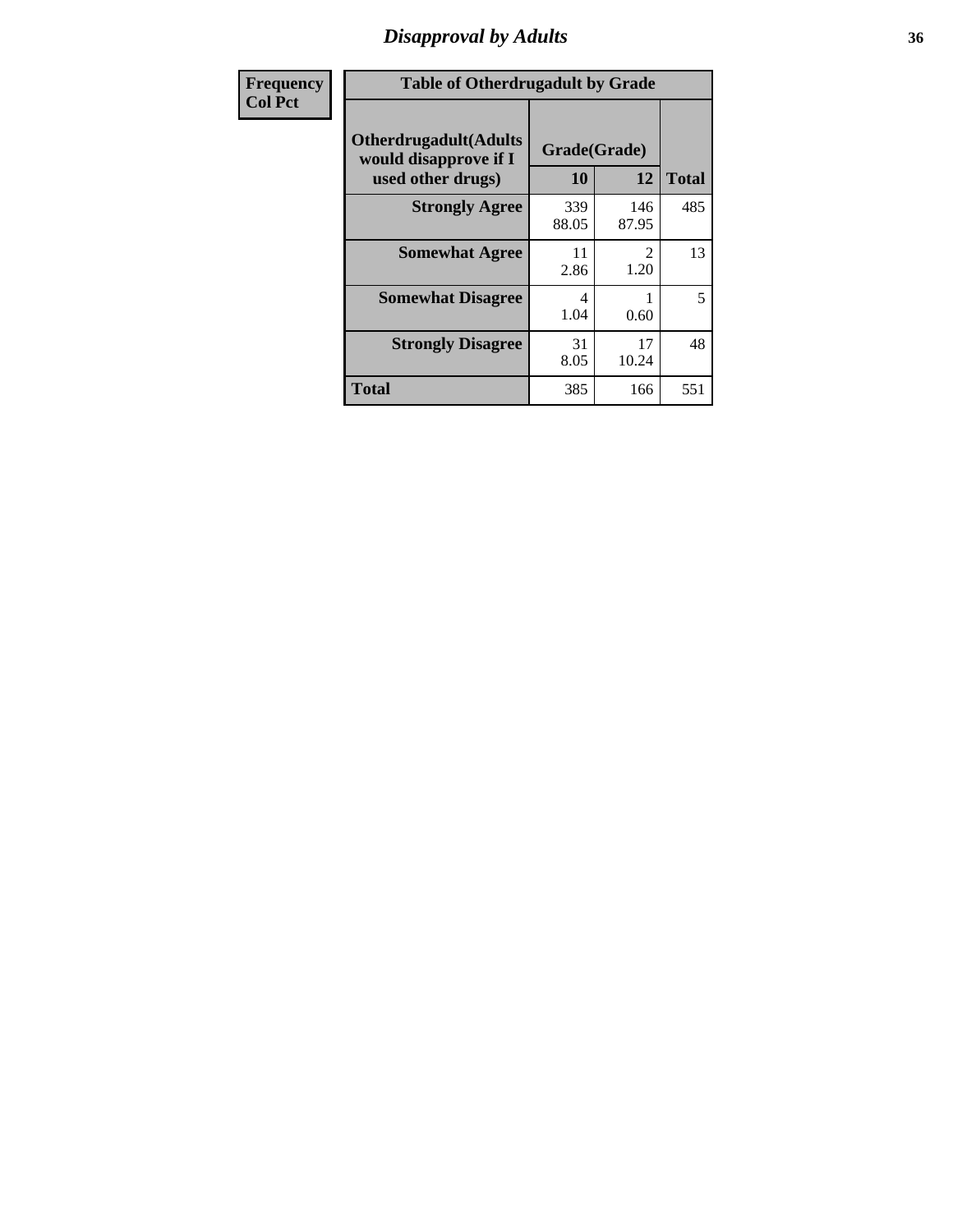# Disapproval by Adults

| Frequency<br>Col Pct | | | |
|---|---|---|---|

**Table of Otherdrugadult by Grade**

| Otherdrugadult(Adults would disapprove if I used other drugs) | Grade(Grade) | | |
|---|---|---|---|
| | 10 | 12 | Total |
| **Strongly Agree** | 339<br>88.05 | 146<br>87.95 | 485 |
| **Somewhat Agree** | 11<br>2.86 | 2<br>1.20 | 13 |
| **Somewhat Disagree** | 4<br>1.04 | 1<br>0.60 | 5 |
| **Strongly Disagree** | 31<br>8.05 | 17<br>10.24 | 48 |
| **Total** | 385 | 166 | 551 |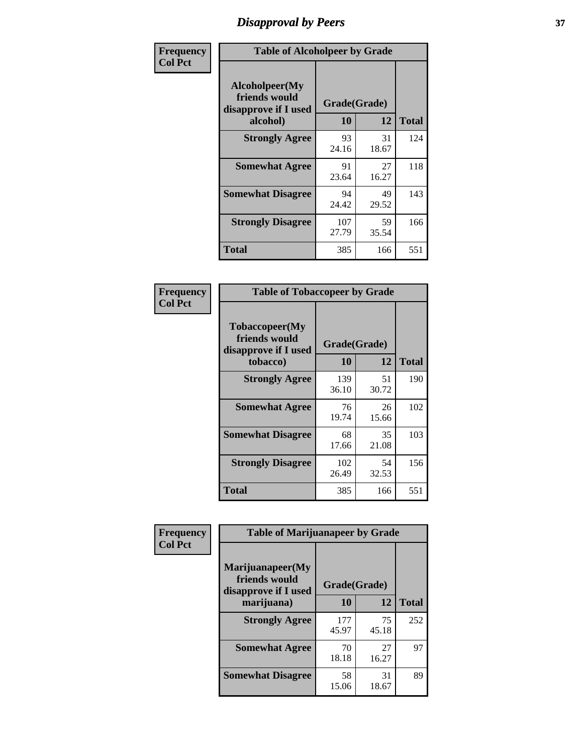# Disapproval by Peers

**Frequency**
**Col Pct**

| Table of Alcoholpeer by Grade | | | |
|---|---|---|---|
| Alcoholpeer(My friends would disapprove if I used alcohol) | Grade(Grade) | | |
| | 10 | 12 | Total |
| Strongly Agree | 93<br>24.16 | 31<br>18.67 | 124 |
| Somewhat Agree | 91<br>23.64 | 27<br>16.27 | 118 |
| Somewhat Disagree | 94<br>24.42 | 49<br>29.52 | 143 |
| Strongly Disagree | 107<br>27.79 | 59<br>35.54 | 166 |
| Total | 385 | 166 | 551 |

**Frequency**
**Col Pct**

| Table of Tobaccopeer by Grade | | | |
|---|---|---|---|
| Tobaccopeer(My friends would disapprove if I used tobacco) | Grade(Grade) | | |
| | 10 | 12 | Total |
| Strongly Agree | 139<br>36.10 | 51<br>30.72 | 190 |
| Somewhat Agree | 76<br>19.74 | 26<br>15.66 | 102 |
| Somewhat Disagree | 68<br>17.66 | 35<br>21.08 | 103 |
| Strongly Disagree | 102<br>26.49 | 54<br>32.53 | 156 |
| Total | 385 | 166 | 551 |

**Frequency**
**Col Pct**

| Table of Marijuanapeer by Grade | | | |
|---|---|---|---|
| Marijuanapeer(My friends would disapprove if I used marijuana) | Grade(Grade) | | |
| | 10 | 12 | Total |
| Strongly Agree | 177<br>45.97 | 75<br>45.18 | 252 |
| Somewhat Agree | 70<br>18.18 | 27<br>16.27 | 97 |
| Somewhat Disagree | 58<br>15.06 | 31<br>18.67 | 89 |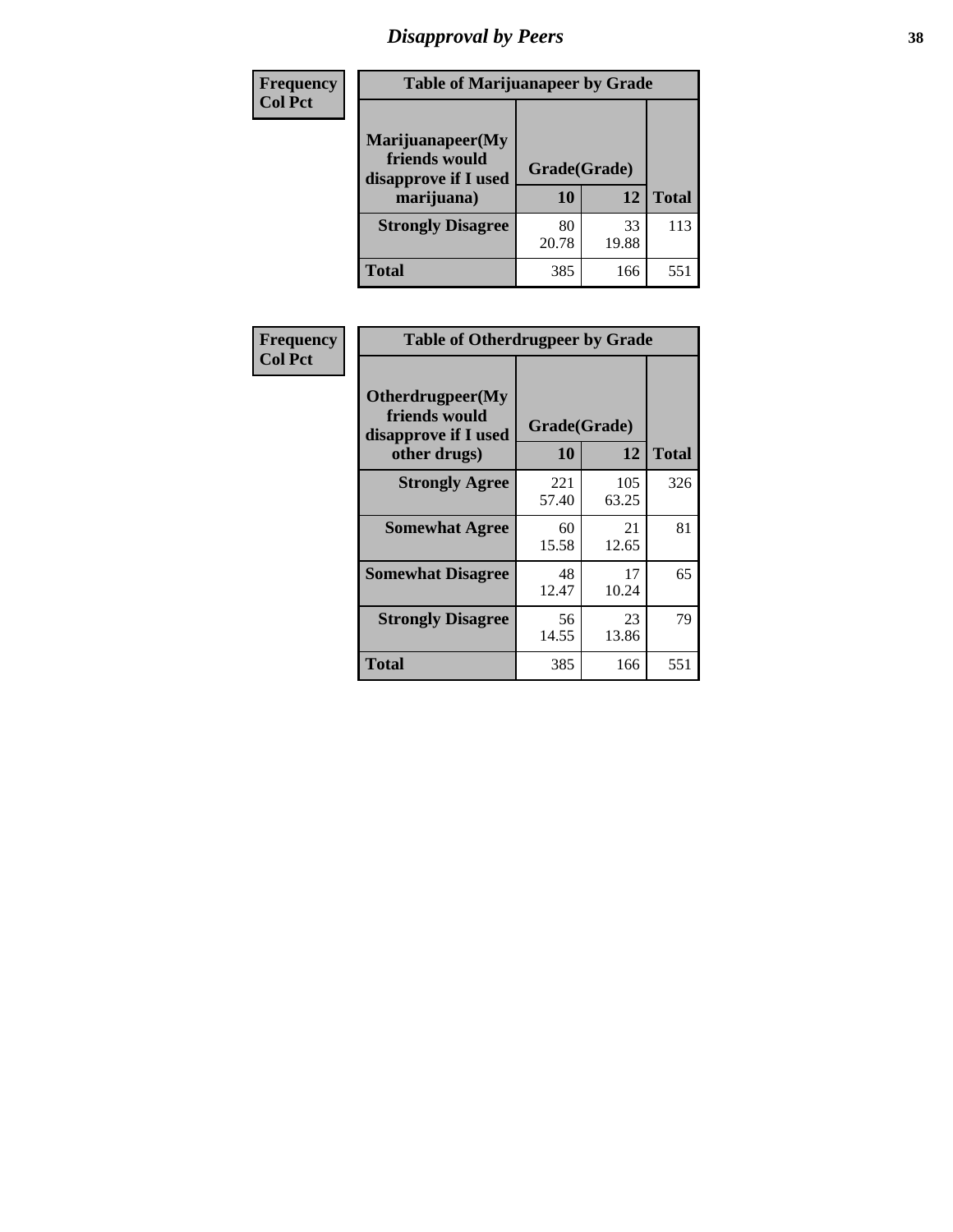# Disapproval by Peers

| Frequency Col Pct | Table of Marijuanapeer by Grade | | |
|---|---|---|---|
| Marijuanapeer(My friends would disapprove if I used marijuana) | Grade(Grade) | | |
| | 10 | 12 | Total |
| Strongly Disagree | 80<br>20.78 | 33<br>19.88 | 113 |
| Total | 385 | 166 | 551 |

| Frequency Col Pct | Table of Otherdrugpeer by Grade | | |
|---|---|---|---|
| Otherdrugpeer(My friends would disapprove if I used other drugs) | Grade(Grade) | | |
| | 10 | 12 | Total |
| Strongly Agree | 221<br>57.40 | 105<br>63.25 | 326 |
| Somewhat Agree | 60<br>15.58 | 21<br>12.65 | 81 |
| Somewhat Disagree | 48<br>12.47 | 17<br>10.24 | 65 |
| Strongly Disagree | 56<br>14.55 | 23<br>13.86 | 79 |
| Total | 385 | 166 | 551 |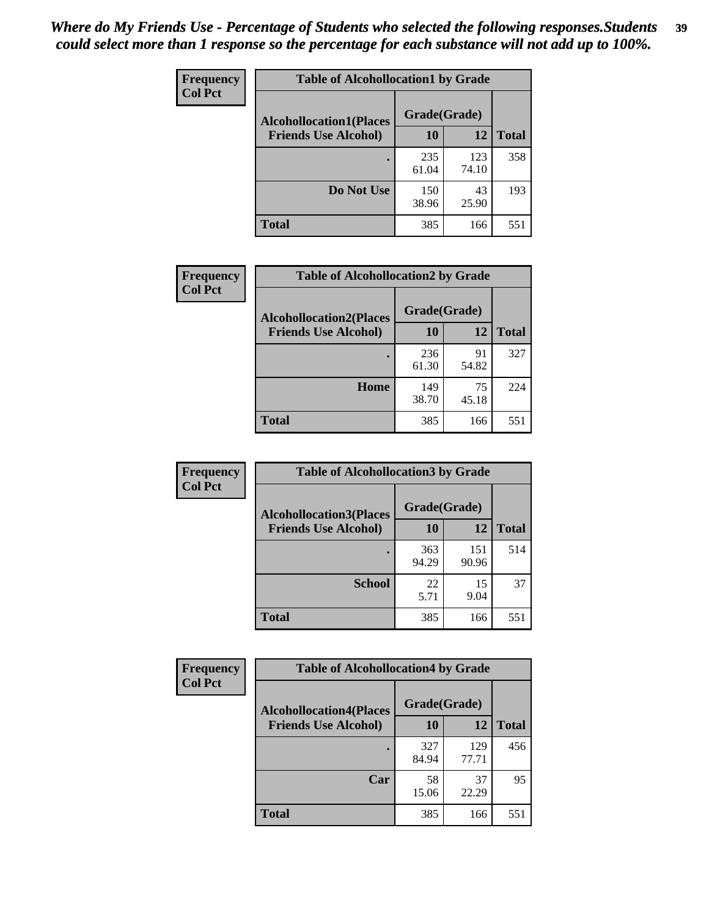*Where do My Friends Use - Percentage of Students who selected the following responses.Students could select more than 1 response so the percentage for each substance will not add up to 100%.*

| Frequency Col Pct | Table of Alcohollocation1 by Grade | | |
|---|---|---|---|
| Alcohollocation1(Places Friends Use Alcohol) | Grade(Grade) | | |
| | 10 | 12 | Total |
| . | 235<br>61.04 | 123<br>74.10 | 358 |
| Do Not Use | 150<br>38.96 | 43<br>25.90 | 193 |
| Total | 385 | 166 | 551 |

| Frequency Col Pct | Table of Alcohollocation2 by Grade | | |
|---|---|---|---|
| Alcohollocation2(Places Friends Use Alcohol) | Grade(Grade) | | |
| | 10 | 12 | Total |
| . | 236<br>61.30 | 91<br>54.82 | 327 |
| Home | 149<br>38.70 | 75<br>45.18 | 224 |
| Total | 385 | 166 | 551 |

| Frequency Col Pct | Table of Alcohollocation3 by Grade | | |
|---|---|---|---|
| Alcohollocation3(Places Friends Use Alcohol) | Grade(Grade) | | |
| | 10 | 12 | Total |
| . | 363<br>94.29 | 151<br>90.96 | 514 |
| School | 22<br>5.71 | 15<br>9.04 | 37 |
| Total | 385 | 166 | 551 |

| Frequency Col Pct | Table of Alcohollocation4 by Grade | | |
|---|---|---|---|
| Alcohollocation4(Places Friends Use Alcohol) | Grade(Grade) | | |
| | 10 | 12 | Total |
| . | 327<br>84.94 | 129<br>77.71 | 456 |
| Car | 58<br>15.06 | 37<br>22.29 | 95 |
| Total | 385 | 166 | 551 |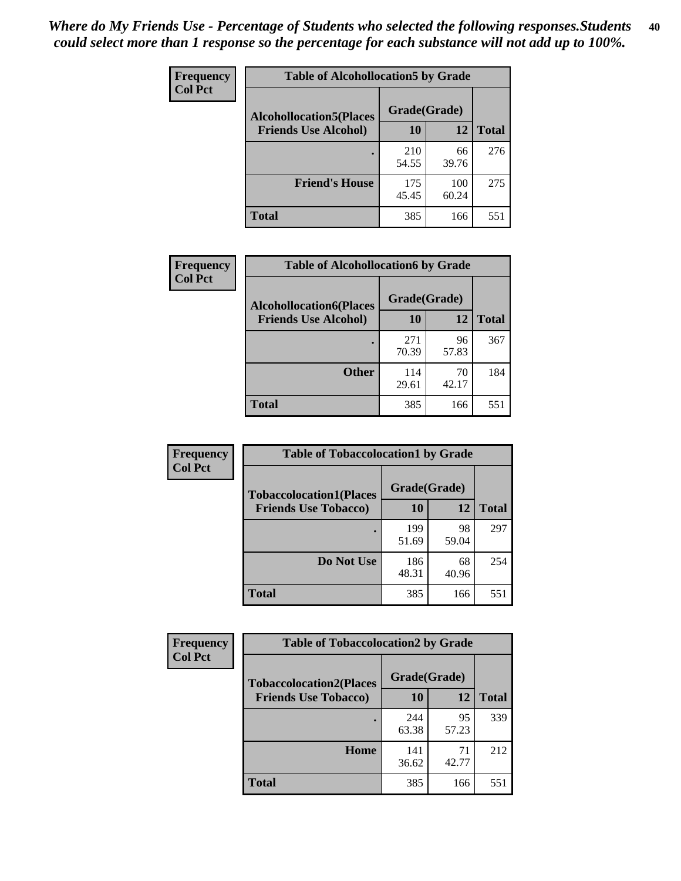*Where do My Friends Use - Percentage of Students who selected the following responses.Students could select more than 1 response so the percentage for each substance will not add up to 100%.*

**Frequency**
**Col Pct**

| Table of Alcohollocation5 by Grade | | | |
|---|---|---|---|
| **Alcohollocation5(Places Friends Use Alcohol)** | **Grade(Grade)** | | |
| | **10** | **12** | **Total** |
| **.** | 210<br>54.55 | 66<br>39.76 | 276 |
| **Friend's House** | 175<br>45.45 | 100<br>60.24 | 275 |
| **Total** | 385 | 166 | 551 |

**Frequency**
**Col Pct**

| Table of Alcohollocation6 by Grade | | | |
|---|---|---|---|
| **Alcohollocation6(Places Friends Use Alcohol)** | **Grade(Grade)** | | |
| | **10** | **12** | **Total** |
| **.** | 271<br>70.39 | 96<br>57.83 | 367 |
| **Other** | 114<br>29.61 | 70<br>42.17 | 184 |
| **Total** | 385 | 166 | 551 |

**Frequency**
**Col Pct**

| Table of Tobaccolocation1 by Grade | | | |
|---|---|---|---|
| **Tobaccolocation1(Places Friends Use Tobacco)** | **Grade(Grade)** | | |
| | **10** | **12** | **Total** |
| **.** | 199<br>51.69 | 98<br>59.04 | 297 |
| **Do Not Use** | 186<br>48.31 | 68<br>40.96 | 254 |
| **Total** | 385 | 166 | 551 |

**Frequency**
**Col Pct**

| Table of Tobaccolocation2 by Grade | | | |
|---|---|---|---|
| **Tobaccolocation2(Places Friends Use Tobacco)** | **Grade(Grade)** | | |
| | **10** | **12** | **Total** |
| **.** | 244<br>63.38 | 95<br>57.23 | 339 |
| **Home** | 141<br>36.62 | 71<br>42.77 | 212 |
| **Total** | 385 | 166 | 551 |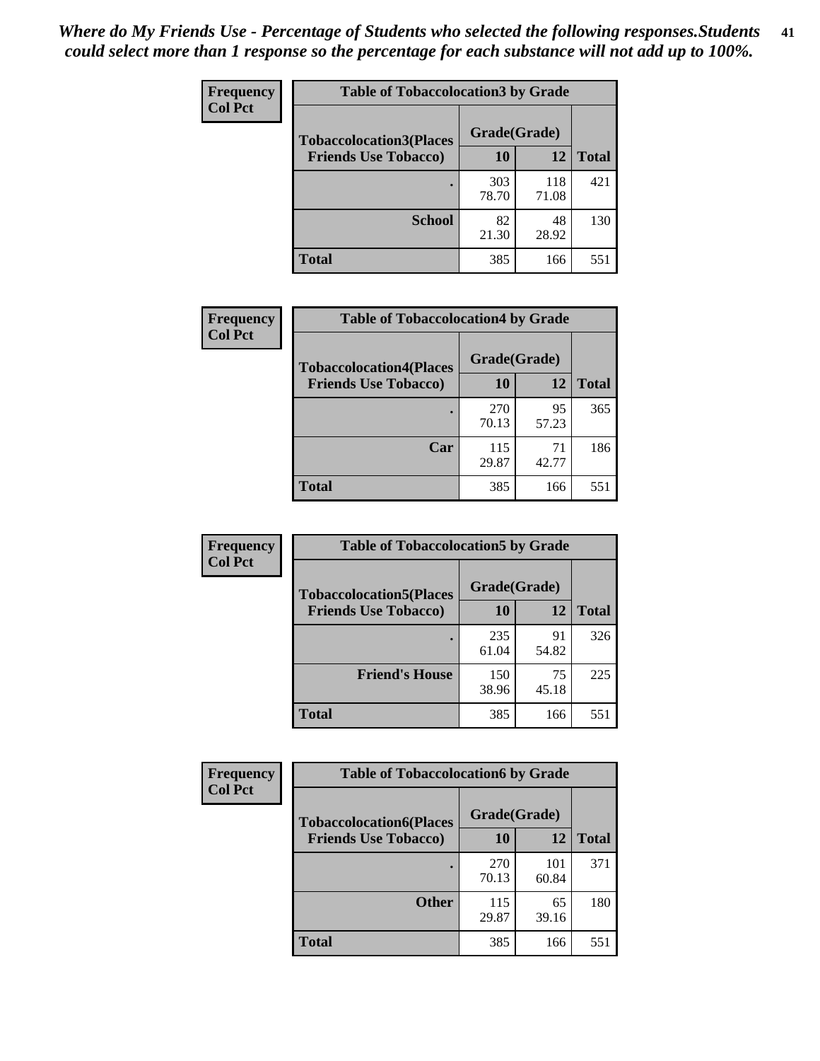*Where do My Friends Use - Percentage of Students who selected the following responses.Students could select more than 1 response so the percentage for each substance will not add up to 100%.*

| Frequency Col Pct | Table of Tobaccolocation3 by Grade | | |
|---|---|---|---|
| Tobaccolocation3(Places Friends Use Tobacco) | Grade(Grade) | | Total |
| | 10 | 12 | |
| . | 303<br>78.70 | 118<br>71.08 | 421 |
| School | 82<br>21.30 | 48<br>28.92 | 130 |
| Total | 385 | 166 | 551 |

| Frequency Col Pct | Table of Tobaccolocation4 by Grade | | |
|---|---|---|---|
| Tobaccolocation4(Places Friends Use Tobacco) | Grade(Grade) | | Total |
| | 10 | 12 | |
| . | 270<br>70.13 | 95<br>57.23 | 365 |
| Car | 115<br>29.87 | 71<br>42.77 | 186 |
| Total | 385 | 166 | 551 |

| Frequency Col Pct | Table of Tobaccolocation5 by Grade | | |
|---|---|---|---|
| Tobaccolocation5(Places Friends Use Tobacco) | Grade(Grade) | | Total |
| | 10 | 12 | |
| . | 235<br>61.04 | 91<br>54.82 | 326 |
| Friend's House | 150<br>38.96 | 75<br>45.18 | 225 |
| Total | 385 | 166 | 551 |

| Frequency Col Pct | Table of Tobaccolocation6 by Grade | | |
|---|---|---|---|
| Tobaccolocation6(Places Friends Use Tobacco) | Grade(Grade) | | Total |
| | 10 | 12 | |
| . | 270<br>70.13 | 101<br>60.84 | 371 |
| Other | 115<br>29.87 | 65<br>39.16 | 180 |
| Total | 385 | 166 | 551 |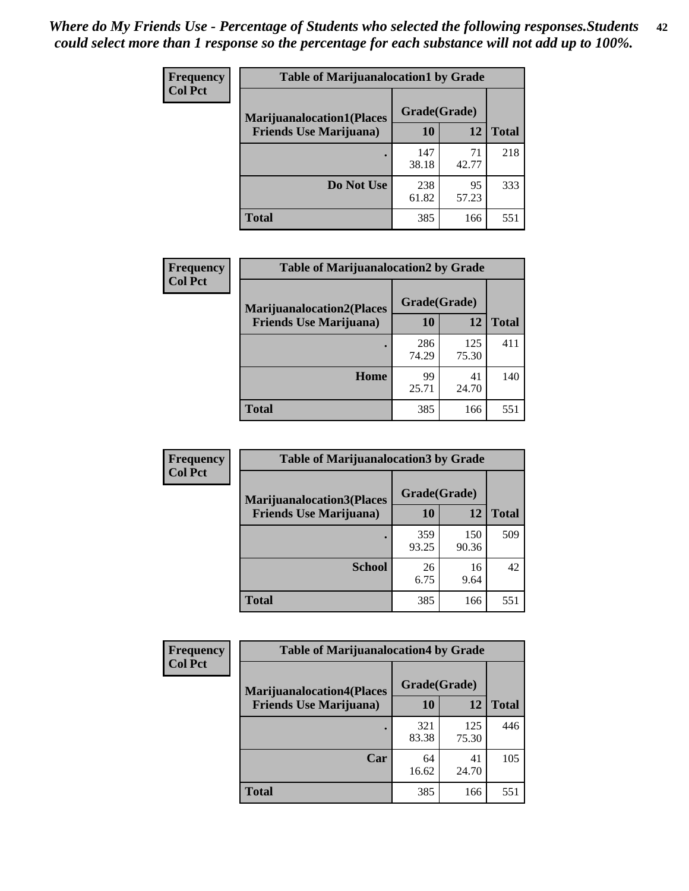*Where do My Friends Use - Percentage of Students who selected the following responses.Students could select more than 1 response so the percentage for each substance will not add up to 100%.*

**Frequency**
**Col Pct**

| Table of Marijuanalocation1 by Grade | | | |
|---|---|---|---|
| **Marijuanalocation1(Places Friends Use Marijuana)** | **Grade(Grade)** | | |
| | **10** | **12** | **Total** |
| **.** | 147<br>38.18 | 71<br>42.77 | 218 |
| **Do Not Use** | 238<br>61.82 | 95<br>57.23 | 333 |
| **Total** | 385 | 166 | 551 |

**Frequency**
**Col Pct**

| Table of Marijuanalocation2 by Grade | | | |
|---|---|---|---|
| **Marijuanalocation2(Places Friends Use Marijuana)** | **Grade(Grade)** | | |
| | **10** | **12** | **Total** |
| **.** | 286<br>74.29 | 125<br>75.30 | 411 |
| **Home** | 99<br>25.71 | 41<br>24.70 | 140 |
| **Total** | 385 | 166 | 551 |

**Frequency**
**Col Pct**

| Table of Marijuanalocation3 by Grade | | | |
|---|---|---|---|
| **Marijuanalocation3(Places Friends Use Marijuana)** | **Grade(Grade)** | | |
| | **10** | **12** | **Total** |
| **.** | 359<br>93.25 | 150<br>90.36 | 509 |
| **School** | 26<br>6.75 | 16<br>9.64 | 42 |
| **Total** | 385 | 166 | 551 |

**Frequency**
**Col Pct**

| Table of Marijuanalocation4 by Grade | | | |
|---|---|---|---|
| **Marijuanalocation4(Places Friends Use Marijuana)** | **Grade(Grade)** | | |
| | **10** | **12** | **Total** |
| **.** | 321<br>83.38 | 125<br>75.30 | 446 |
| **Car** | 64<br>16.62 | 41<br>24.70 | 105 |
| **Total** | 385 | 166 | 551 |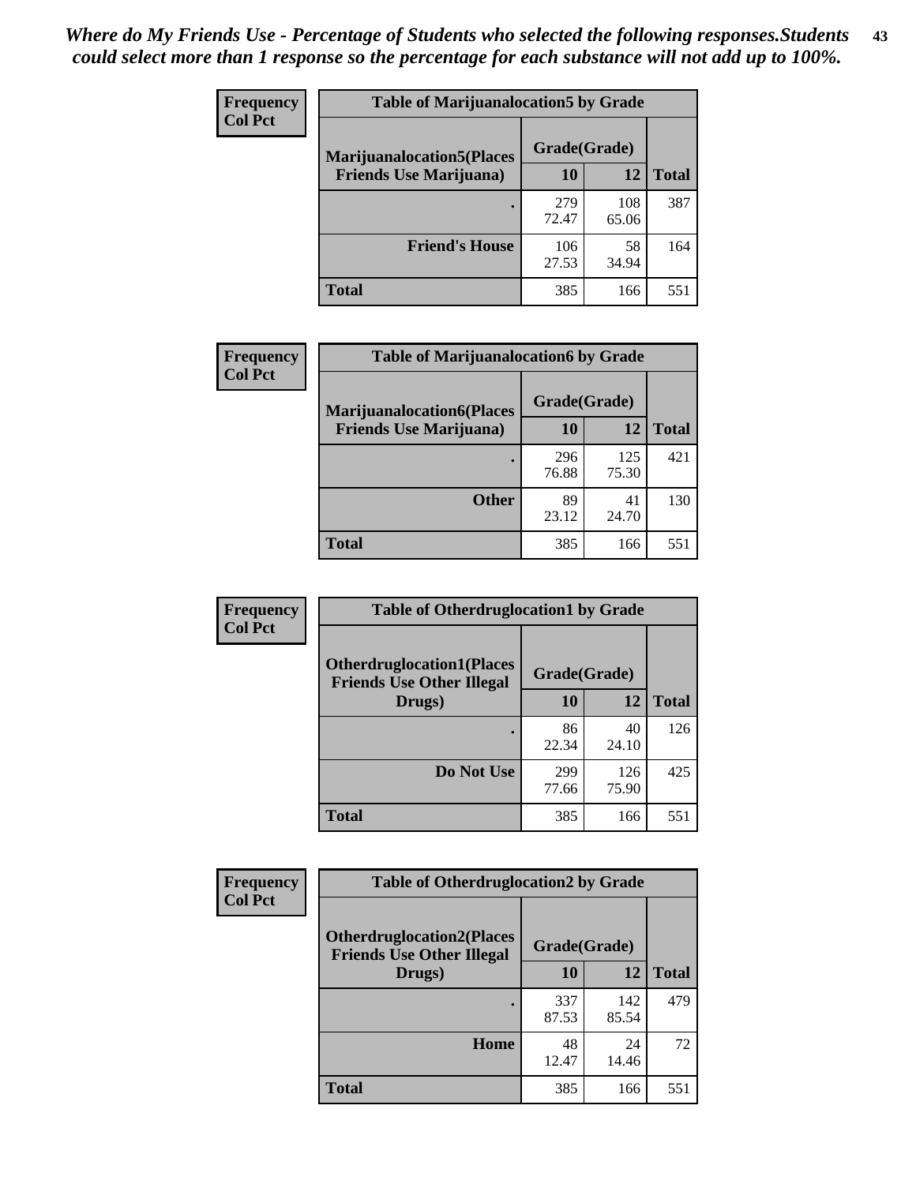*Where do My Friends Use - Percentage of Students who selected the following responses.Students could select more than 1 response so the percentage for each substance will not add up to 100%.*

| Frequency<br>Col Pct | Table of Marijuanalocation5 by Grade | | |
|---|---|---|---|
| Marijuanalocation5(Places Friends Use Marijuana) | Grade(Grade) | | |
| | 10 | 12 | Total |
| . | 279<br>72.47 | 108<br>65.06 | 387 |
| Friend's House | 106<br>27.53 | 58<br>34.94 | 164 |
| Total | 385 | 166 | 551 |

| Frequency<br>Col Pct | Table of Marijuanalocation6 by Grade | | |
|---|---|---|---|
| Marijuanalocation6(Places Friends Use Marijuana) | Grade(Grade) | | |
| | 10 | 12 | Total |
| . | 296<br>76.88 | 125<br>75.30 | 421 |
| Other | 89<br>23.12 | 41<br>24.70 | 130 |
| Total | 385 | 166 | 551 |

| Frequency<br>Col Pct | Table of Otherdruglocation1 by Grade | | |
|---|---|---|---|
| Otherdruglocation1(Places Friends Use Other Illegal Drugs) | Grade(Grade) | | |
| | 10 | 12 | Total |
| . | 86<br>22.34 | 40<br>24.10 | 126 |
| Do Not Use | 299<br>77.66 | 126<br>75.90 | 425 |
| Total | 385 | 166 | 551 |

| Frequency<br>Col Pct | Table of Otherdruglocation2 by Grade | | |
|---|---|---|---|
| Otherdruglocation2(Places Friends Use Other Illegal Drugs) | Grade(Grade) | | |
| | 10 | 12 | Total |
| . | 337<br>87.53 | 142<br>85.54 | 479 |
| Home | 48<br>12.47 | 24<br>14.46 | 72 |
| Total | 385 | 166 | 551 |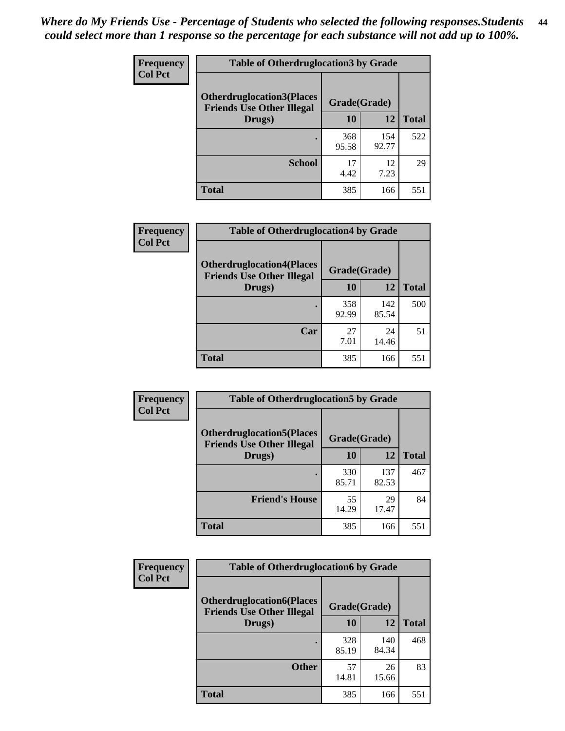*Where do My Friends Use - Percentage of Students who selected the following responses.Students could select more than 1 response so the percentage for each substance will not add up to 100%.*

| Frequency<br>Col Pct | Table of Otherdruglocation3 by Grade | | |
|---|---|---|---|
| Otherdruglocation3(Places Friends Use Other Illegal Drugs) | Grade(Grade) | | |
| | 10 | 12 | Total |
| . | 368<br>95.58 | 154<br>92.77 | 522 |
| School | 17<br>4.42 | 12<br>7.23 | 29 |
| Total | 385 | 166 | 551 |

| Frequency<br>Col Pct | Table of Otherdruglocation4 by Grade | | |
|---|---|---|---|
| Otherdruglocation4(Places Friends Use Other Illegal Drugs) | Grade(Grade) | | |
| | 10 | 12 | Total |
| . | 358<br>92.99 | 142<br>85.54 | 500 |
| Car | 27<br>7.01 | 24<br>14.46 | 51 |
| Total | 385 | 166 | 551 |

| Frequency<br>Col Pct | Table of Otherdruglocation5 by Grade | | |
|---|---|---|---|
| Otherdruglocation5(Places Friends Use Other Illegal Drugs) | Grade(Grade) | | |
| | 10 | 12 | Total |
| . | 330<br>85.71 | 137<br>82.53 | 467 |
| Friend's House | 55<br>14.29 | 29<br>17.47 | 84 |
| Total | 385 | 166 | 551 |

| Frequency<br>Col Pct | Table of Otherdruglocation6 by Grade | | |
|---|---|---|---|
| Otherdruglocation6(Places Friends Use Other Illegal Drugs) | Grade(Grade) | | |
| | 10 | 12 | Total |
| . | 328<br>85.19 | 140<br>84.34 | 468 |
| Other | 57<br>14.81 | 26<br>15.66 | 83 |
| Total | 385 | 166 | 551 |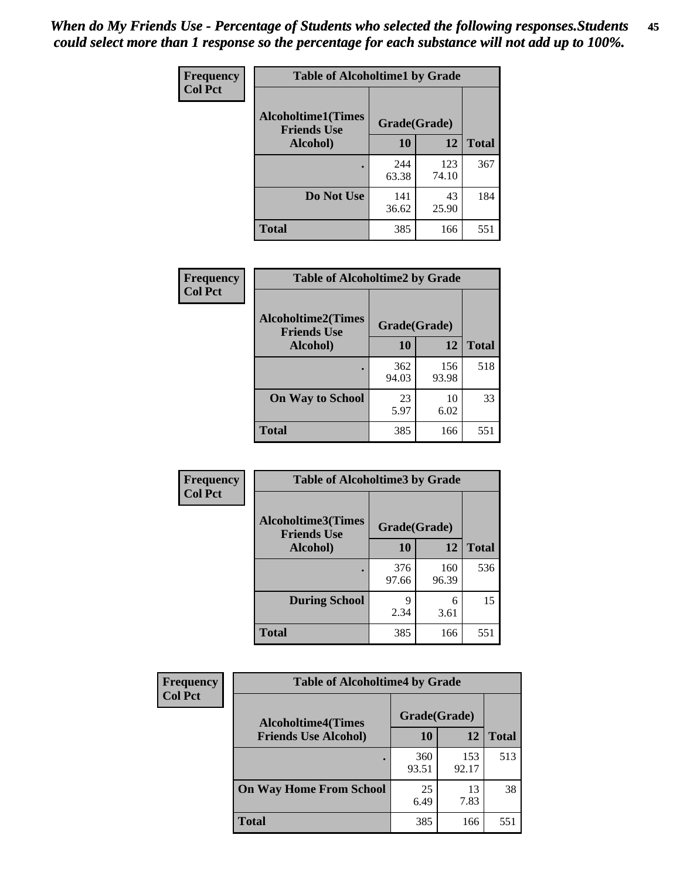*When do My Friends Use - Percentage of Students who selected the following responses.Students could select more than 1 response so the percentage for each substance will not add up to 100%.*

**Frequency**
**Col Pct**

| Table of Alcoholtime1 by Grade | | | |
|---|---|---|---|
| Alcoholtime1(Times Friends Use Alcohol) | Grade(Grade) | | |
| | 10 | 12 | Total |
| . | 244<br>63.38 | 123<br>74.10 | 367 |
| Do Not Use | 141<br>36.62 | 43<br>25.90 | 184 |
| Total | 385 | 166 | 551 |

**Frequency**
**Col Pct**

| Table of Alcoholtime2 by Grade | | | |
|---|---|---|---|
| Alcoholtime2(Times Friends Use Alcohol) | Grade(Grade) | | |
| | 10 | 12 | Total |
| . | 362<br>94.03 | 156<br>93.98 | 518 |
| On Way to School | 23<br>5.97 | 10<br>6.02 | 33 |
| Total | 385 | 166 | 551 |

**Frequency**
**Col Pct**

| Table of Alcoholtime3 by Grade | | | |
|---|---|---|---|
| Alcoholtime3(Times Friends Use Alcohol) | Grade(Grade) | | |
| | 10 | 12 | Total |
| . | 376<br>97.66 | 160<br>96.39 | 536 |
| During School | 9<br>2.34 | 6<br>3.61 | 15 |
| Total | 385 | 166 | 551 |

**Frequency**
**Col Pct**

| Table of Alcoholtime4 by Grade | | | |
|---|---|---|---|
| Alcoholtime4(Times Friends Use Alcohol) | Grade(Grade) | | |
| | 10 | 12 | Total |
| . | 360<br>93.51 | 153<br>92.17 | 513 |
| On Way Home From School | 25<br>6.49 | 13<br>7.83 | 38 |
| Total | 385 | 166 | 551 |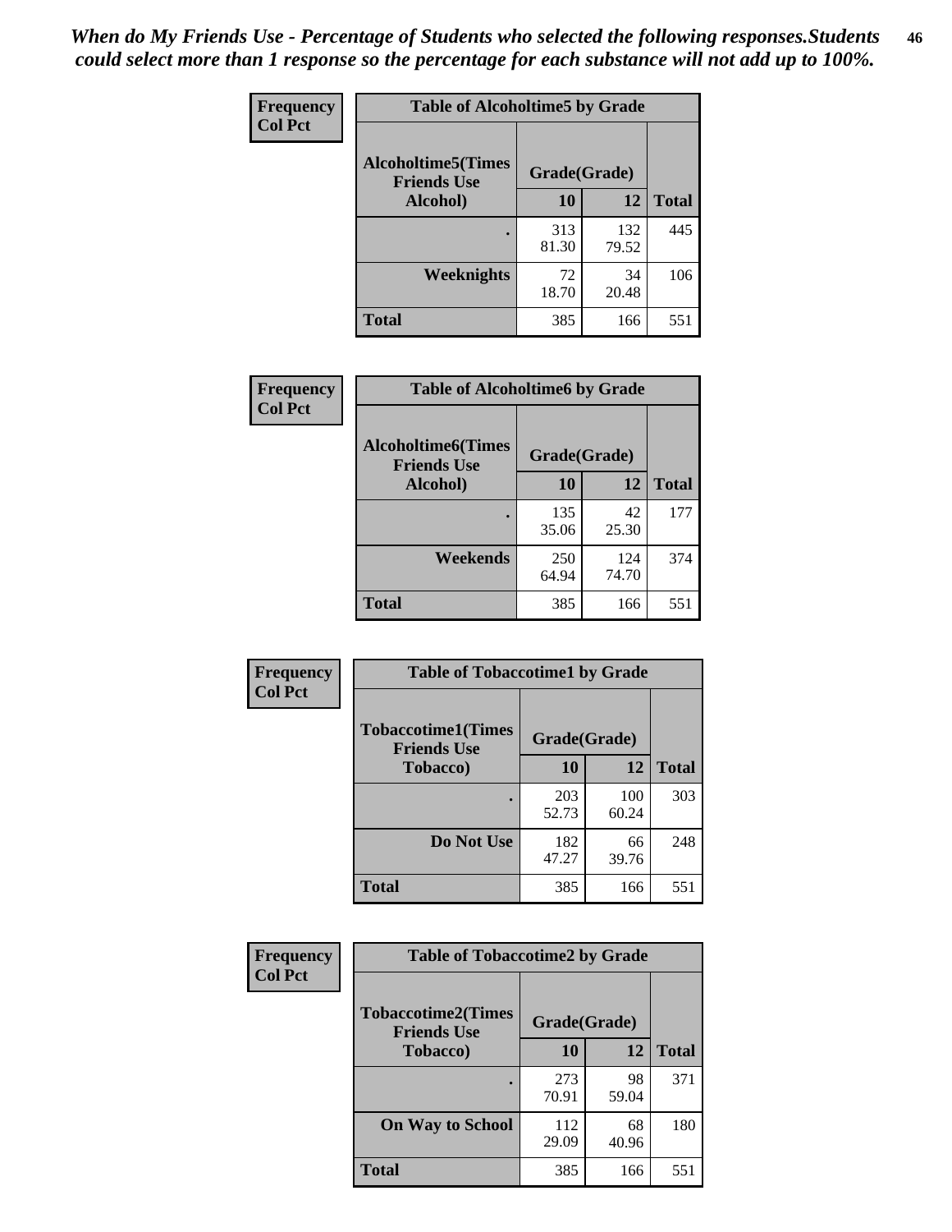*When do My Friends Use - Percentage of Students who selected the following responses.Students could select more than 1 response so the percentage for each substance will not add up to 100%.*

**Frequency / Col Pct**

| Table of Alcoholtime5 by Grade | | | |
|---|---|---|---|
| **Alcoholtime5(Times Friends Use Alcohol)** | **Grade(Grade)** | | **Total** |
| | **10** | **12** | |
| . | 313<br>81.30 | 132<br>79.52 | 445 |
| **Weeknights** | 72<br>18.70 | 34<br>20.48 | 106 |
| **Total** | 385 | 166 | 551 |

**Frequency / Col Pct**

| Table of Alcoholtime6 by Grade | | | |
|---|---|---|---|
| **Alcoholtime6(Times Friends Use Alcohol)** | **Grade(Grade)** | | **Total** |
| | **10** | **12** | |
| . | 135<br>35.06 | 42<br>25.30 | 177 |
| **Weekends** | 250<br>64.94 | 124<br>74.70 | 374 |
| **Total** | 385 | 166 | 551 |

**Frequency / Col Pct**

| Table of Tobaccotime1 by Grade | | | |
|---|---|---|---|
| **Tobaccotime1(Times Friends Use Tobacco)** | **Grade(Grade)** | | **Total** |
| | **10** | **12** | |
| . | 203<br>52.73 | 100<br>60.24 | 303 |
| **Do Not Use** | 182<br>47.27 | 66<br>39.76 | 248 |
| **Total** | 385 | 166 | 551 |

**Frequency / Col Pct**

| Table of Tobaccotime2 by Grade | | | |
|---|---|---|---|
| **Tobaccotime2(Times Friends Use Tobacco)** | **Grade(Grade)** | | **Total** |
| | **10** | **12** | |
| . | 273<br>70.91 | 98<br>59.04 | 371 |
| **On Way to School** | 112<br>29.09 | 68<br>40.96 | 180 |
| **Total** | 385 | 166 | 551 |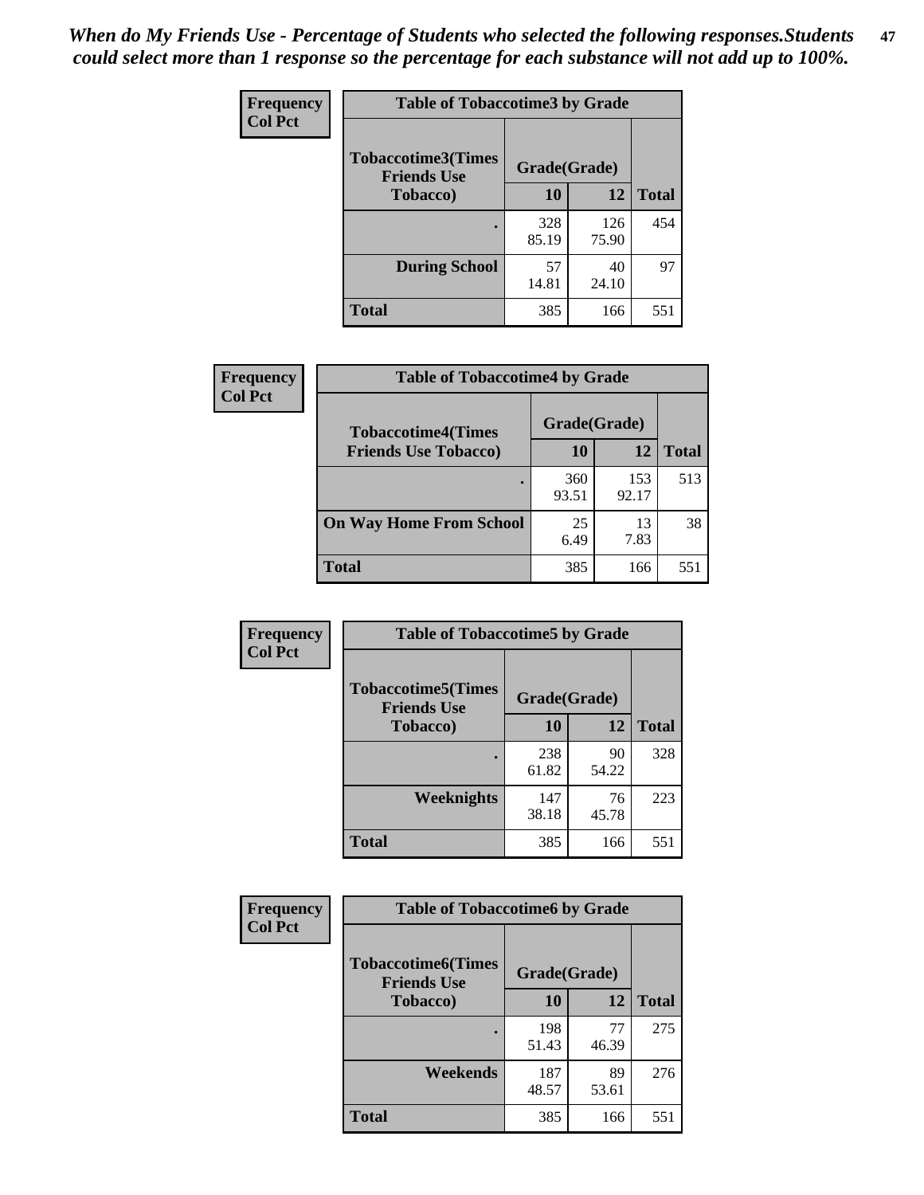*When do My Friends Use - Percentage of Students who selected the following responses.Students could select more than 1 response so the percentage for each substance will not add up to 100%.*

**Frequency**
**Col Pct**

| Table of Tobaccotime3 by Grade | | | |
|---|---|---|---|
| **Tobaccotime3(Times Friends Use Tobacco)** | **Grade(Grade)** | | |
| | **10** | **12** | **Total** |
| **.** | 328<br>85.19 | 126<br>75.90 | 454 |
| **During School** | 57<br>14.81 | 40<br>24.10 | 97 |
| **Total** | 385 | 166 | 551 |

**Frequency**
**Col Pct**

| Table of Tobaccotime4 by Grade | | | |
|---|---|---|---|
| **Tobaccotime4(Times Friends Use Tobacco)** | **Grade(Grade)** | | |
| | **10** | **12** | **Total** |
| **.** | 360<br>93.51 | 153<br>92.17 | 513 |
| **On Way Home From School** | 25<br>6.49 | 13<br>7.83 | 38 |
| **Total** | 385 | 166 | 551 |

**Frequency**
**Col Pct**

| Table of Tobaccotime5 by Grade | | | |
|---|---|---|---|
| **Tobaccotime5(Times Friends Use Tobacco)** | **Grade(Grade)** | | |
| | **10** | **12** | **Total** |
| **.** | 238<br>61.82 | 90<br>54.22 | 328 |
| **Weeknights** | 147<br>38.18 | 76<br>45.78 | 223 |
| **Total** | 385 | 166 | 551 |

**Frequency**
**Col Pct**

| Table of Tobaccotime6 by Grade | | | |
|---|---|---|---|
| **Tobaccotime6(Times Friends Use Tobacco)** | **Grade(Grade)** | | |
| | **10** | **12** | **Total** |
| **.** | 198<br>51.43 | 77<br>46.39 | 275 |
| **Weekends** | 187<br>48.57 | 89<br>53.61 | 276 |
| **Total** | 385 | 166 | 551 |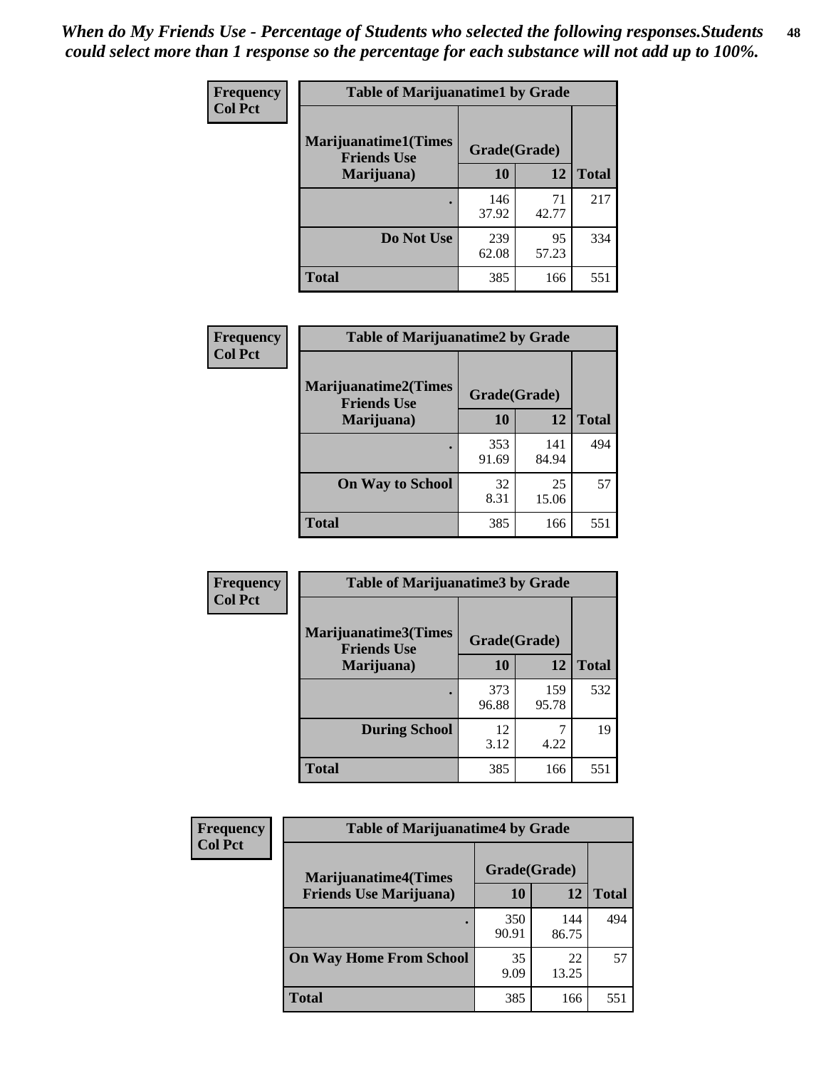*When do My Friends Use - Percentage of Students who selected the following responses.Students could select more than 1 response so the percentage for each substance will not add up to 100%.*

**Frequency**
**Col Pct**

| Table of Marijuanatime1 by Grade | | | |
|---|---|---|---|
| **Marijuanatime1(Times Friends Use Marijuana)** | **Grade(Grade)** | | |
| | **10** | **12** | **Total** |
| **.** | 146<br>37.92 | 71<br>42.77 | 217 |
| **Do Not Use** | 239<br>62.08 | 95<br>57.23 | 334 |
| **Total** | 385 | 166 | 551 |

**Frequency**
**Col Pct**

| Table of Marijuanatime2 by Grade | | | |
|---|---|---|---|
| **Marijuanatime2(Times Friends Use Marijuana)** | **Grade(Grade)** | | |
| | **10** | **12** | **Total** |
| **.** | 353<br>91.69 | 141<br>84.94 | 494 |
| **On Way to School** | 32<br>8.31 | 25<br>15.06 | 57 |
| **Total** | 385 | 166 | 551 |

**Frequency**
**Col Pct**

| Table of Marijuanatime3 by Grade | | | |
|---|---|---|---|
| **Marijuanatime3(Times Friends Use Marijuana)** | **Grade(Grade)** | | |
| | **10** | **12** | **Total** |
| **.** | 373<br>96.88 | 159<br>95.78 | 532 |
| **During School** | 12<br>3.12 | 7<br>4.22 | 19 |
| **Total** | 385 | 166 | 551 |

**Frequency**
**Col Pct**

| Table of Marijuanatime4 by Grade | | | |
|---|---|---|---|
| **Marijuanatime4(Times Friends Use Marijuana)** | **Grade(Grade)** | | |
| | **10** | **12** | **Total** |
| **.** | 350<br>90.91 | 144<br>86.75 | 494 |
| **On Way Home From School** | 35<br>9.09 | 22<br>13.25 | 57 |
| **Total** | 385 | 166 | 551 |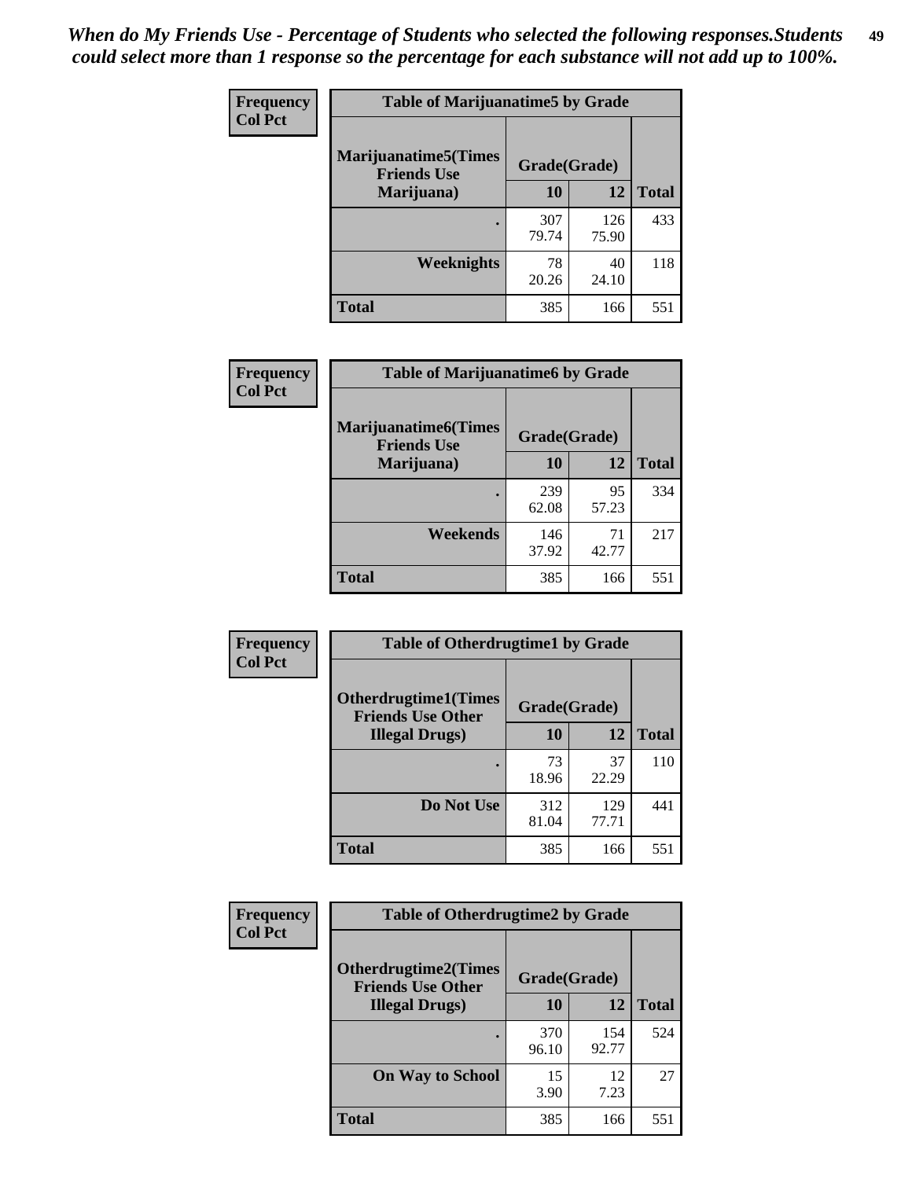*When do My Friends Use - Percentage of Students who selected the following responses.Students could select more than 1 response so the percentage for each substance will not add up to 100%.*

**Frequency**
**Col Pct**

| Table of Marijuanatime5 by Grade | | | |
|---|---|---|---|
| **Marijuanatime5(Times Friends Use Marijuana)** | **Grade(Grade)** | | **Total** |
| | **10** | **12** | |
| **.** | 307<br>79.74 | 126<br>75.90 | 433 |
| **Weeknights** | 78<br>20.26 | 40<br>24.10 | 118 |
| **Total** | 385 | 166 | 551 |

**Frequency**
**Col Pct**

| Table of Marijuanatime6 by Grade | | | |
|---|---|---|---|
| **Marijuanatime6(Times Friends Use Marijuana)** | **Grade(Grade)** | | **Total** |
| | **10** | **12** | |
| **.** | 239<br>62.08 | 95<br>57.23 | 334 |
| **Weekends** | 146<br>37.92 | 71<br>42.77 | 217 |
| **Total** | 385 | 166 | 551 |

**Frequency**
**Col Pct**

| Table of Otherdrugtime1 by Grade | | | |
|---|---|---|---|
| **Otherdrugtime1(Times Friends Use Other Illegal Drugs)** | **Grade(Grade)** | | **Total** |
| | **10** | **12** | |
| **.** | 73<br>18.96 | 37<br>22.29 | 110 |
| **Do Not Use** | 312<br>81.04 | 129<br>77.71 | 441 |
| **Total** | 385 | 166 | 551 |

**Frequency**
**Col Pct**

| Table of Otherdrugtime2 by Grade | | | |
|---|---|---|---|
| **Otherdrugtime2(Times Friends Use Other Illegal Drugs)** | **Grade(Grade)** | | **Total** |
| | **10** | **12** | |
| **.** | 370<br>96.10 | 154<br>92.77 | 524 |
| **On Way to School** | 15<br>3.90 | 12<br>7.23 | 27 |
| **Total** | 385 | 166 | 551 |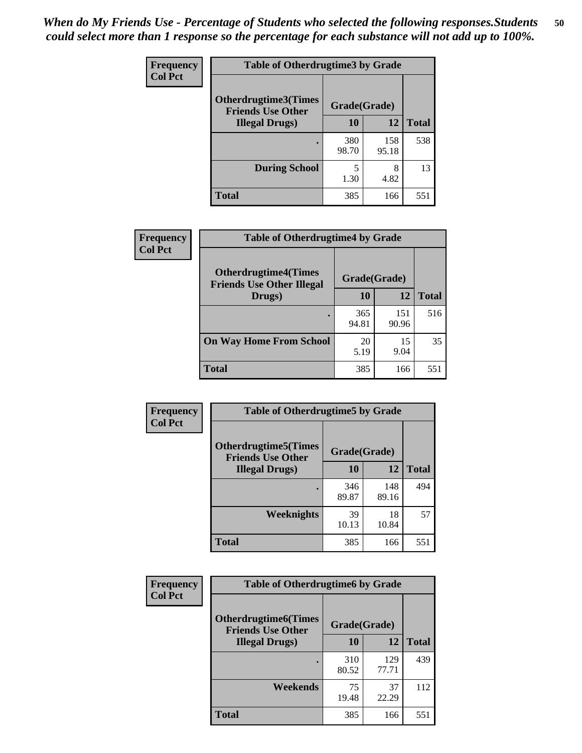*When do My Friends Use - Percentage of Students who selected the following responses.Students could select more than 1 response so the percentage for each substance will not add up to 100%.*

**Frequency**
**Col Pct**

| Table of Otherdrugtime3 by Grade | | | |
|---|---|---|---|
| **Otherdrugtime3(Times Friends Use Other Illegal Drugs)** | **Grade(Grade)** | | |
| | **10** | **12** | **Total** |
| **.** | 380<br>98.70 | 158<br>95.18 | 538 |
| **During School** | 5<br>1.30 | 8<br>4.82 | 13 |
| **Total** | 385 | 166 | 551 |

**Frequency**
**Col Pct**

| Table of Otherdrugtime4 by Grade | | | |
|---|---|---|---|
| **Otherdrugtime4(Times Friends Use Other Illegal Drugs)** | **Grade(Grade)** | | |
| | **10** | **12** | **Total** |
| **.** | 365<br>94.81 | 151<br>90.96 | 516 |
| **On Way Home From School** | 20<br>5.19 | 15<br>9.04 | 35 |
| **Total** | 385 | 166 | 551 |

**Frequency**
**Col Pct**

| Table of Otherdrugtime5 by Grade | | | |
|---|---|---|---|
| **Otherdrugtime5(Times Friends Use Other Illegal Drugs)** | **Grade(Grade)** | | |
| | **10** | **12** | **Total** |
| **.** | 346<br>89.87 | 148<br>89.16 | 494 |
| **Weeknights** | 39<br>10.13 | 18<br>10.84 | 57 |
| **Total** | 385 | 166 | 551 |

**Frequency**
**Col Pct**

| Table of Otherdrugtime6 by Grade | | | |
|---|---|---|---|
| **Otherdrugtime6(Times Friends Use Other Illegal Drugs)** | **Grade(Grade)** | | |
| | **10** | **12** | **Total** |
| **.** | 310<br>80.52 | 129<br>77.71 | 439 |
| **Weekends** | 75<br>19.48 | 37<br>22.29 | 112 |
| **Total** | 385 | 166 | 551 |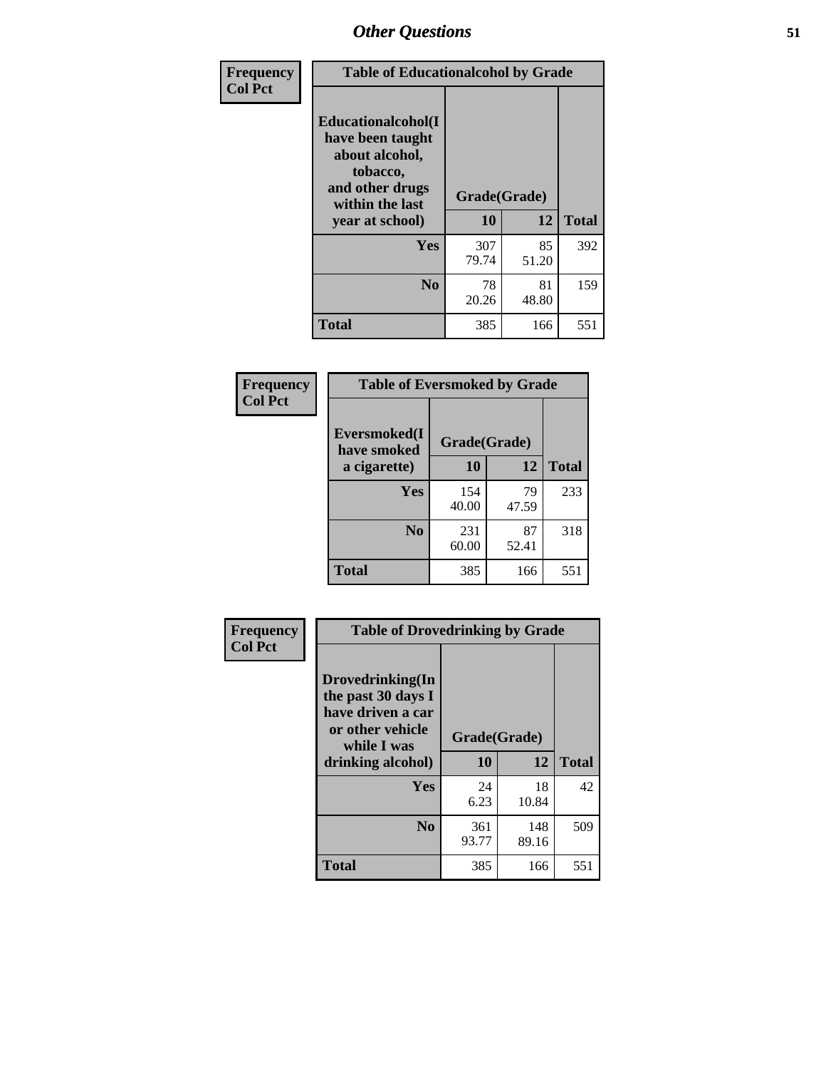## Other Questions

**Frequency / Col Pct**

| Table of Educationalalcohol by Grade | | | |
|---|---|---|---|
| **Educationalalcohol(I have been taught about alcohol, tobacco, and other drugs within the last year at school)** | **Grade(Grade)** | | |
| | **10** | **12** | **Total** |
| **Yes** | 307<br>79.74 | 85<br>51.20 | 392 |
| **No** | 78<br>20.26 | 81<br>48.80 | 159 |
| **Total** | 385 | 166 | 551 |

**Frequency / Col Pct**

| Table of Eversmoked by Grade | | | |
|---|---|---|---|
| **Eversmoked(I have smoked a cigarette)** | **Grade(Grade)** | | |
| | **10** | **12** | **Total** |
| **Yes** | 154<br>40.00 | 79<br>47.59 | 233 |
| **No** | 231<br>60.00 | 87<br>52.41 | 318 |
| **Total** | 385 | 166 | 551 |

**Frequency / Col Pct**

| Table of Drovedrinking by Grade | | | |
|---|---|---|---|
| **Drovedrinking(In the past 30 days I have driven a car or other vehicle while I was drinking alcohol)** | **Grade(Grade)** | | |
| | **10** | **12** | **Total** |
| **Yes** | 24<br>6.23 | 18<br>10.84 | 42 |
| **No** | 361<br>93.77 | 148<br>89.16 | 509 |
| **Total** | 385 | 166 | 551 |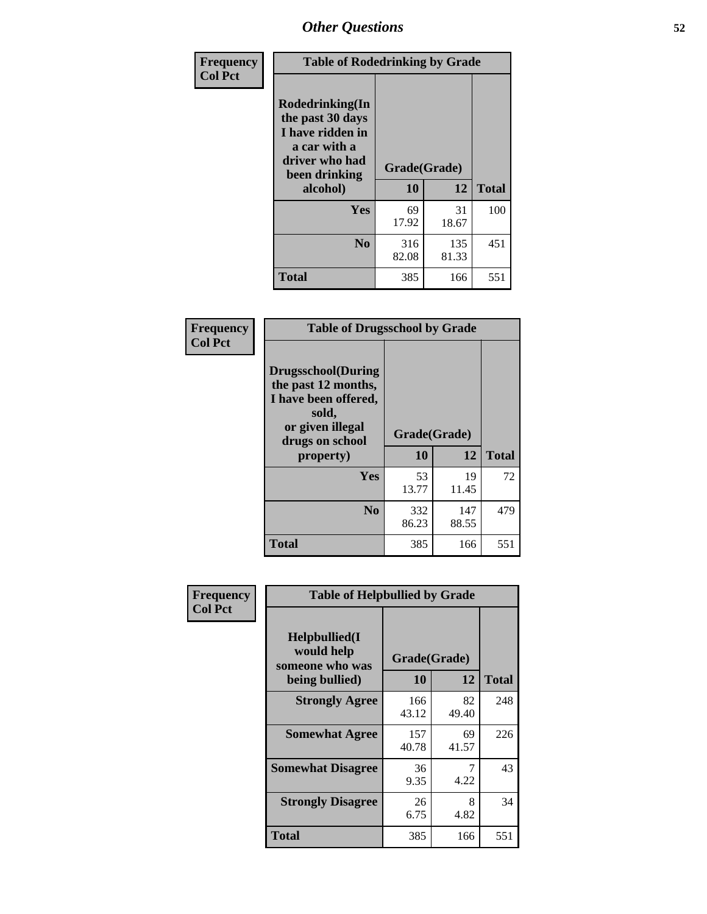## Other Questions

**Frequency**
**Col Pct**

| Table of Rodedrinking by Grade | | | |
|---|---|---|---|
| **Rodedrinking(In the past 30 days I have ridden in a car with a driver who had been drinking alcohol)** | **Grade(Grade)** | | |
| | **10** | **12** | **Total** |
| **Yes** | 69<br>17.92 | 31<br>18.67 | 100 |
| **No** | 316<br>82.08 | 135<br>81.33 | 451 |
| **Total** | 385 | 166 | 551 |

**Frequency**
**Col Pct**

| Table of Drugsschool by Grade | | | |
|---|---|---|---|
| **Drugsschool(During the past 12 months, I have been offered, sold, or given illegal drugs on school property)** | **Grade(Grade)** | | |
| | **10** | **12** | **Total** |
| **Yes** | 53<br>13.77 | 19<br>11.45 | 72 |
| **No** | 332<br>86.23 | 147<br>88.55 | 479 |
| **Total** | 385 | 166 | 551 |

**Frequency**
**Col Pct**

| Table of Helpbullied by Grade | | | |
|---|---|---|---|
| **Helpbullied(I would help someone who was being bullied)** | **Grade(Grade)** | | |
| | **10** | **12** | **Total** |
| **Strongly Agree** | 166<br>43.12 | 82<br>49.40 | 248 |
| **Somewhat Agree** | 157<br>40.78 | 69<br>41.57 | 226 |
| **Somewhat Disagree** | 36<br>9.35 | 7<br>4.22 | 43 |
| **Strongly Disagree** | 26<br>6.75 | 8<br>4.82 | 34 |
| **Total** | 385 | 166 | 551 |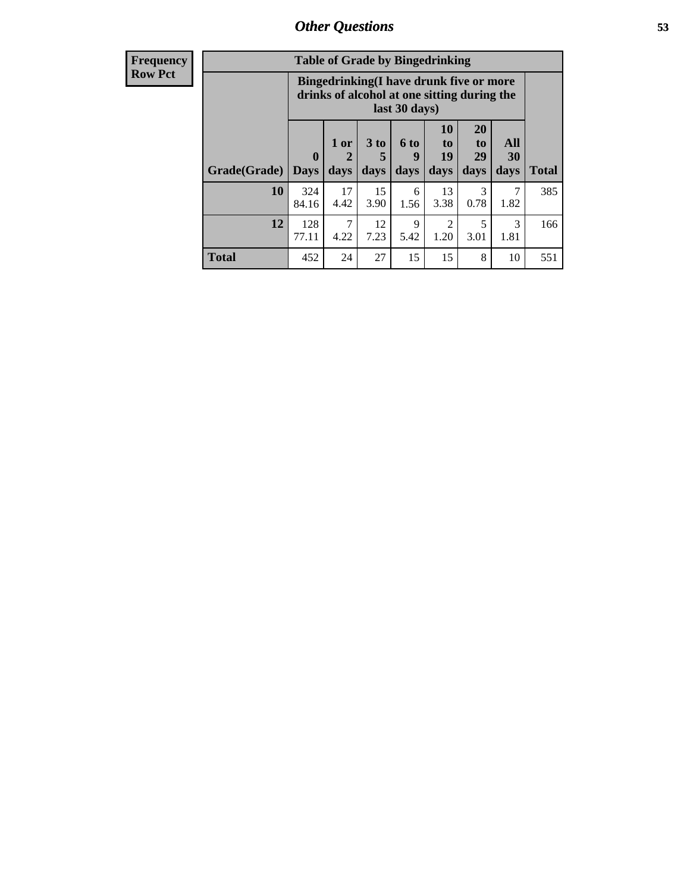| Frequency Row Pct |
|---|

**Table of Grade by Bingedrinking**

| | Bingedrinking(I have drunk five or more drinks of alcohol at one sitting during the last 30 days) | | | | | | | |
|---|---|---|---|---|---|---|---|---|
| Grade(Grade) | 0 Days | 1 or 2 days | 3 to 5 days | 6 to 9 days | 10 to 19 days | 20 to 29 days | All 30 days | Total |
| **10** | 324<br>84.16 | 17<br>4.42 | 15<br>3.90 | 6<br>1.56 | 13<br>3.38 | 3<br>0.78 | 7<br>1.82 | 385 |
| **12** | 128<br>77.11 | 7<br>4.22 | 12<br>7.23 | 9<br>5.42 | 2<br>1.20 | 5<br>3.01 | 3<br>1.81 | 166 |
| **Total** | 452 | 24 | 27 | 15 | 15 | 8 | 10 | 551 |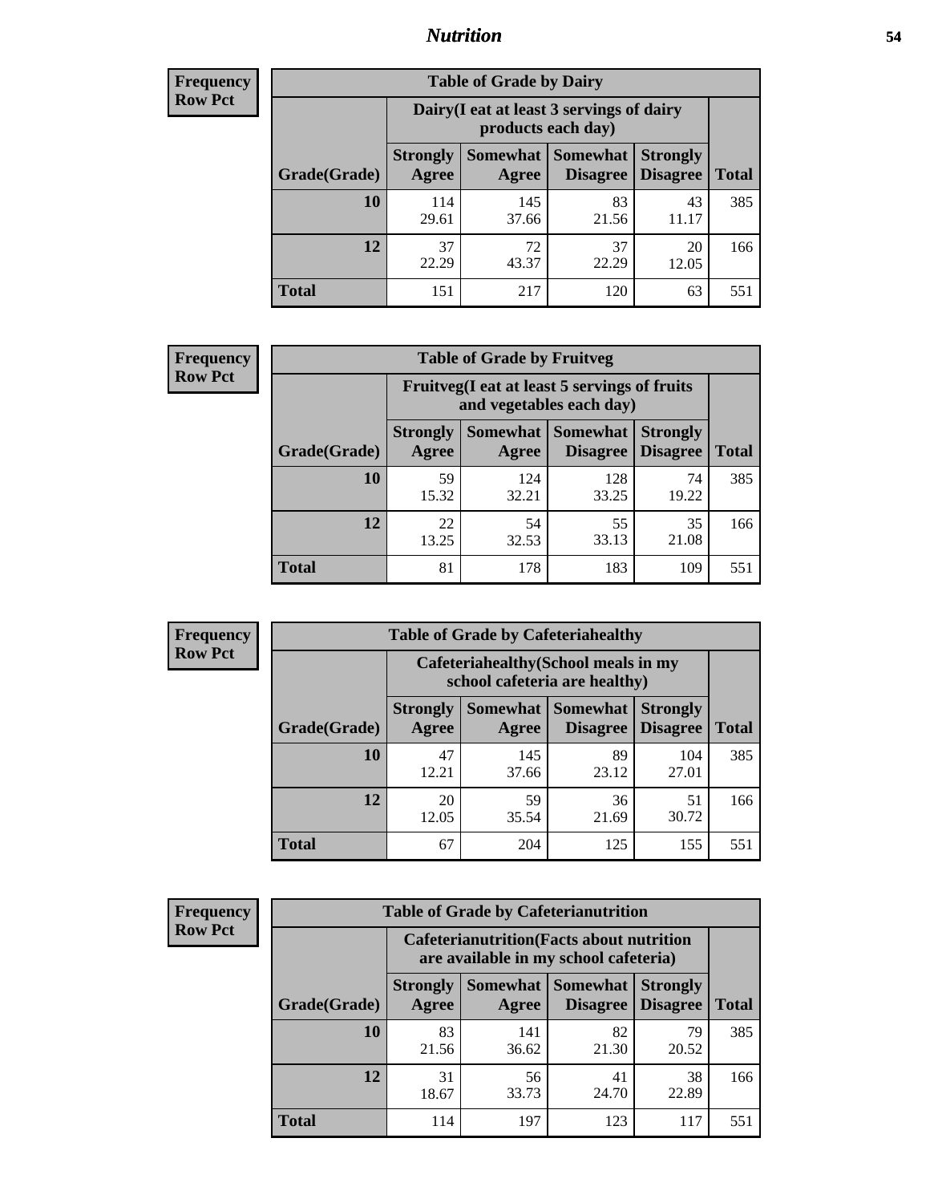# Nutrition

**Frequency**
**Row Pct**

| Table of Grade by Dairy | | | | | |
|---|---|---|---|---|---|
| | Dairy(I eat at least 3 servings of dairy products each day) | | | | |
| Grade(Grade) | Strongly Agree | Somewhat Agree | Somewhat Disagree | Strongly Disagree | Total |
| 10 | 114<br>29.61 | 145<br>37.66 | 83<br>21.56 | 43<br>11.17 | 385 |
| 12 | 37<br>22.29 | 72<br>43.37 | 37<br>22.29 | 20<br>12.05 | 166 |
| Total | 151 | 217 | 120 | 63 | 551 |

**Frequency**
**Row Pct**

| Table of Grade by Fruitveg | | | | | |
|---|---|---|---|---|---|
| | Fruitveg(I eat at least 5 servings of fruits and vegetables each day) | | | | |
| Grade(Grade) | Strongly Agree | Somewhat Agree | Somewhat Disagree | Strongly Disagree | Total |
| 10 | 59<br>15.32 | 124<br>32.21 | 128<br>33.25 | 74<br>19.22 | 385 |
| 12 | 22<br>13.25 | 54<br>32.53 | 55<br>33.13 | 35<br>21.08 | 166 |
| Total | 81 | 178 | 183 | 109 | 551 |

**Frequency**
**Row Pct**

| Table of Grade by Cafeteriahealthy | | | | | |
|---|---|---|---|---|---|
| | Cafeteriahealthy(School meals in my school cafeteria are healthy) | | | | |
| Grade(Grade) | Strongly Agree | Somewhat Agree | Somewhat Disagree | Strongly Disagree | Total |
| 10 | 47<br>12.21 | 145<br>37.66 | 89<br>23.12 | 104<br>27.01 | 385 |
| 12 | 20<br>12.05 | 59<br>35.54 | 36<br>21.69 | 51<br>30.72 | 166 |
| Total | 67 | 204 | 125 | 155 | 551 |

**Frequency**
**Row Pct**

| Table of Grade by Cafeterianutrition | | | | | |
|---|---|---|---|---|---|
| | Cafeterianutrition(Facts about nutrition are available in my school cafeteria) | | | | |
| Grade(Grade) | Strongly Agree | Somewhat Agree | Somewhat Disagree | Strongly Disagree | Total |
| 10 | 83<br>21.56 | 141<br>36.62 | 82<br>21.30 | 79<br>20.52 | 385 |
| 12 | 31<br>18.67 | 56<br>33.73 | 41<br>24.70 | 38<br>22.89 | 166 |
| Total | 114 | 197 | 123 | 117 | 551 |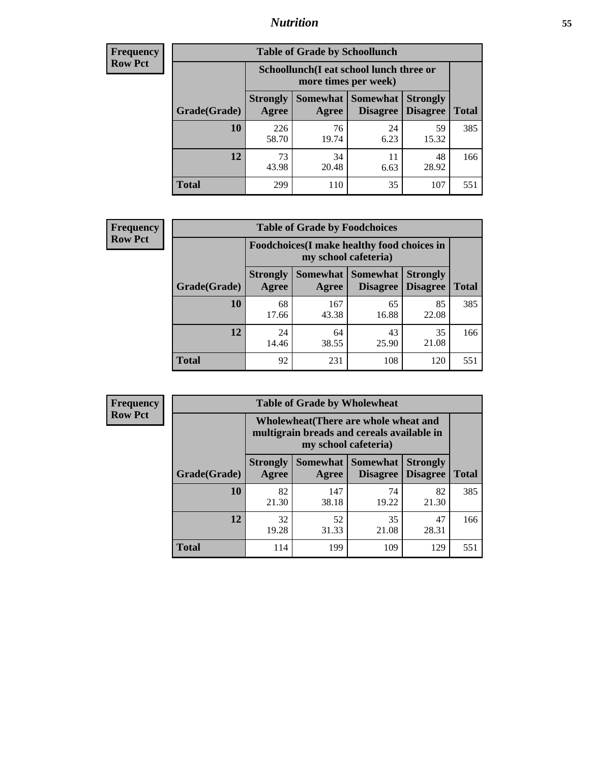**Frequency**
**Row Pct**

| Table of Grade by Schoollunch | | | | | |
|---|---|---|---|---|---|
| | Schoollunch(I eat school lunch three or more times per week) | | | | |
| Grade(Grade) | Strongly Agree | Somewhat Agree | Somewhat Disagree | Strongly Disagree | Total |
| **10** | 226<br>58.70 | 76<br>19.74 | 24<br>6.23 | 59<br>15.32 | 385 |
| **12** | 73<br>43.98 | 34<br>20.48 | 11<br>6.63 | 48<br>28.92 | 166 |
| **Total** | 299 | 110 | 35 | 107 | 551 |

**Frequency**
**Row Pct**

| Table of Grade by Foodchoices | | | | | |
|---|---|---|---|---|---|
| | Foodchoices(I make healthy food choices in my school cafeteria) | | | | |
| Grade(Grade) | Strongly Agree | Somewhat Agree | Somewhat Disagree | Strongly Disagree | Total |
| **10** | 68<br>17.66 | 167<br>43.38 | 65<br>16.88 | 85<br>22.08 | 385 |
| **12** | 24<br>14.46 | 64<br>38.55 | 43<br>25.90 | 35<br>21.08 | 166 |
| **Total** | 92 | 231 | 108 | 120 | 551 |

**Frequency**
**Row Pct**

| Table of Grade by Wholewheat | | | | | |
|---|---|---|---|---|---|
| | Wholewheat(There are whole wheat and multigrain breads and cereals available in my school cafeteria) | | | | |
| Grade(Grade) | Strongly Agree | Somewhat Agree | Somewhat Disagree | Strongly Disagree | Total |
| **10** | 82<br>21.30 | 147<br>38.18 | 74<br>19.22 | 82<br>21.30 | 385 |
| **12** | 32<br>19.28 | 52<br>31.33 | 35<br>21.08 | 47<br>28.31 | 166 |
| **Total** | 114 | 199 | 109 | 129 | 551 |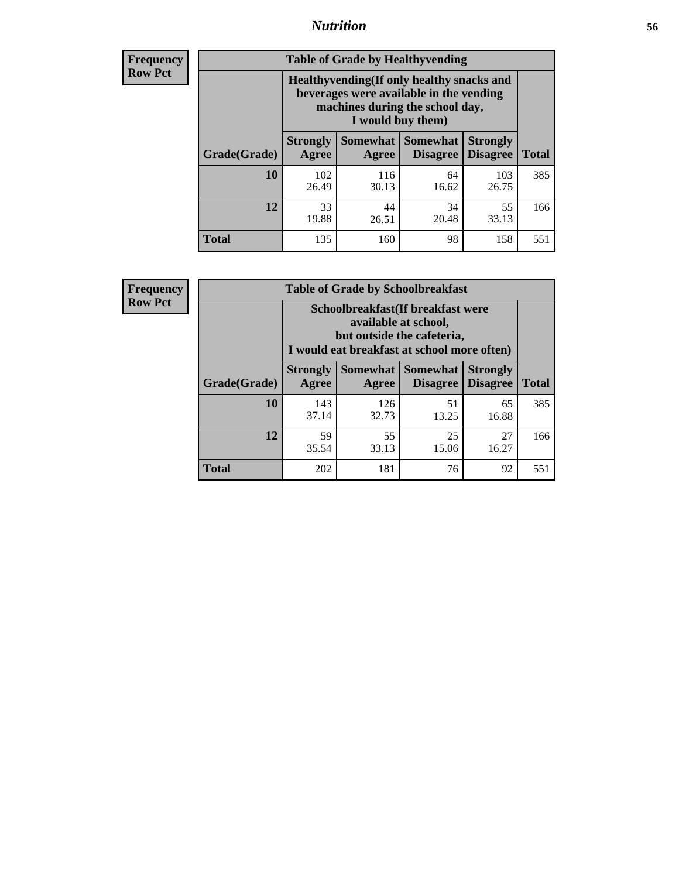# Nutrition

**Frequency**
**Row Pct**

| Table of Grade by Healthyvending | | | | | |
|---|---|---|---|---|---|
| | Healthyvending(If only healthy snacks and beverages were available in the vending machines during the school day, I would buy them) | | | | |
| Grade(Grade) | Strongly Agree | Somewhat Agree | Somewhat Disagree | Strongly Disagree | Total |
| **10** | 102<br>26.49 | 116<br>30.13 | 64<br>16.62 | 103<br>26.75 | 385 |
| **12** | 33<br>19.88 | 44<br>26.51 | 34<br>20.48 | 55<br>33.13 | 166 |
| **Total** | 135 | 160 | 98 | 158 | 551 |

**Frequency**
**Row Pct**

| Table of Grade by Schoolbreakfast | | | | | |
|---|---|---|---|---|---|
| | Schoolbreakfast(If breakfast were available at school, but outside the cafeteria, I would eat breakfast at school more often) | | | | |
| Grade(Grade) | Strongly Agree | Somewhat Agree | Somewhat Disagree | Strongly Disagree | Total |
| **10** | 143<br>37.14 | 126<br>32.73 | 51<br>13.25 | 65<br>16.88 | 385 |
| **12** | 59<br>35.54 | 55<br>33.13 | 25<br>15.06 | 27<br>16.27 | 166 |
| **Total** | 202 | 181 | 76 | 92 | 551 |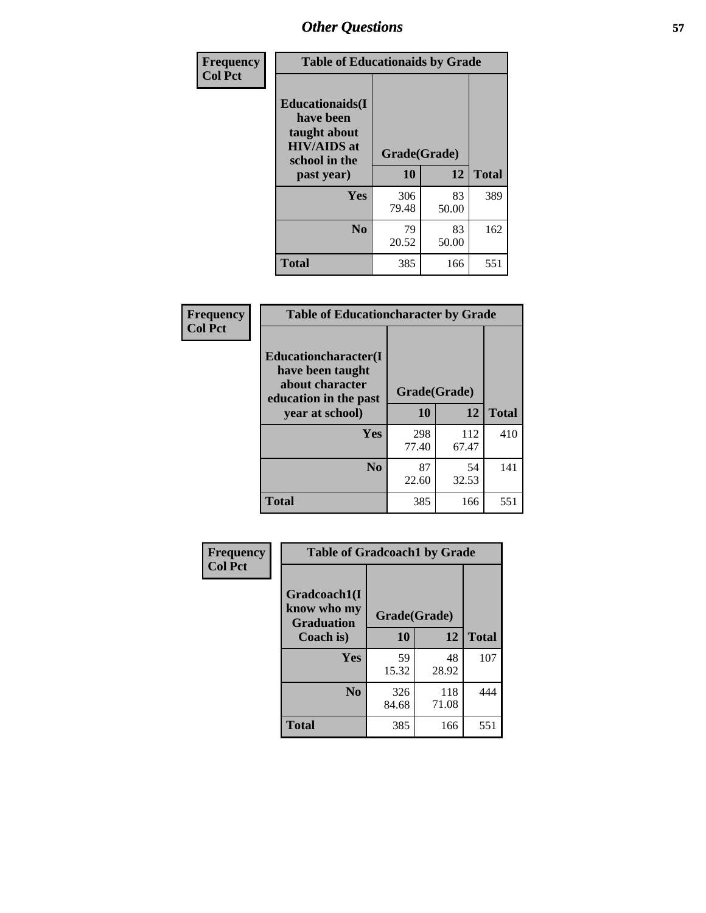| Frequency Col Pct |
|---|

| Table of Educationaids by Grade | | | |
|---|---|---|---|
| Educationaids(I have been taught about HIV/AIDS at school in the past year) | Grade(Grade) | | |
| | 10 | 12 | Total |
| Yes | 306<br>79.48 | 83<br>50.00 | 389 |
| No | 79<br>20.52 | 83<br>50.00 | 162 |
| Total | 385 | 166 | 551 |

| Frequency Col Pct |
|---|

| Table of Educationcharacter by Grade | | | |
|---|---|---|---|
| Educationcharacter(I have been taught about character education in the past year at school) | Grade(Grade) | | |
| | 10 | 12 | Total |
| Yes | 298<br>77.40 | 112<br>67.47 | 410 |
| No | 87<br>22.60 | 54<br>32.53 | 141 |
| Total | 385 | 166 | 551 |

| Frequency Col Pct |
|---|

| Table of Gradcoach1 by Grade | | | |
|---|---|---|---|
| Gradcoach1(I know who my Graduation Coach is) | Grade(Grade) | | |
| | 10 | 12 | Total |
| Yes | 59<br>15.32 | 48<br>28.92 | 107 |
| No | 326<br>84.68 | 118<br>71.08 | 444 |
| Total | 385 | 166 | 551 |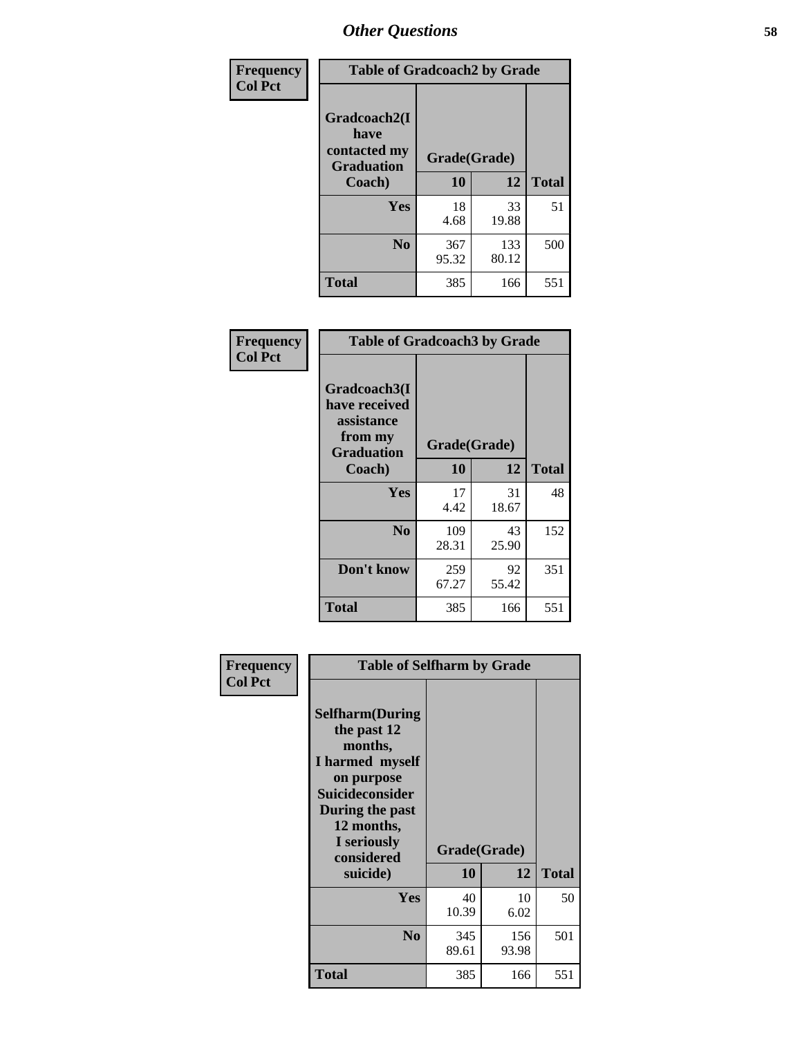# Other Questions

**Frequency**
**Col Pct**

| Gradcoach2(I have contacted my Graduation Coach) | Grade(Grade) 10 | 12 | Total |
|---|---|---|---|
| **Yes** | 18<br>4.68 | 33<br>19.88 | 51 |
| **No** | 367<br>95.32 | 133<br>80.12 | 500 |
| **Total** | 385 | 166 | 551 |

Table of Gradcoach2 by Grade

**Frequency**
**Col Pct**

| Gradcoach3(I have received assistance from my Graduation Coach) | Grade(Grade) 10 | 12 | Total |
|---|---|---|---|
| **Yes** | 17<br>4.42 | 31<br>18.67 | 48 |
| **No** | 109<br>28.31 | 43<br>25.90 | 152 |
| **Don't know** | 259<br>67.27 | 92<br>55.42 | 351 |
| **Total** | 385 | 166 | 551 |

Table of Gradcoach3 by Grade

**Frequency**
**Col Pct**

| Selfharm(During the past 12 months, I harmed myself on purpose Suicideconsider During the past 12 months, I seriously considered suicide) | Grade(Grade) 10 | 12 | Total |
|---|---|---|---|
| **Yes** | 40<br>10.39 | 10<br>6.02 | 50 |
| **No** | 345<br>89.61 | 156<br>93.98 | 501 |
| **Total** | 385 | 166 | 551 |

Table of Selfharm by Grade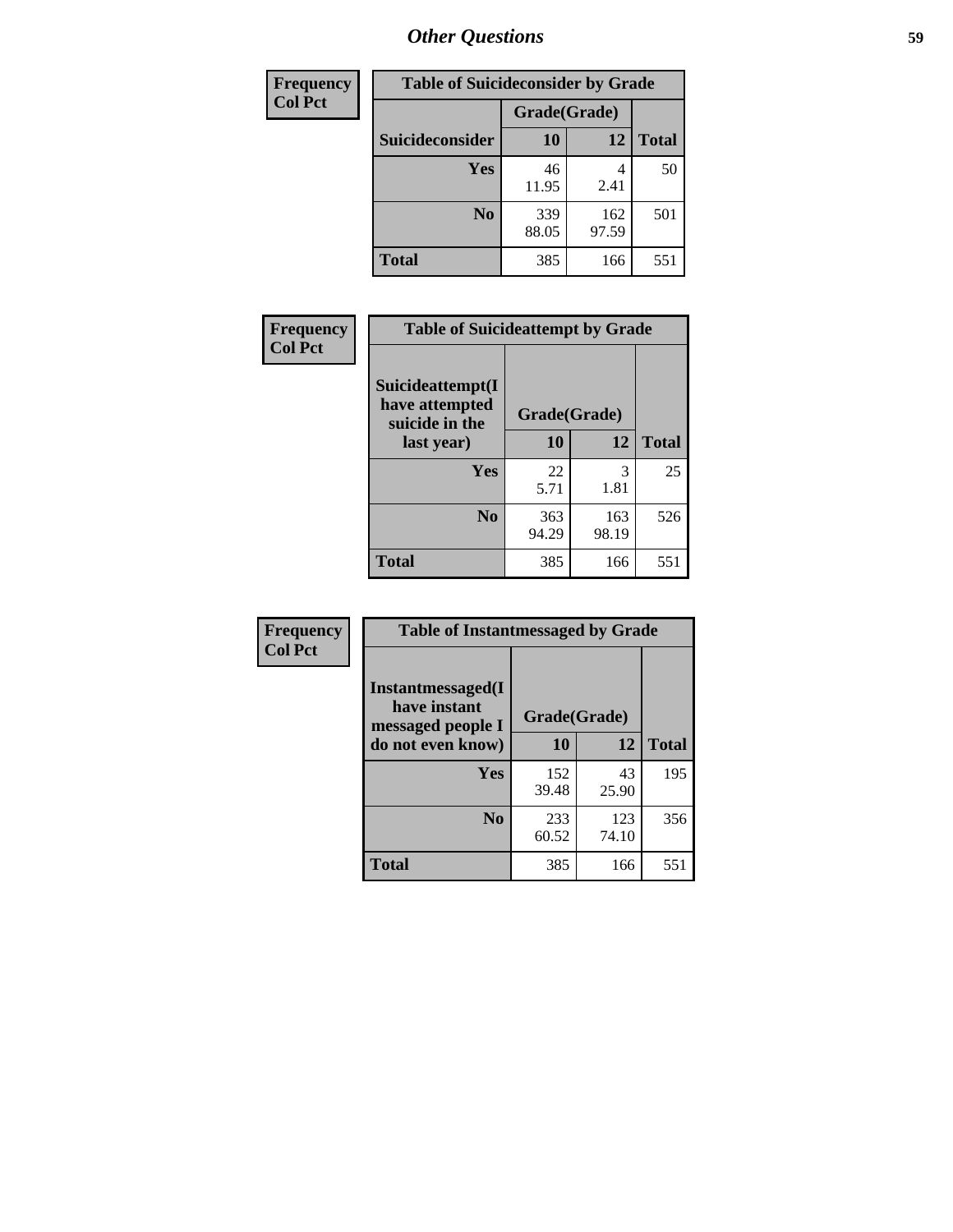# Other Questions

| Frequency<br>Col Pct | Table of Suicideconsider by Grade | | |
|---|---|---|---|
| | Grade(Grade) | | |
| **Suicideconsider** | **10** | **12** | **Total** |
| **Yes** | 46<br>11.95 | 4<br>2.41 | 50 |
| **No** | 339<br>88.05 | 162<br>97.59 | 501 |
| **Total** | 385 | 166 | 551 |

| Frequency<br>Col Pct | Table of Suicideattempt by Grade | | |
|---|---|---|---|
| **Suicideattempt(I have attempted suicide in the last year)** | Grade(Grade) | | |
| | **10** | **12** | **Total** |
| **Yes** | 22<br>5.71 | 3<br>1.81 | 25 |
| **No** | 363<br>94.29 | 163<br>98.19 | 526 |
| **Total** | 385 | 166 | 551 |

| Frequency<br>Col Pct | Table of Instantmessaged by Grade | | |
|---|---|---|---|
| **Instantmessaged(I have instant messaged people I do not even know)** | Grade(Grade) | | |
| | **10** | **12** | **Total** |
| **Yes** | 152<br>39.48 | 43<br>25.90 | 195 |
| **No** | 233<br>60.52 | 123<br>74.10 | 356 |
| **Total** | 385 | 166 | 551 |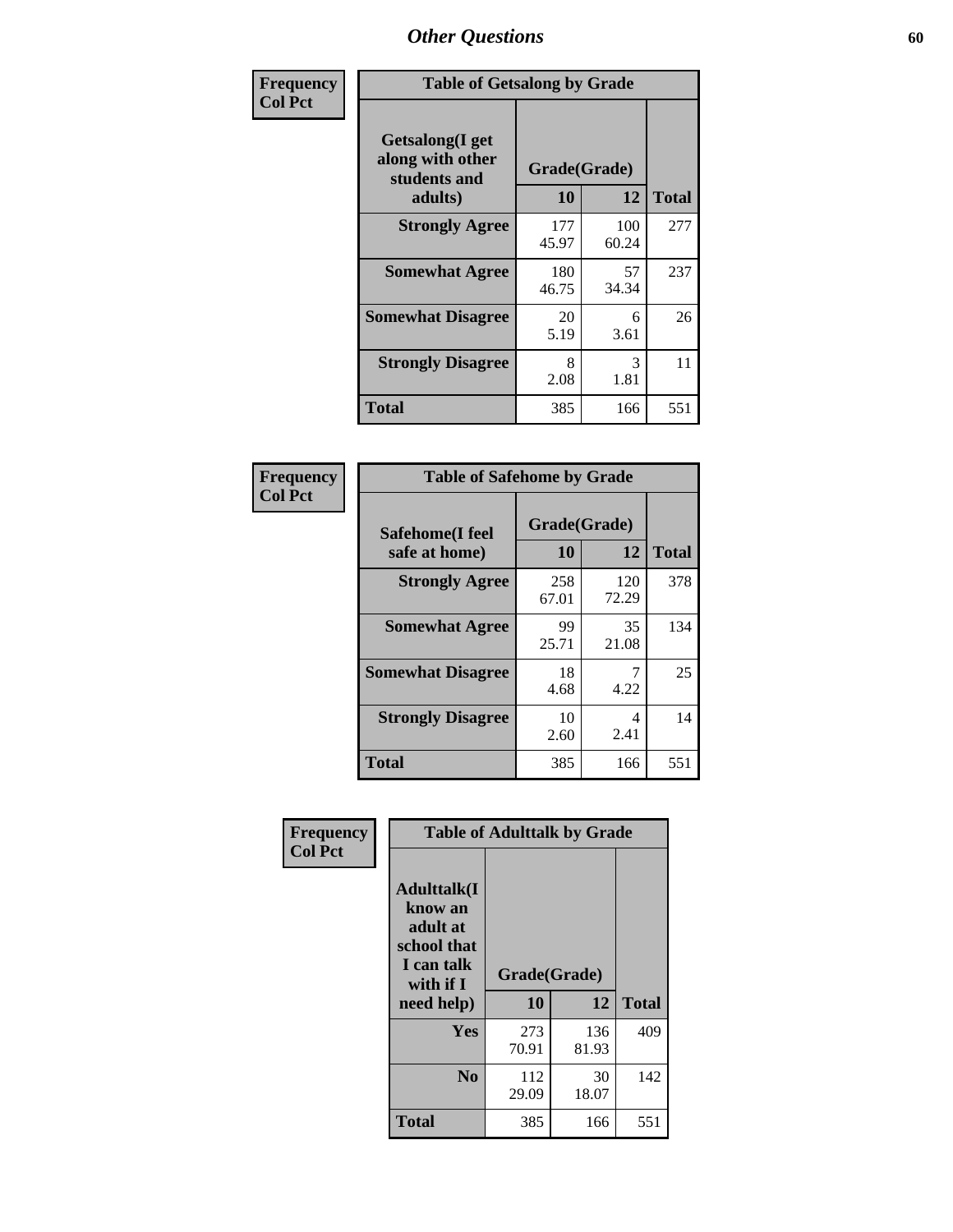| Frequency<br>Col Pct |
|---|

**Table of Getsalong by Grade**

| Getsalong(I get along with other students and adults) | Grade(Grade) 10 | 12 | Total |
|---|---|---|---|
| **Strongly Agree** | 177<br>45.97 | 100<br>60.24 | 277 |
| **Somewhat Agree** | 180<br>46.75 | 57<br>34.34 | 237 |
| **Somewhat Disagree** | 20<br>5.19 | 6<br>3.61 | 26 |
| **Strongly Disagree** | 8<br>2.08 | 3<br>1.81 | 11 |
| **Total** | 385 | 166 | 551 |

| Frequency<br>Col Pct |
|---|

**Table of Safehome by Grade**

| Safehome(I feel safe at home) | Grade(Grade) 10 | 12 | Total |
|---|---|---|---|
| **Strongly Agree** | 258<br>67.01 | 120<br>72.29 | 378 |
| **Somewhat Agree** | 99<br>25.71 | 35<br>21.08 | 134 |
| **Somewhat Disagree** | 18<br>4.68 | 7<br>4.22 | 25 |
| **Strongly Disagree** | 10<br>2.60 | 4<br>2.41 | 14 |
| **Total** | 385 | 166 | 551 |

| Frequency<br>Col Pct |
|---|

**Table of Adulttalk by Grade**

| Adulttalk(I know an adult at school that I can talk with if I need help) | Grade(Grade) 10 | 12 | Total |
|---|---|---|---|
| **Yes** | 273<br>70.91 | 136<br>81.93 | 409 |
| **No** | 112<br>29.09 | 30<br>18.07 | 142 |
| **Total** | 385 | 166 | 551 |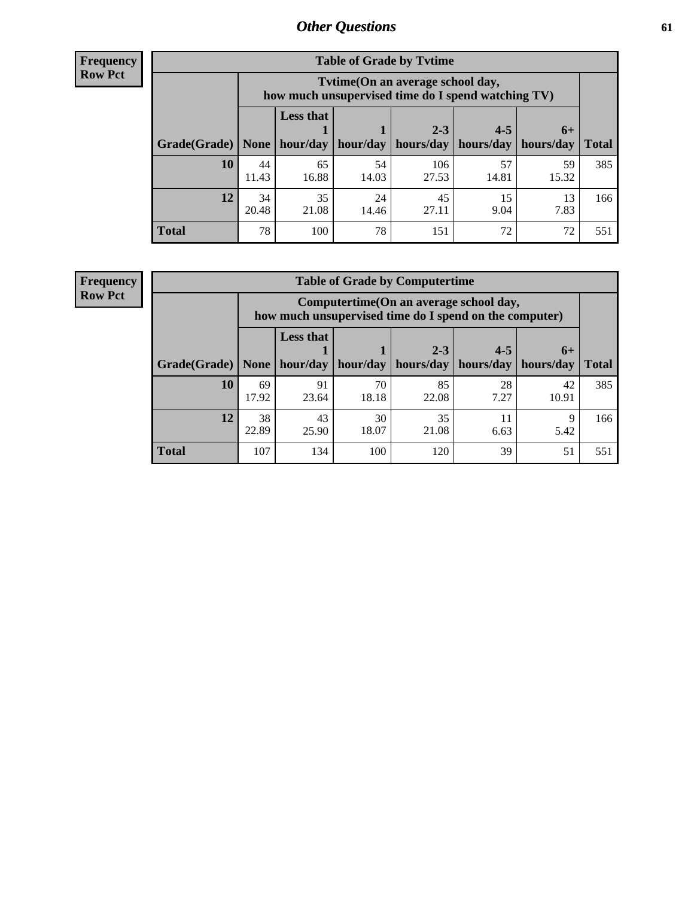## Other Questions

**Frequency**
**Row Pct**

**Table of Grade by Tvtime**

| Grade(Grade) | Tvtime(On an average school day, how much unsupervised time do I spend watching TV) | | | | | | Total |
|---|---|---|---|---|---|---|---|
| | None | Less that 1 hour/day | 1 hour/day | 2-3 hours/day | 4-5 hours/day | 6+ hours/day | |
| **10** | 44<br>11.43 | 65<br>16.88 | 54<br>14.03 | 106<br>27.53 | 57<br>14.81 | 59<br>15.32 | 385 |
| **12** | 34<br>20.48 | 35<br>21.08 | 24<br>14.46 | 45<br>27.11 | 15<br>9.04 | 13<br>7.83 | 166 |
| **Total** | 78 | 100 | 78 | 151 | 72 | 72 | 551 |

**Frequency**
**Row Pct**

**Table of Grade by Computertime**

| Grade(Grade) | Computertime(On an average school day, how much unsupervised time do I spend on the computer) | | | | | | Total |
|---|---|---|---|---|---|---|---|
| | None | Less that 1 hour/day | 1 hour/day | 2-3 hours/day | 4-5 hours/day | 6+ hours/day | |
| **10** | 69<br>17.92 | 91<br>23.64 | 70<br>18.18 | 85<br>22.08 | 28<br>7.27 | 42<br>10.91 | 385 |
| **12** | 38<br>22.89 | 43<br>25.90 | 30<br>18.07 | 35<br>21.08 | 11<br>6.63 | 9<br>5.42 | 166 |
| **Total** | 107 | 134 | 100 | 120 | 39 | 51 | 551 |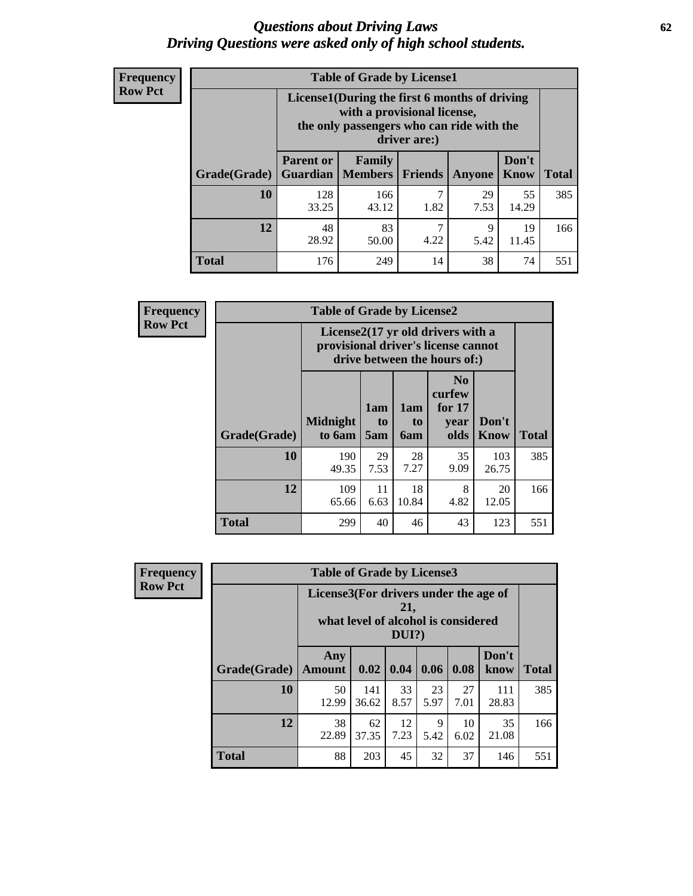# *Questions about Driving Laws*
# *Driving Questions were asked only of high school students.*

**Frequency**
**Row Pct**

| Table of Grade by License1 | | | | | | |
|---|---|---|---|---|---|---|
| | License1(During the first 6 months of driving with a provisional license, the only passengers who can ride with the driver are:) | | | | | |
| Grade(Grade) | Parent or Guardian | Family Members | Friends | Anyone | Don't Know | Total |
| **10** | 128<br>33.25 | 166<br>43.12 | 7<br>1.82 | 29<br>7.53 | 55<br>14.29 | 385 |
| **12** | 48<br>28.92 | 83<br>50.00 | 7<br>4.22 | 9<br>5.42 | 19<br>11.45 | 166 |
| **Total** | 176 | 249 | 14 | 38 | 74 | 551 |

**Frequency**
**Row Pct**

| Table of Grade by License2 | | | | | | |
|---|---|---|---|---|---|---|
| | License2(17 yr old drivers with a provisional driver's license cannot drive between the hours of:) | | | | | |
| Grade(Grade) | Midnight to 6am | 1am to 5am | 1am to 6am | No curfew for 17 year olds | Don't Know | Total |
| **10** | 190<br>49.35 | 29<br>7.53 | 28<br>7.27 | 35<br>9.09 | 103<br>26.75 | 385 |
| **12** | 109<br>65.66 | 11<br>6.63 | 18<br>10.84 | 8<br>4.82 | 20<br>12.05 | 166 |
| **Total** | 299 | 40 | 46 | 43 | 123 | 551 |

**Frequency**
**Row Pct**

| Table of Grade by License3 | | | | | | | |
|---|---|---|---|---|---|---|---|
| | License3(For drivers under the age of 21, what level of alcohol is considered DUI?) | | | | | | |
| Grade(Grade) | Any Amount | 0.02 | 0.04 | 0.06 | 0.08 | Don't know | Total |
| **10** | 50<br>12.99 | 141<br>36.62 | 33<br>8.57 | 23<br>5.97 | 27<br>7.01 | 111<br>28.83 | 385 |
| **12** | 38<br>22.89 | 62<br>37.35 | 12<br>7.23 | 9<br>5.42 | 10<br>6.02 | 35<br>21.08 | 166 |
| **Total** | 88 | 203 | 45 | 32 | 37 | 146 | 551 |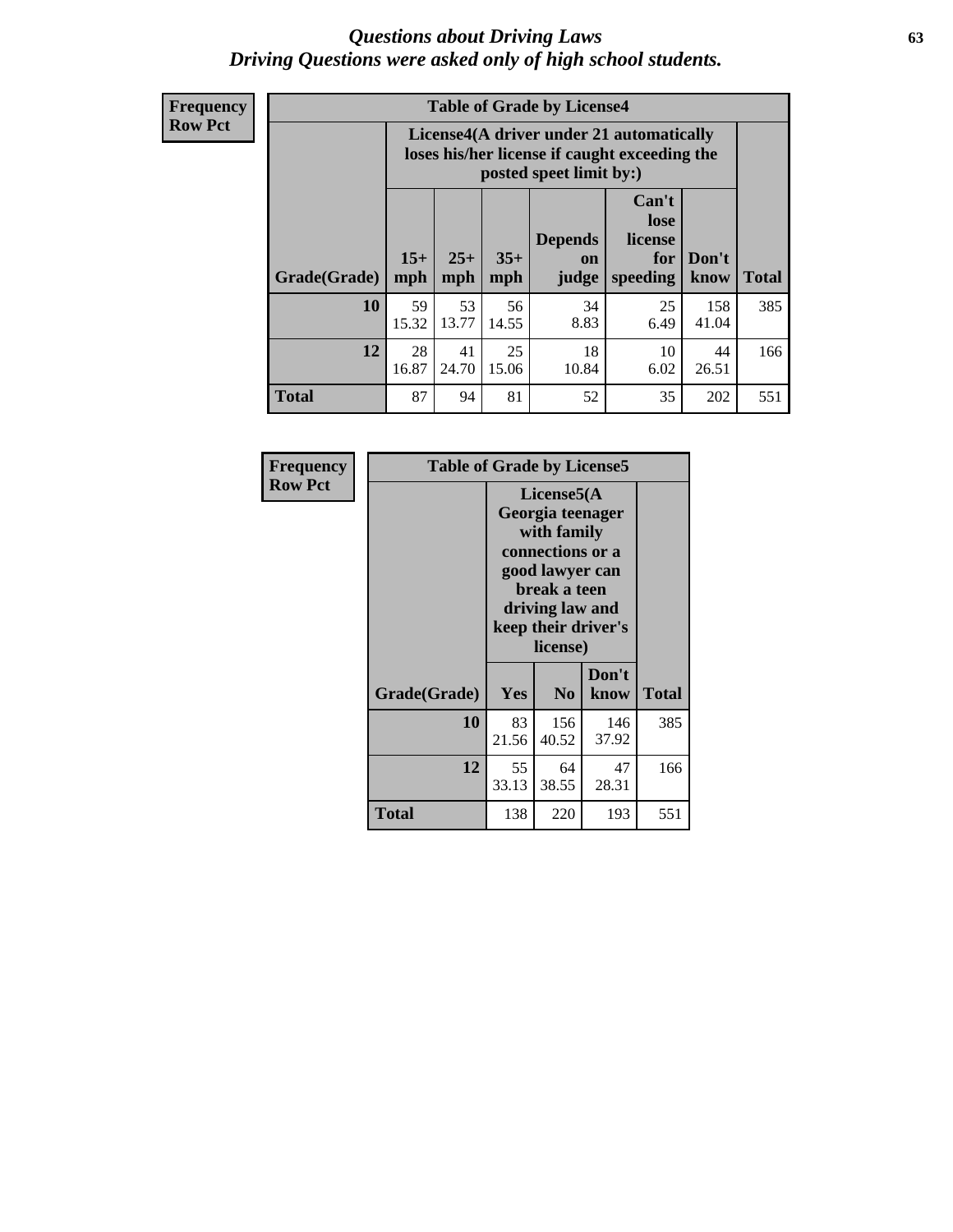# Questions about Driving Laws
## Driving Questions were asked only of high school students.

**Frequency**
**Row Pct**

| Table of Grade by License4 | | | | | | | |
|---|---|---|---|---|---|---|---|
| | License4(A driver under 21 automatically loses his/her license if caught exceeding the posted speet limit by:) | | | | | | |
| Grade(Grade) | 15+ mph | 25+ mph | 35+ mph | Depends on judge | Can't lose license for speeding | Don't know | Total |
| **10** | 59<br>15.32 | 53<br>13.77 | 56<br>14.55 | 34<br>8.83 | 25<br>6.49 | 158<br>41.04 | 385 |
| **12** | 28<br>16.87 | 41<br>24.70 | 25<br>15.06 | 18<br>10.84 | 10<br>6.02 | 44<br>26.51 | 166 |
| **Total** | 87 | 94 | 81 | 52 | 35 | 202 | 551 |

**Frequency**
**Row Pct**

| Table of Grade by License5 | | | | |
|---|---|---|---|---|
| | License5(A Georgia teenager with family connections or a good lawyer can break a teen driving law and keep their driver's license) | | | |
| Grade(Grade) | Yes | No | Don't know | Total |
| **10** | 83<br>21.56 | 156<br>40.52 | 146<br>37.92 | 385 |
| **12** | 55<br>33.13 | 64<br>38.55 | 47<br>28.31 | 166 |
| **Total** | 138 | 220 | 193 | 551 |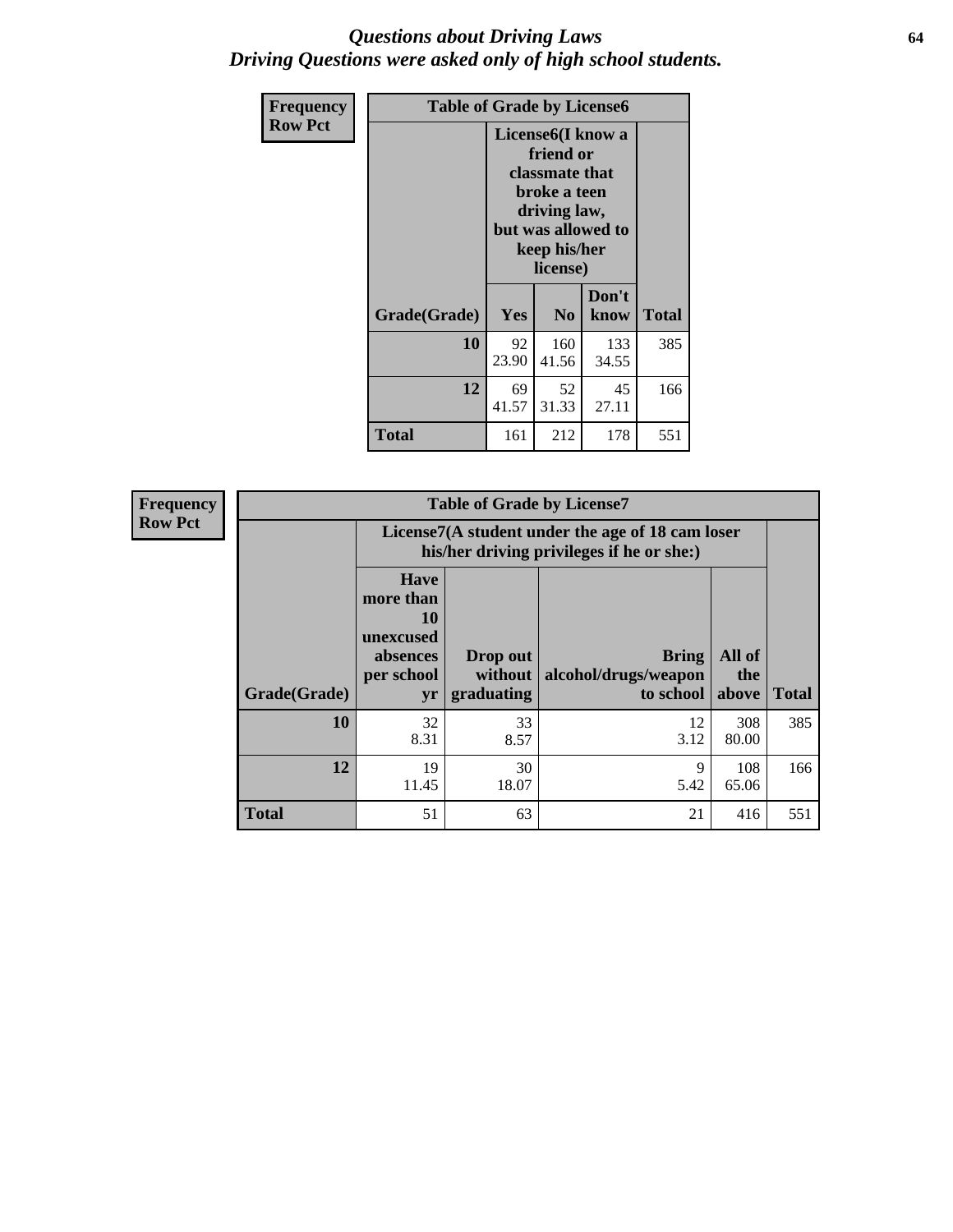# *Questions about Driving Laws*
# *Driving Questions were asked only of high school students.*

**Frequency**
**Row Pct**

| Table of Grade by License6 | | | | |
|---|---|---|---|---|
| | License6(I know a friend or classmate that broke a teen driving law, but was allowed to keep his/her license) | | | |
| Grade(Grade) | Yes | No | Don't know | Total |
| 10 | 92<br>23.90 | 160<br>41.56 | 133<br>34.55 | 385 |
| 12 | 69<br>41.57 | 52<br>31.33 | 45<br>27.11 | 166 |
| Total | 161 | 212 | 178 | 551 |

**Frequency**
**Row Pct**

| Table of Grade by License7 | | | | | |
|---|---|---|---|---|---|
| | License7(A student under the age of 18 cam loser his/her driving privileges if he or she:) | | | | |
| Grade(Grade) | Have more than 10 unexcused absences per school yr | Drop out without graduating | Bring alcohol/drugs/weapon to school | All of the above | Total |
| 10 | 32<br>8.31 | 33<br>8.57 | 12<br>3.12 | 308<br>80.00 | 385 |
| 12 | 19<br>11.45 | 30<br>18.07 | 9<br>5.42 | 108<br>65.06 | 166 |
| Total | 51 | 63 | 21 | 416 | 551 |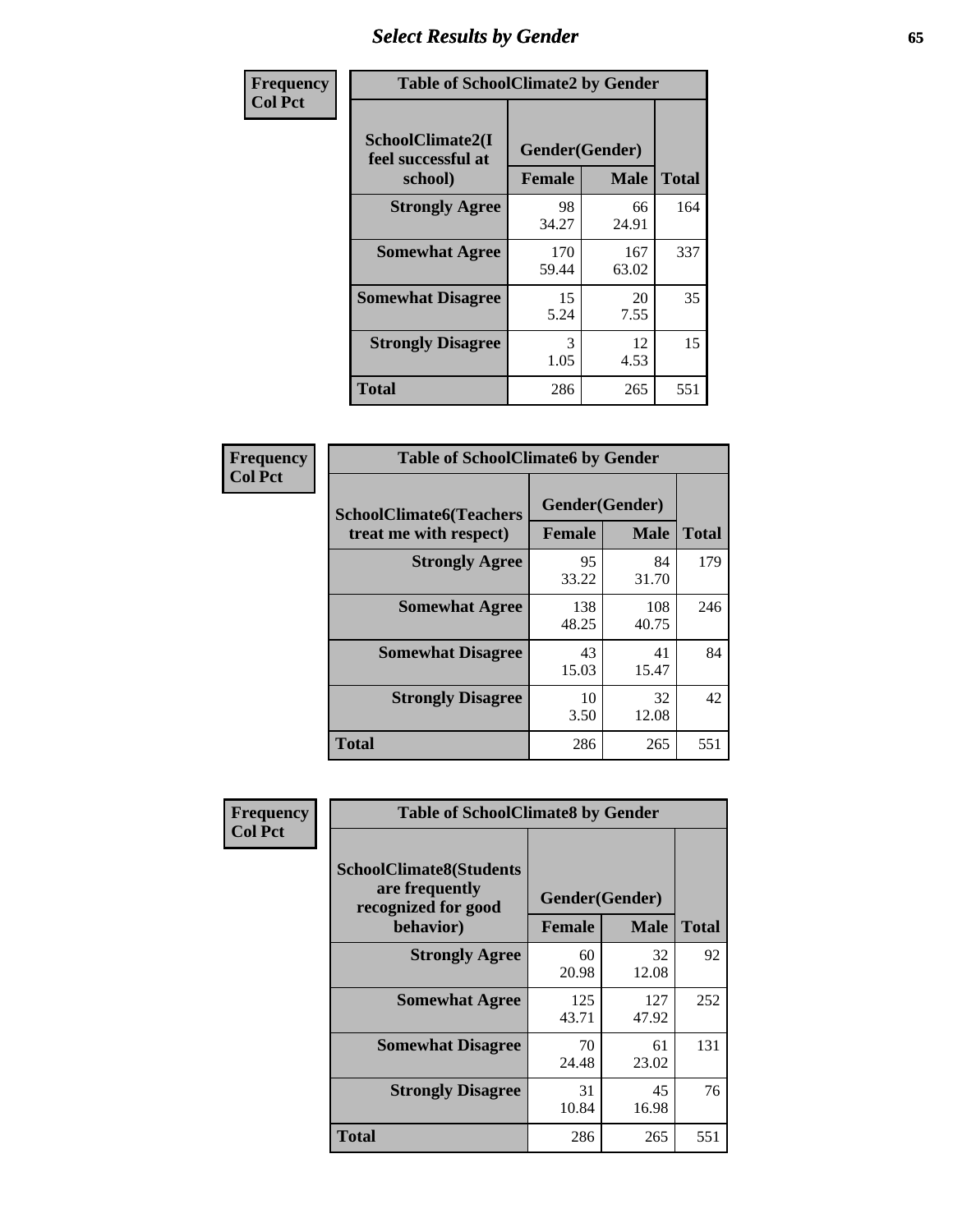## Select Results by Gender

**Frequency / Col Pct**

**Table of SchoolClimate2 by Gender**

| SchoolClimate2(I feel successful at school) | Gender(Gender) | | Total |
|---|---|---|---|
| | Female | Male | |
| Strongly Agree | 98<br>34.27 | 66<br>24.91 | 164 |
| Somewhat Agree | 170<br>59.44 | 167<br>63.02 | 337 |
| Somewhat Disagree | 15<br>5.24 | 20<br>7.55 | 35 |
| Strongly Disagree | 3<br>1.05 | 12<br>4.53 | 15 |
| Total | 286 | 265 | 551 |

**Frequency / Col Pct**

**Table of SchoolClimate6 by Gender**

| SchoolClimate6(Teachers treat me with respect) | Gender(Gender) | | Total |
|---|---|---|---|
| | Female | Male | |
| Strongly Agree | 95<br>33.22 | 84<br>31.70 | 179 |
| Somewhat Agree | 138<br>48.25 | 108<br>40.75 | 246 |
| Somewhat Disagree | 43<br>15.03 | 41<br>15.47 | 84 |
| Strongly Disagree | 10<br>3.50 | 32<br>12.08 | 42 |
| Total | 286 | 265 | 551 |

**Frequency / Col Pct**

**Table of SchoolClimate8 by Gender**

| SchoolClimate8(Students are frequently recognized for good behavior) | Gender(Gender) | | Total |
|---|---|---|---|
| | Female | Male | |
| Strongly Agree | 60<br>20.98 | 32<br>12.08 | 92 |
| Somewhat Agree | 125<br>43.71 | 127<br>47.92 | 252 |
| Somewhat Disagree | 70<br>24.48 | 61<br>23.02 | 131 |
| Strongly Disagree | 31<br>10.84 | 45<br>16.98 | 76 |
| Total | 286 | 265 | 551 |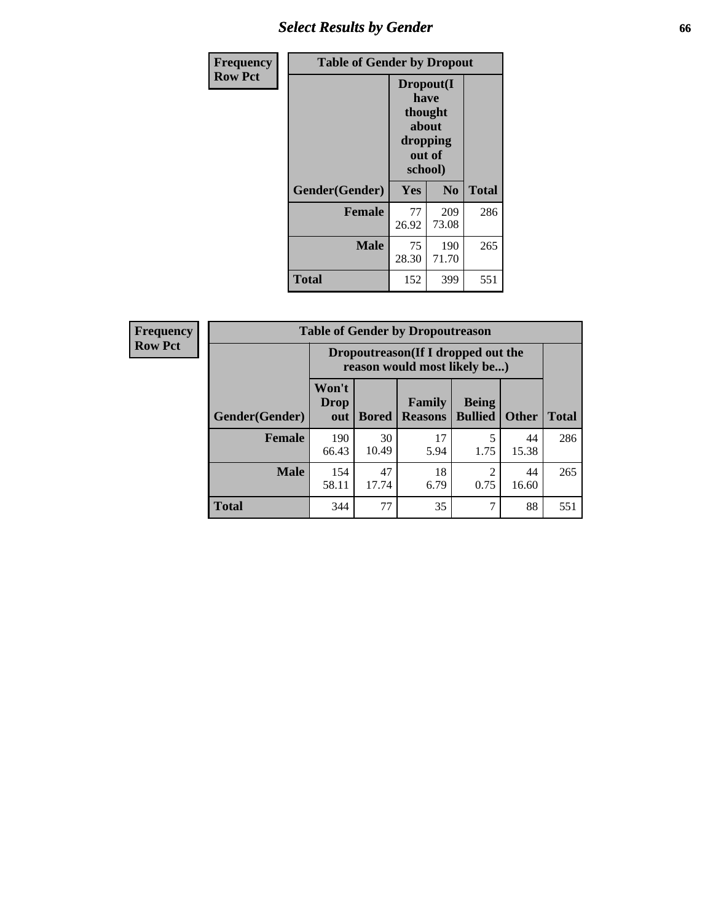## Select Results by Gender

**Frequency**
**Row Pct**

| Table of Gender by Dropout | | | |
|---|---|---|---|
| | Dropout(I have thought about dropping out of school) | | |
| Gender(Gender) | Yes | No | Total |
| **Female** | 77<br>26.92 | 209<br>73.08 | 286 |
| **Male** | 75<br>28.30 | 190<br>71.70 | 265 |
| **Total** | 152 | 399 | 551 |

**Frequency**
**Row Pct**

| Table of Gender by Dropoutreason | | | | | | |
|---|---|---|---|---|---|---|
| | Dropoutreason(If I dropped out the reason would most likely be...) | | | | | |
| Gender(Gender) | Won't Drop out | Bored | Family Reasons | Being Bullied | Other | Total |
| **Female** | 190<br>66.43 | 30<br>10.49 | 17<br>5.94 | 5<br>1.75 | 44<br>15.38 | 286 |
| **Male** | 154<br>58.11 | 47<br>17.74 | 18<br>6.79 | 2<br>0.75 | 44<br>16.60 | 265 |
| **Total** | 344 | 77 | 35 | 7 | 88 | 551 |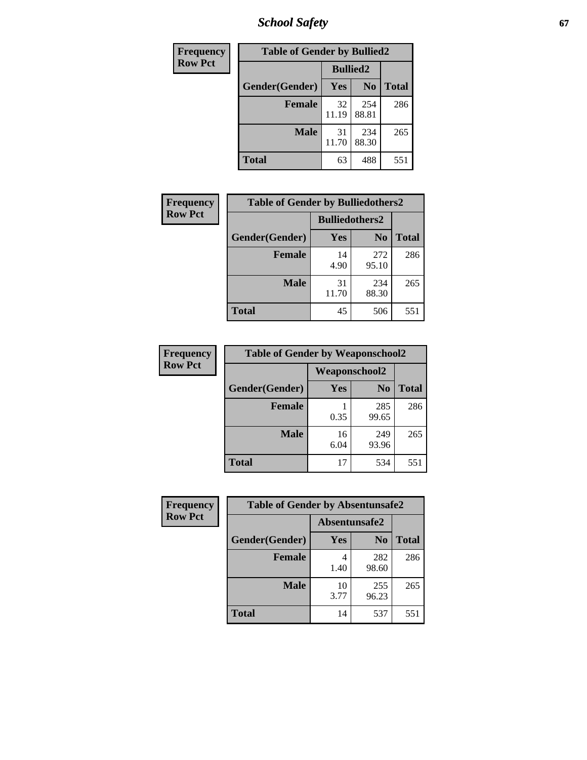| Frequency Row Pct | Table of Gender by Bullied2 | | |
|---|---|---|---|
| | Bullied2 | | |
| Gender(Gender) | Yes | No | Total |
| Female | 32<br>11.19 | 254<br>88.81 | 286 |
| Male | 31<br>11.70 | 234<br>88.30 | 265 |
| Total | 63 | 488 | 551 |

| Frequency Row Pct | Table of Gender by Bulliedothers2 | | |
|---|---|---|---|
| | Bulliedothers2 | | |
| Gender(Gender) | Yes | No | Total |
| Female | 14<br>4.90 | 272<br>95.10 | 286 |
| Male | 31<br>11.70 | 234<br>88.30 | 265 |
| Total | 45 | 506 | 551 |

| Frequency Row Pct | Table of Gender by Weaponschool2 | | |
|---|---|---|---|
| | Weaponschool2 | | |
| Gender(Gender) | Yes | No | Total |
| Female | 1<br>0.35 | 285<br>99.65 | 286 |
| Male | 16<br>6.04 | 249<br>93.96 | 265 |
| Total | 17 | 534 | 551 |

| Frequency Row Pct | Table of Gender by Absentunsafe2 | | |
|---|---|---|---|
| | Absentunsafe2 | | |
| Gender(Gender) | Yes | No | Total |
| Female | 4<br>1.40 | 282<br>98.60 | 286 |
| Male | 10<br>3.77 | 255<br>96.23 | 265 |
| Total | 14 | 537 | 551 |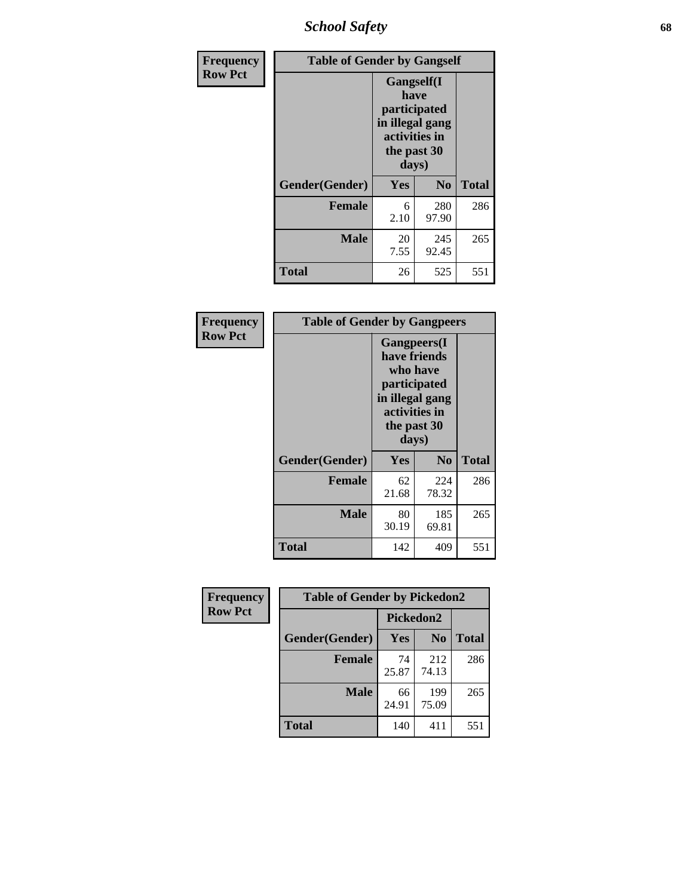| Frequency Row Pct | Table of Gender by Gangself | | |
|---|---|---|---|
| | Gangself(I have participated in illegal gang activities in the past 30 days) | | |
| Gender(Gender) | Yes | No | Total |
| Female | 6<br>2.10 | 280<br>97.90 | 286 |
| Male | 20<br>7.55 | 245<br>92.45 | 265 |
| Total | 26 | 525 | 551 |

| Frequency Row Pct | Table of Gender by Gangpeers | | |
|---|---|---|---|
| | Gangpeers(I have friends who have participated in illegal gang activities in the past 30 days) | | |
| Gender(Gender) | Yes | No | Total |
| Female | 62<br>21.68 | 224<br>78.32 | 286 |
| Male | 80<br>30.19 | 185<br>69.81 | 265 |
| Total | 142 | 409 | 551 |

| Frequency Row Pct | Table of Gender by Pickedon2 | | |
|---|---|---|---|
| | Pickedon2 | | |
| Gender(Gender) | Yes | No | Total |
| Female | 74<br>25.87 | 212<br>74.13 | 286 |
| Male | 66<br>24.91 | 199<br>75.09 | 265 |
| Total | 140 | 411 | 551 |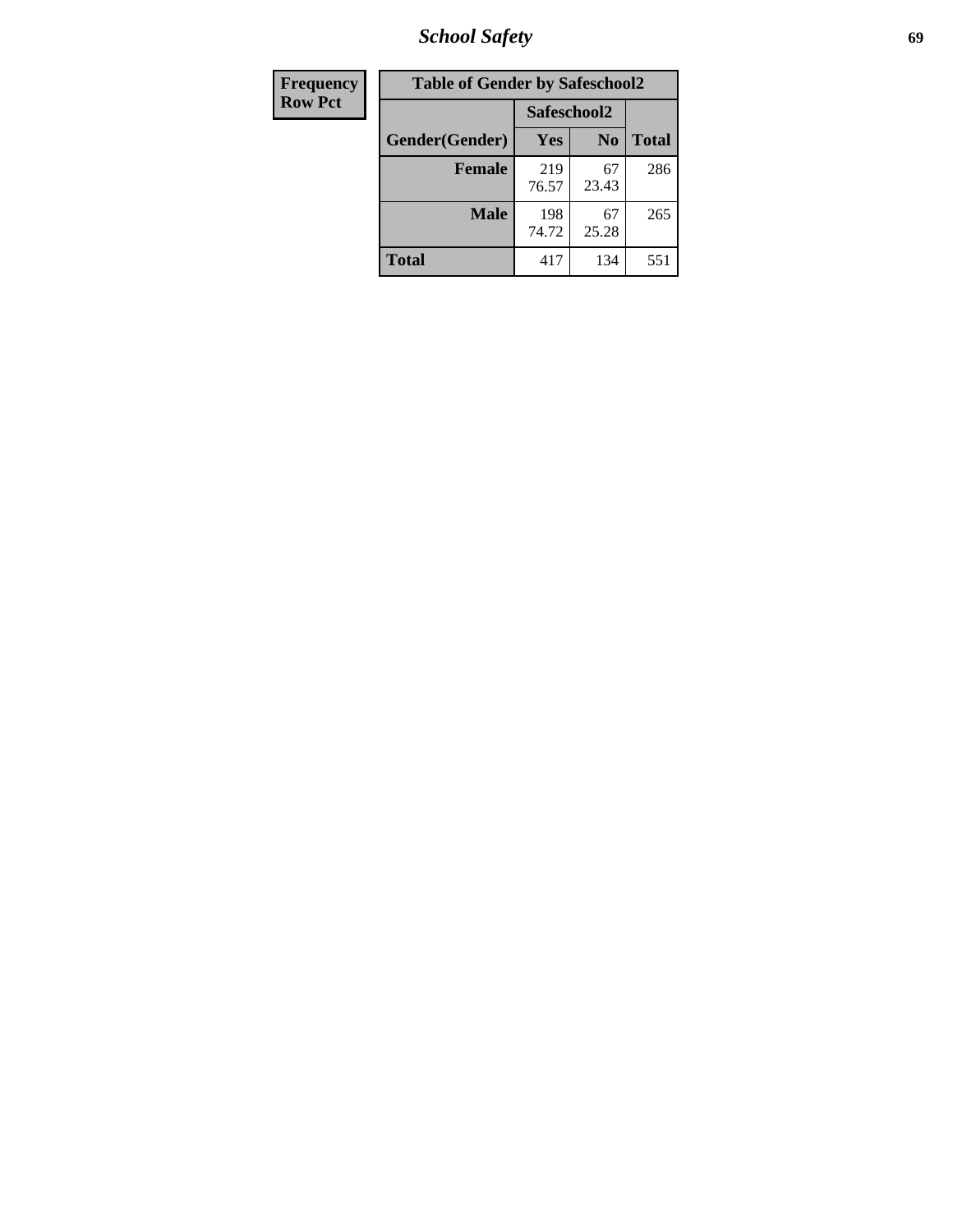| Frequency Row Pct |
|---|

| Table of Gender by Safeschool2 | | | |
|---|---|---|---|
| | Safeschool2 | | |
| Gender(Gender) | Yes | No | Total |
| Female | 219<br>76.57 | 67<br>23.43 | 286 |
| Male | 198<br>74.72 | 67<br>25.28 | 265 |
| Total | 417 | 134 | 551 |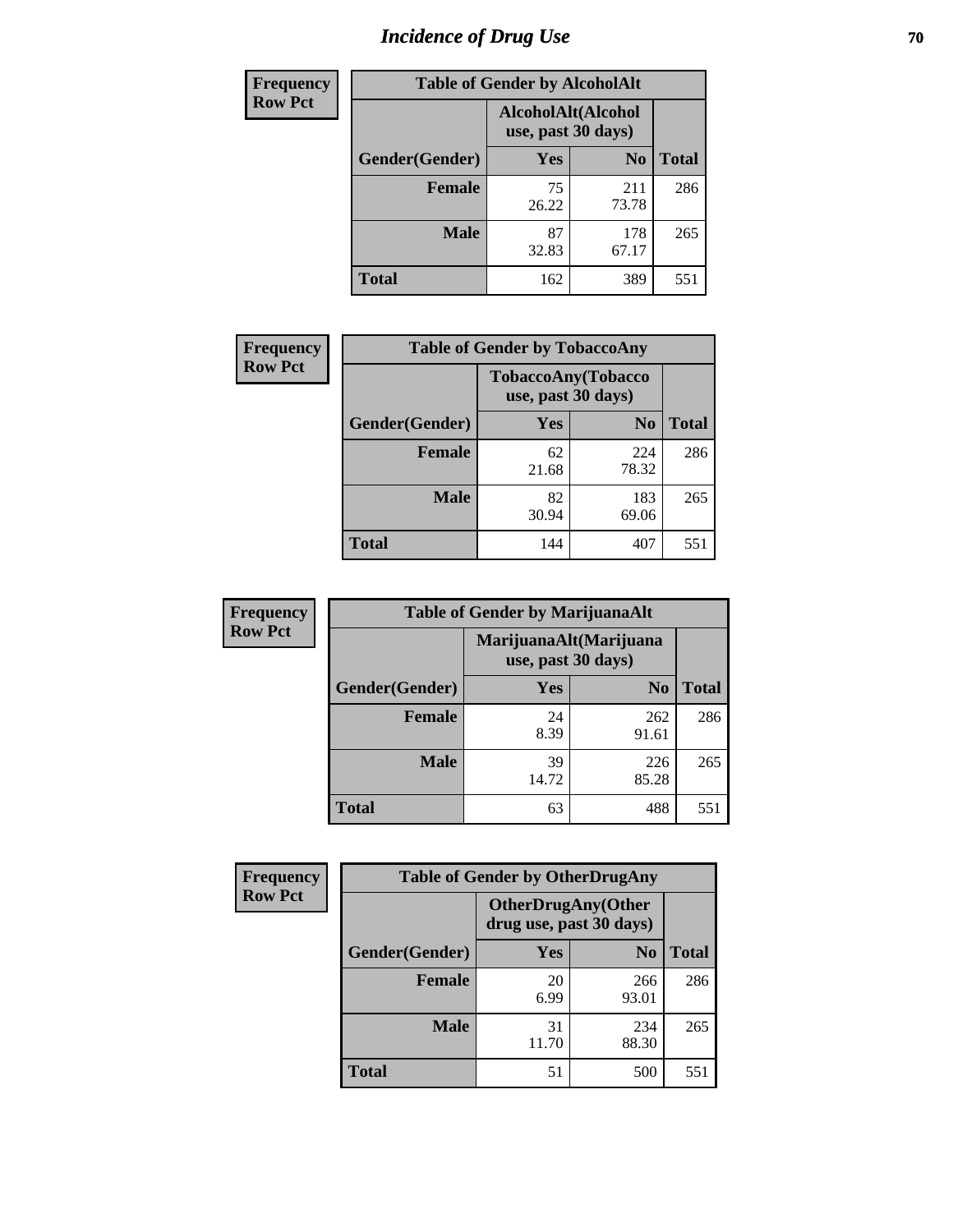# Incidence of Drug Use

| Frequency Row Pct | Table of Gender by AlcoholAlt | | |
|---|---|---|---|
| | AlcoholAlt(Alcohol use, past 30 days) | | |
| Gender(Gender) | Yes | No | Total |
| Female | 75<br>26.22 | 211<br>73.78 | 286 |
| Male | 87<br>32.83 | 178<br>67.17 | 265 |
| Total | 162 | 389 | 551 |

| Frequency Row Pct | Table of Gender by TobaccoAny | | |
|---|---|---|---|
| | TobaccoAny(Tobacco use, past 30 days) | | |
| Gender(Gender) | Yes | No | Total |
| Female | 62<br>21.68 | 224<br>78.32 | 286 |
| Male | 82<br>30.94 | 183<br>69.06 | 265 |
| Total | 144 | 407 | 551 |

| Frequency Row Pct | Table of Gender by MarijuanaAlt | | |
|---|---|---|---|
| | MarijuanaAlt(Marijuana use, past 30 days) | | |
| Gender(Gender) | Yes | No | Total |
| Female | 24<br>8.39 | 262<br>91.61 | 286 |
| Male | 39<br>14.72 | 226<br>85.28 | 265 |
| Total | 63 | 488 | 551 |

| Frequency Row Pct | Table of Gender by OtherDrugAny | | |
|---|---|---|---|
| | OtherDrugAny(Other drug use, past 30 days) | | |
| Gender(Gender) | Yes | No | Total |
| Female | 20<br>6.99 | 266<br>93.01 | 286 |
| Male | 31<br>11.70 | 234<br>88.30 | 265 |
| Total | 51 | 500 | 551 |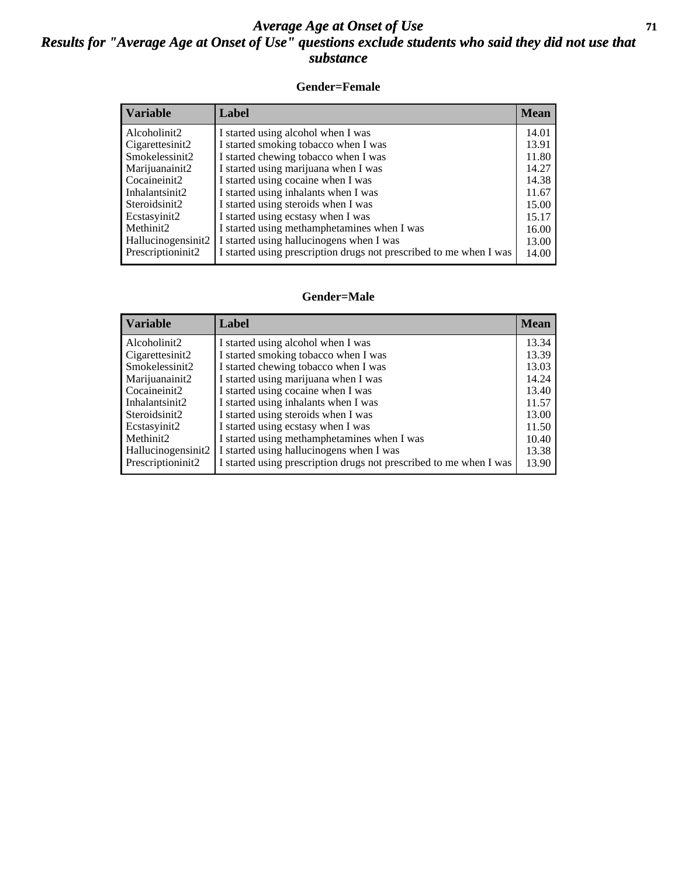# *Average Age at Onset of Use*

## *Results for "Average Age at Onset of Use" questions exclude students who said they did not use that substance*

### Gender=Female

| Variable | Label | Mean |
|---|---|---|
| Alcoholinit2 | I started using alcohol when I was | 14.01 |
| Cigarettesinit2 | I started smoking tobacco when I was | 13.91 |
| Smokelessinit2 | I started chewing tobacco when I was | 11.80 |
| Marijuanainit2 | I started using marijuana when I was | 14.27 |
| Cocaineinit2 | I started using cocaine when I was | 14.38 |
| Inhalantsinit2 | I started using inhalants when I was | 11.67 |
| Steroidsinit2 | I started using steroids when I was | 15.00 |
| Ecstasyinit2 | I started using ecstasy when I was | 15.17 |
| Methinit2 | I started using methamphetamines when I was | 16.00 |
| Hallucinogensinit2 | I started using hallucinogens when I was | 13.00 |
| Prescriptioninit2 | I started using prescription drugs not prescribed to me when I was | 14.00 |

### Gender=Male

| Variable | Label | Mean |
|---|---|---|
| Alcoholinit2 | I started using alcohol when I was | 13.34 |
| Cigarettesinit2 | I started smoking tobacco when I was | 13.39 |
| Smokelessinit2 | I started chewing tobacco when I was | 13.03 |
| Marijuanainit2 | I started using marijuana when I was | 14.24 |
| Cocaineinit2 | I started using cocaine when I was | 13.40 |
| Inhalantsinit2 | I started using inhalants when I was | 11.57 |
| Steroidsinit2 | I started using steroids when I was | 13.00 |
| Ecstasyinit2 | I started using ecstasy when I was | 11.50 |
| Methinit2 | I started using methamphetamines when I was | 10.40 |
| Hallucinogensinit2 | I started using hallucinogens when I was | 13.38 |
| Prescriptioninit2 | I started using prescription drugs not prescribed to me when I was | 13.90 |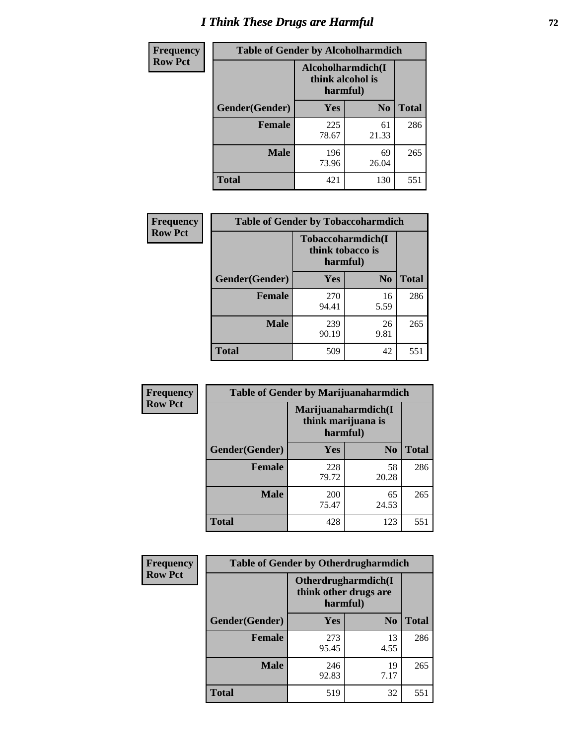# I Think These Drugs are Harmful

| Frequency Row Pct | Table of Gender by Alcoholharmdich | | |
|---|---|---|---|
| | Alcoholharmdich(I think alcohol is harmful) | | |
| Gender(Gender) | Yes | No | Total |
| Female | 225<br>78.67 | 61<br>21.33 | 286 |
| Male | 196<br>73.96 | 69<br>26.04 | 265 |
| Total | 421 | 130 | 551 |

| Frequency Row Pct | Table of Gender by Tobaccoharmdich | | |
|---|---|---|---|
| | Tobaccoharmdich(I think tobacco is harmful) | | |
| Gender(Gender) | Yes | No | Total |
| Female | 270<br>94.41 | 16<br>5.59 | 286 |
| Male | 239<br>90.19 | 26<br>9.81 | 265 |
| Total | 509 | 42 | 551 |

| Frequency Row Pct | Table of Gender by Marijuanaharmdich | | |
|---|---|---|---|
| | Marijuanaharmdich(I think marijuana is harmful) | | |
| Gender(Gender) | Yes | No | Total |
| Female | 228<br>79.72 | 58<br>20.28 | 286 |
| Male | 200<br>75.47 | 65<br>24.53 | 265 |
| Total | 428 | 123 | 551 |

| Frequency Row Pct | Table of Gender by Otherdrugharmdich | | |
|---|---|---|---|
| | Otherdrugharmdich(I think other drugs are harmful) | | |
| Gender(Gender) | Yes | No | Total |
| Female | 273<br>95.45 | 13<br>4.55 | 286 |
| Male | 246<br>92.83 | 19<br>7.17 | 265 |
| Total | 519 | 32 | 551 |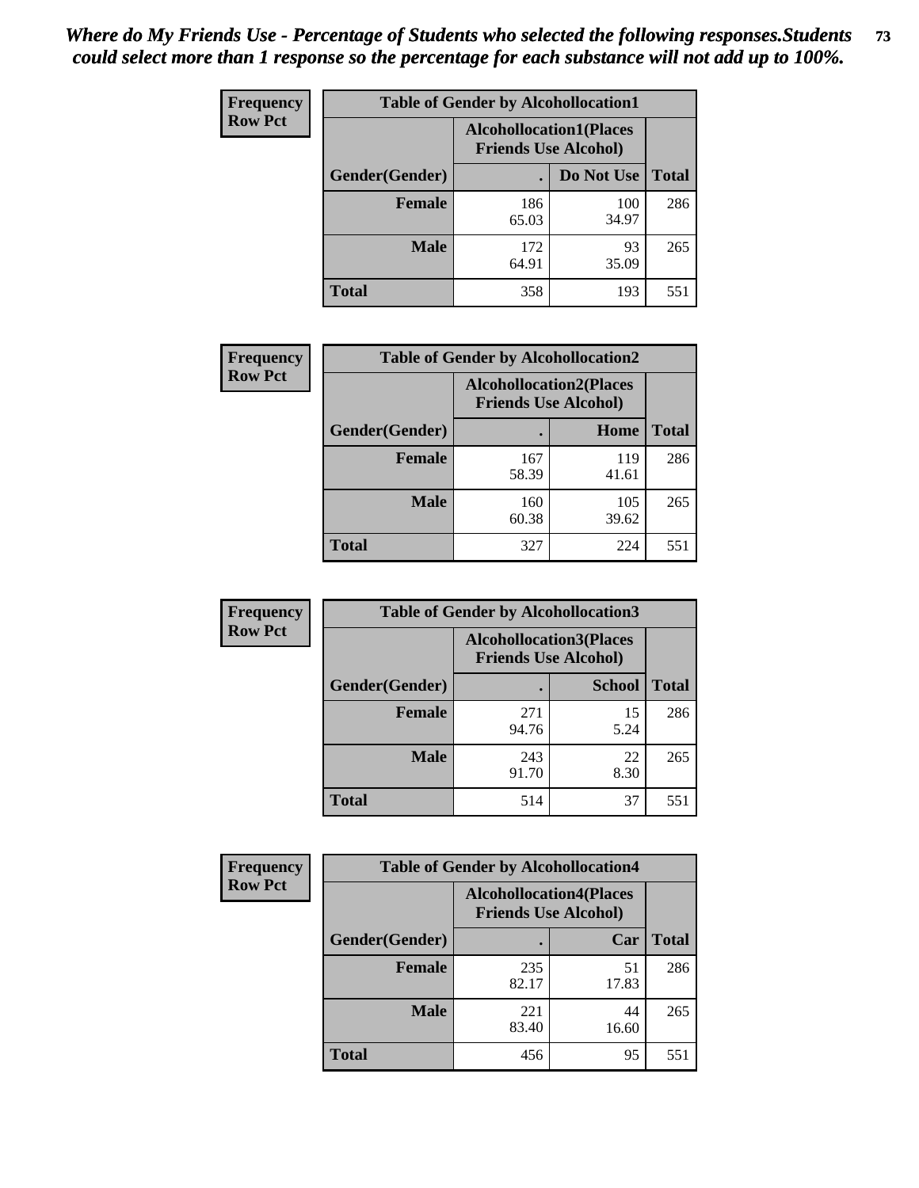*Where do My Friends Use - Percentage of Students who selected the following responses.Students could select more than 1 response so the percentage for each substance will not add up to 100%.*

**Frequency Row Pct**

| Table of Gender by Alcohollocation1 | | | |
|---|---|---|---|
| | Alcohollocation1(Places Friends Use Alcohol) | | |
| Gender(Gender) | . | Do Not Use | Total |
| Female | 186<br>65.03 | 100<br>34.97 | 286 |
| Male | 172<br>64.91 | 93<br>35.09 | 265 |
| Total | 358 | 193 | 551 |

**Frequency Row Pct**

| Table of Gender by Alcohollocation2 | | | |
|---|---|---|---|
| | Alcohollocation2(Places Friends Use Alcohol) | | |
| Gender(Gender) | . | Home | Total |
| Female | 167<br>58.39 | 119<br>41.61 | 286 |
| Male | 160<br>60.38 | 105<br>39.62 | 265 |
| Total | 327 | 224 | 551 |

**Frequency Row Pct**

| Table of Gender by Alcohollocation3 | | | |
|---|---|---|---|
| | Alcohollocation3(Places Friends Use Alcohol) | | |
| Gender(Gender) | . | School | Total |
| Female | 271<br>94.76 | 15<br>5.24 | 286 |
| Male | 243<br>91.70 | 22<br>8.30 | 265 |
| Total | 514 | 37 | 551 |

**Frequency Row Pct**

| Table of Gender by Alcohollocation4 | | | |
|---|---|---|---|
| | Alcohollocation4(Places Friends Use Alcohol) | | |
| Gender(Gender) | . | Car | Total |
| Female | 235<br>82.17 | 51<br>17.83 | 286 |
| Male | 221<br>83.40 | 44<br>16.60 | 265 |
| Total | 456 | 95 | 551 |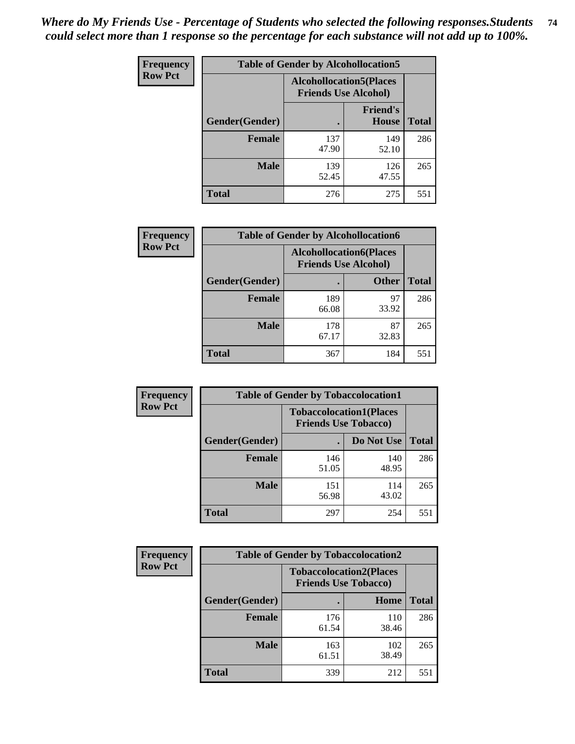*Where do My Friends Use - Percentage of Students who selected the following responses.Students could select more than 1 response so the percentage for each substance will not add up to 100%.*

**Frequency**
**Row Pct**

| Table of Gender by Alcohollocation5 | | | |
|---|---|---|---|
| | Alcohollocation5(Places Friends Use Alcohol) | | |
| Gender(Gender) | . | Friend's House | Total |
| Female | 137<br>47.90 | 149<br>52.10 | 286 |
| Male | 139<br>52.45 | 126<br>47.55 | 265 |
| Total | 276 | 275 | 551 |

**Frequency**
**Row Pct**

| Table of Gender by Alcohollocation6 | | | |
|---|---|---|---|
| | Alcohollocation6(Places Friends Use Alcohol) | | |
| Gender(Gender) | . | Other | Total |
| Female | 189<br>66.08 | 97<br>33.92 | 286 |
| Male | 178<br>67.17 | 87<br>32.83 | 265 |
| Total | 367 | 184 | 551 |

**Frequency**
**Row Pct**

| Table of Gender by Tobaccolocation1 | | | |
|---|---|---|---|
| | Tobaccolocation1(Places Friends Use Tobacco) | | |
| Gender(Gender) | . | Do Not Use | Total |
| Female | 146<br>51.05 | 140<br>48.95 | 286 |
| Male | 151<br>56.98 | 114<br>43.02 | 265 |
| Total | 297 | 254 | 551 |

**Frequency**
**Row Pct**

| Table of Gender by Tobaccolocation2 | | | |
|---|---|---|---|
| | Tobaccolocation2(Places Friends Use Tobacco) | | |
| Gender(Gender) | . | Home | Total |
| Female | 176<br>61.54 | 110<br>38.46 | 286 |
| Male | 163<br>61.51 | 102<br>38.49 | 265 |
| Total | 339 | 212 | 551 |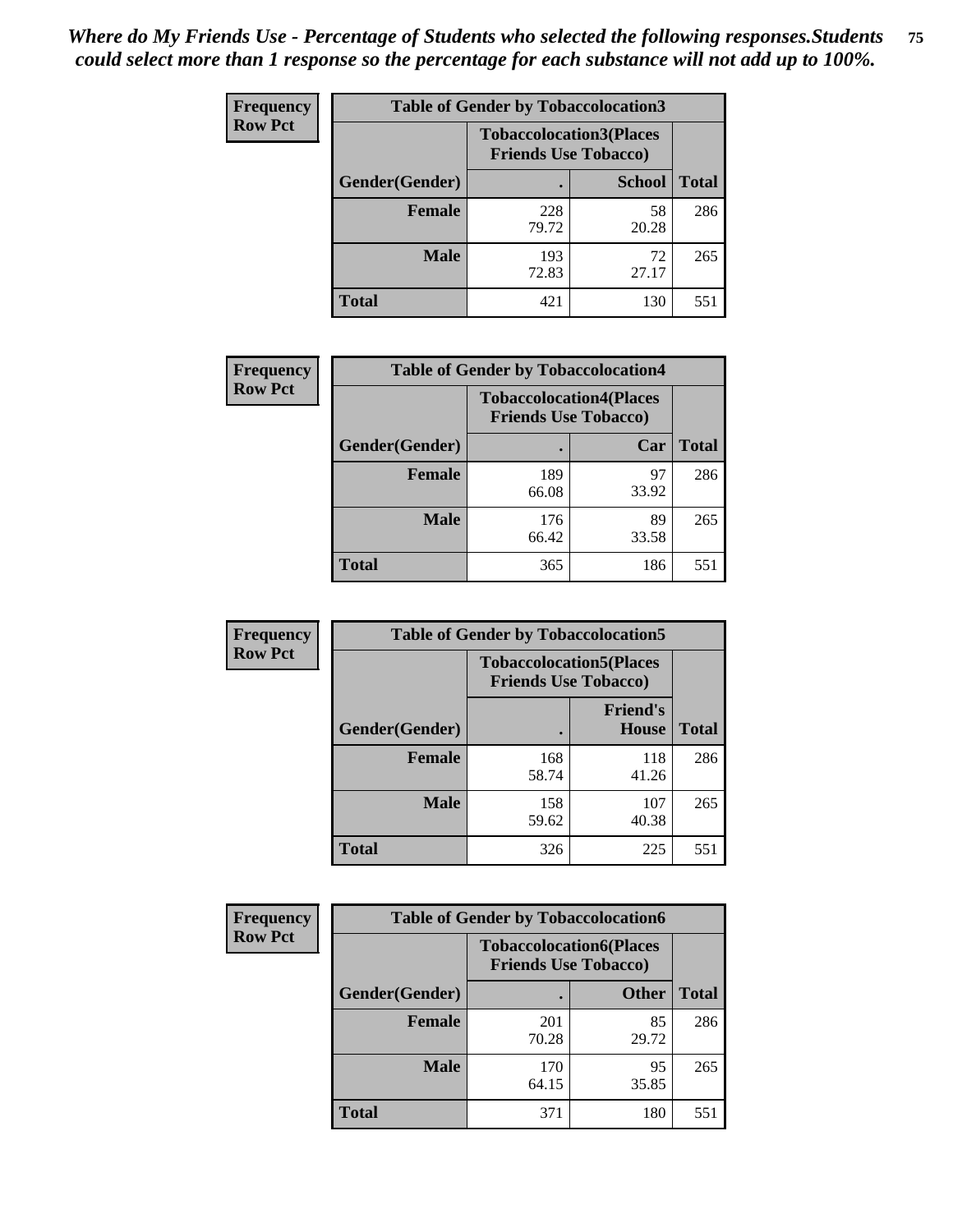*Where do My Friends Use - Percentage of Students who selected the following responses.Students could select more than 1 response so the percentage for each substance will not add up to 100%.*

**Frequency Row Pct**

| Table of Gender by Tobaccolocation3 | | | |
|---|---|---|---|
| | Tobaccolocation3(Places Friends Use Tobacco) | | |
| Gender(Gender) | . | School | Total |
| Female | 228<br>79.72 | 58<br>20.28 | 286 |
| Male | 193<br>72.83 | 72<br>27.17 | 265 |
| Total | 421 | 130 | 551 |

**Frequency Row Pct**

| Table of Gender by Tobaccolocation4 | | | |
|---|---|---|---|
| | Tobaccolocation4(Places Friends Use Tobacco) | | |
| Gender(Gender) | . | Car | Total |
| Female | 189<br>66.08 | 97<br>33.92 | 286 |
| Male | 176<br>66.42 | 89<br>33.58 | 265 |
| Total | 365 | 186 | 551 |

**Frequency Row Pct**

| Table of Gender by Tobaccolocation5 | | | |
|---|---|---|---|
| | Tobaccolocation5(Places Friends Use Tobacco) | | |
| Gender(Gender) | . | Friend's House | Total |
| Female | 168<br>58.74 | 118<br>41.26 | 286 |
| Male | 158<br>59.62 | 107<br>40.38 | 265 |
| Total | 326 | 225 | 551 |

**Frequency Row Pct**

| Table of Gender by Tobaccolocation6 | | | |
|---|---|---|---|
| | Tobaccolocation6(Places Friends Use Tobacco) | | |
| Gender(Gender) | . | Other | Total |
| Female | 201<br>70.28 | 85<br>29.72 | 286 |
| Male | 170<br>64.15 | 95<br>35.85 | 265 |
| Total | 371 | 180 | 551 |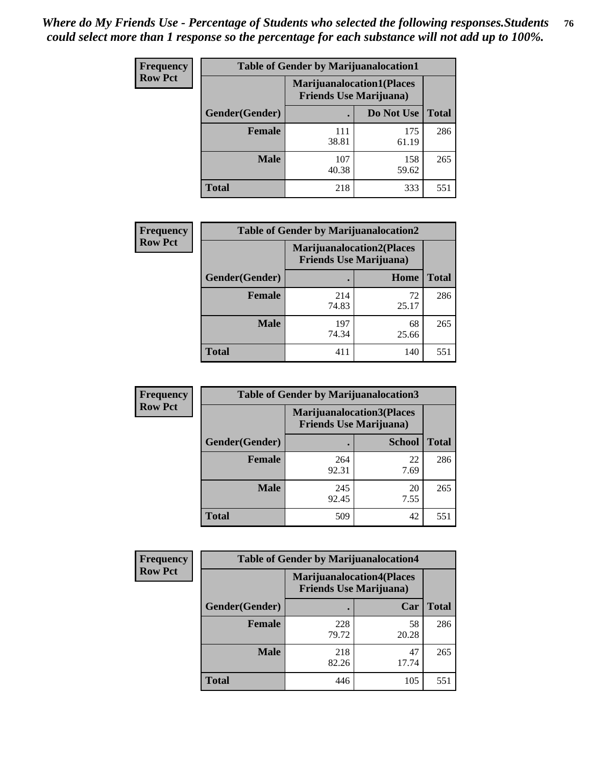*Where do My Friends Use - Percentage of Students who selected the following responses.Students could select more than 1 response so the percentage for each substance will not add up to 100%.*

**Frequency Row Pct**

| Table of Gender by Marijuanalocation1 | | | |
|---|---|---|---|
| | Marijuanalocation1(Places Friends Use Marijuana) | | |
| Gender(Gender) | . | Do Not Use | Total |
| Female | 111<br>38.81 | 175<br>61.19 | 286 |
| Male | 107<br>40.38 | 158<br>59.62 | 265 |
| Total | 218 | 333 | 551 |

**Frequency Row Pct**

| Table of Gender by Marijuanalocation2 | | | |
|---|---|---|---|
| | Marijuanalocation2(Places Friends Use Marijuana) | | |
| Gender(Gender) | . | Home | Total |
| Female | 214<br>74.83 | 72<br>25.17 | 286 |
| Male | 197<br>74.34 | 68<br>25.66 | 265 |
| Total | 411 | 140 | 551 |

**Frequency Row Pct**

| Table of Gender by Marijuanalocation3 | | | |
|---|---|---|---|
| | Marijuanalocation3(Places Friends Use Marijuana) | | |
| Gender(Gender) | . | School | Total |
| Female | 264<br>92.31 | 22<br>7.69 | 286 |
| Male | 245<br>92.45 | 20<br>7.55 | 265 |
| Total | 509 | 42 | 551 |

**Frequency Row Pct**

| Table of Gender by Marijuanalocation4 | | | |
|---|---|---|---|
| | Marijuanalocation4(Places Friends Use Marijuana) | | |
| Gender(Gender) | . | Car | Total |
| Female | 228<br>79.72 | 58<br>20.28 | 286 |
| Male | 218<br>82.26 | 47<br>17.74 | 265 |
| Total | 446 | 105 | 551 |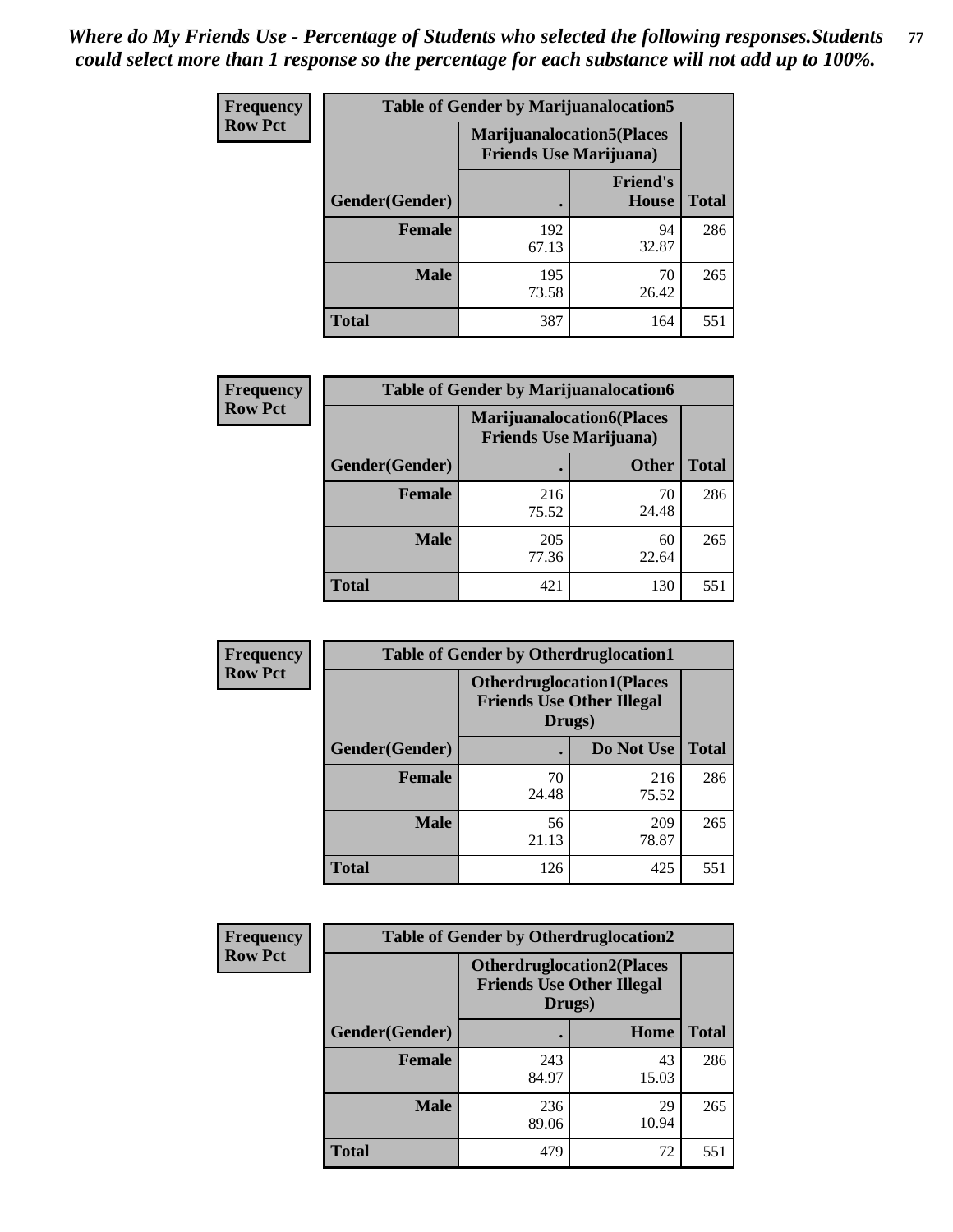*Where do My Friends Use - Percentage of Students who selected the following responses.Students could select more than 1 response so the percentage for each substance will not add up to 100%.*

**Frequency Row Pct**

| Table of Gender by Marijuanalocation5 | | | |
|---|---|---|---|
| | Marijuanalocation5(Places Friends Use Marijuana) | | |
| Gender(Gender) | . | Friend's House | Total |
| **Female** | 192<br>67.13 | 94<br>32.87 | 286 |
| **Male** | 195<br>73.58 | 70<br>26.42 | 265 |
| **Total** | 387 | 164 | 551 |

**Frequency Row Pct**

| Table of Gender by Marijuanalocation6 | | | |
|---|---|---|---|
| | Marijuanalocation6(Places Friends Use Marijuana) | | |
| Gender(Gender) | . | Other | Total |
| **Female** | 216<br>75.52 | 70<br>24.48 | 286 |
| **Male** | 205<br>77.36 | 60<br>22.64 | 265 |
| **Total** | 421 | 130 | 551 |

**Frequency Row Pct**

| Table of Gender by Otherdruglocation1 | | | |
|---|---|---|---|
| | Otherdruglocation1(Places Friends Use Other Illegal Drugs) | | |
| Gender(Gender) | . | Do Not Use | Total |
| **Female** | 70<br>24.48 | 216<br>75.52 | 286 |
| **Male** | 56<br>21.13 | 209<br>78.87 | 265 |
| **Total** | 126 | 425 | 551 |

**Frequency Row Pct**

| Table of Gender by Otherdruglocation2 | | | |
|---|---|---|---|
| | Otherdruglocation2(Places Friends Use Other Illegal Drugs) | | |
| Gender(Gender) | . | Home | Total |
| **Female** | 243<br>84.97 | 43<br>15.03 | 286 |
| **Male** | 236<br>89.06 | 29<br>10.94 | 265 |
| **Total** | 479 | 72 | 551 |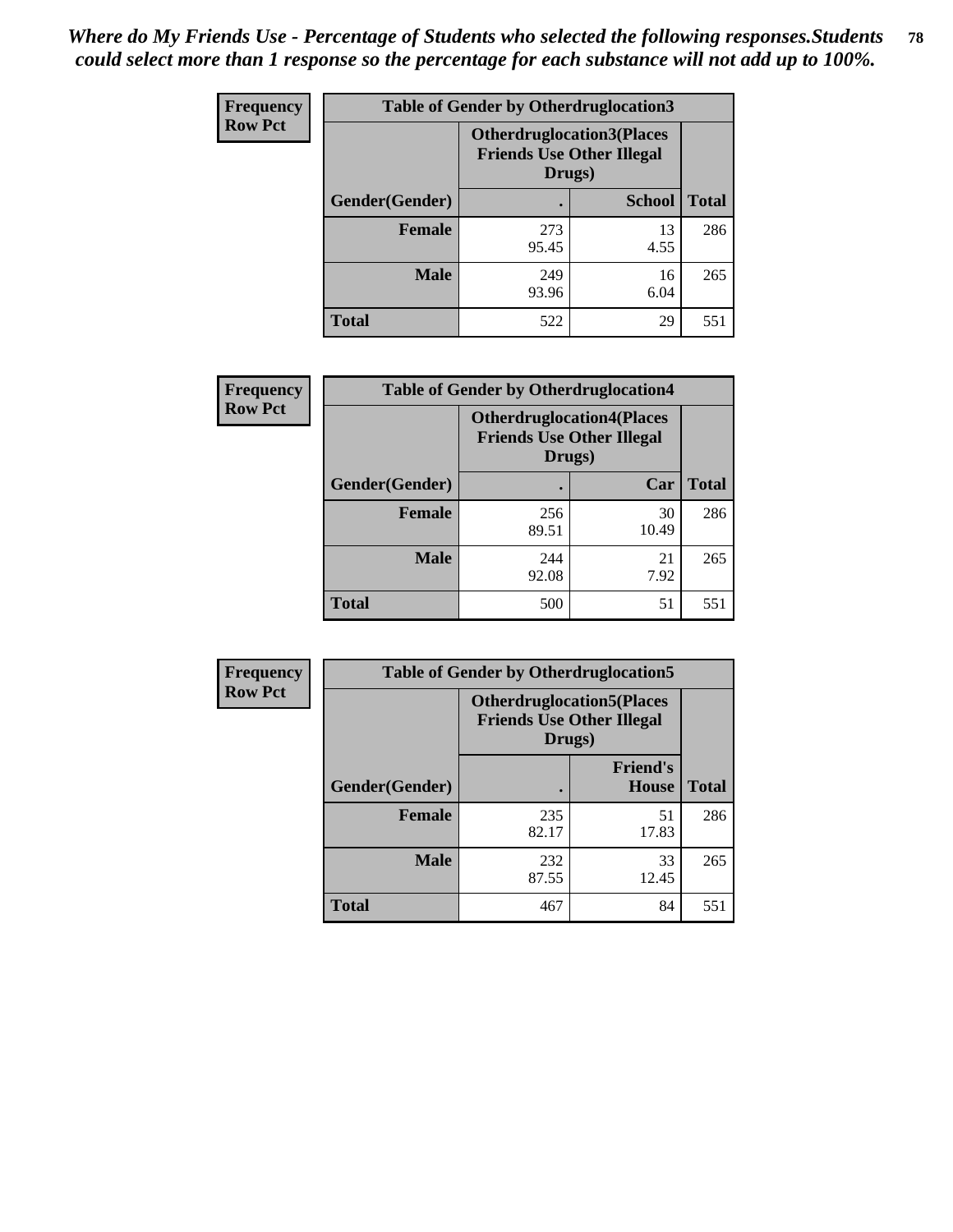*Where do My Friends Use - Percentage of Students who selected the following responses.Students could select more than 1 response so the percentage for each substance will not add up to 100%.*

**Frequency Row Pct**

| Table of Gender by Otherdruglocation3 | | | |
|---|---|---|---|
| | Otherdruglocation3(Places Friends Use Other Illegal Drugs) | | |
| Gender(Gender) | . | School | Total |
| Female | 273<br>95.45 | 13<br>4.55 | 286 |
| Male | 249<br>93.96 | 16<br>6.04 | 265 |
| Total | 522 | 29 | 551 |

**Frequency Row Pct**

| Table of Gender by Otherdruglocation4 | | | |
|---|---|---|---|
| | Otherdruglocation4(Places Friends Use Other Illegal Drugs) | | |
| Gender(Gender) | . | Car | Total |
| Female | 256<br>89.51 | 30<br>10.49 | 286 |
| Male | 244<br>92.08 | 21<br>7.92 | 265 |
| Total | 500 | 51 | 551 |

**Frequency Row Pct**

| Table of Gender by Otherdruglocation5 | | | |
|---|---|---|---|
| | Otherdruglocation5(Places Friends Use Other Illegal Drugs) | | |
| Gender(Gender) | . | Friend's House | Total |
| Female | 235<br>82.17 | 51<br>17.83 | 286 |
| Male | 232<br>87.55 | 33<br>12.45 | 265 |
| Total | 467 | 84 | 551 |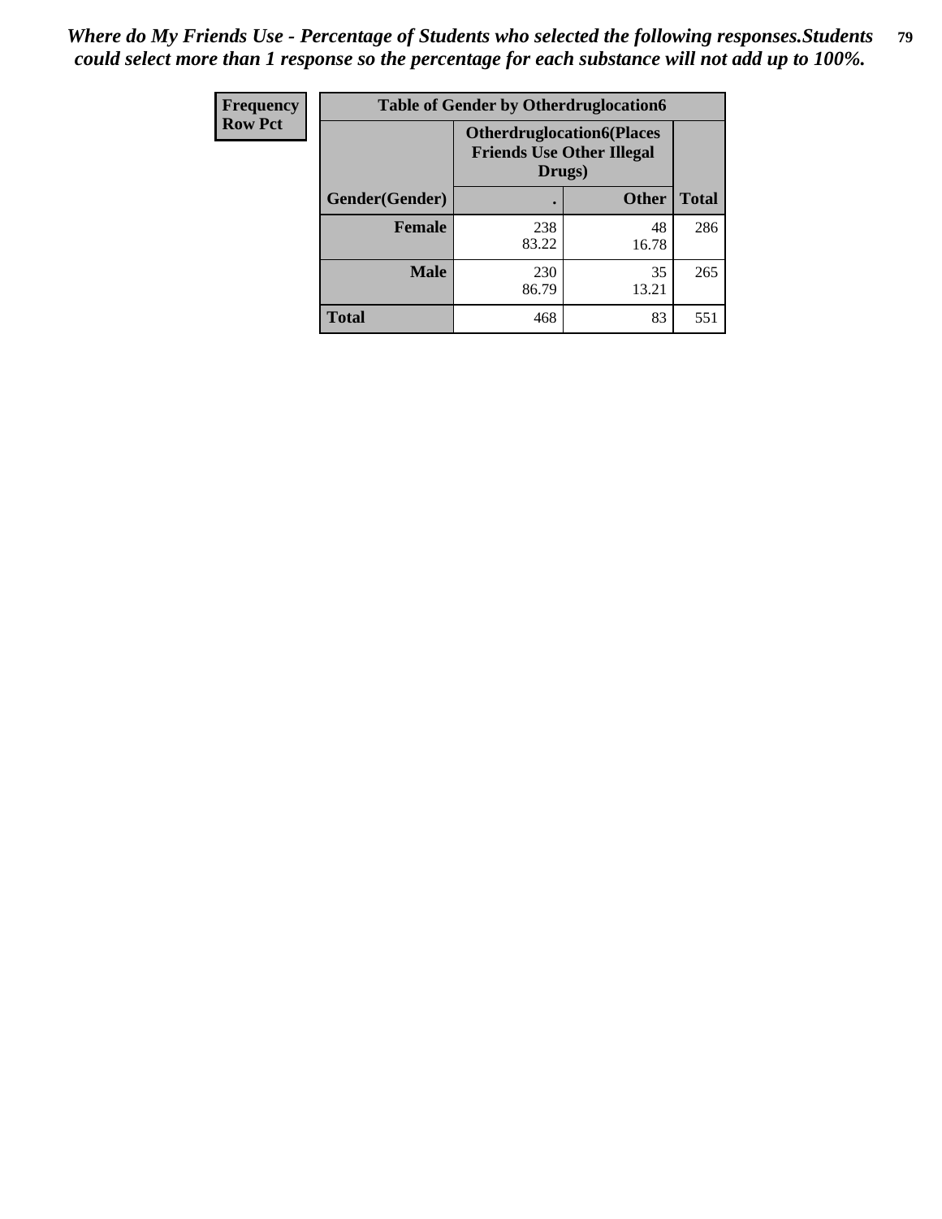*Where do My Friends Use - Percentage of Students who selected the following responses.Students could select more than 1 response so the percentage for each substance will not add up to 100%.*

| Frequency<br>Row Pct | Table of Gender by Otherdruglocation6 | | |
|---|---|---|---|
| | Otherdruglocation6(Places Friends Use Other Illegal Drugs) | | |
| Gender(Gender) | . | Other | Total |
| Female | 238<br>83.22 | 48<br>16.78 | 286 |
| Male | 230<br>86.79 | 35<br>13.21 | 265 |
| Total | 468 | 83 | 551 |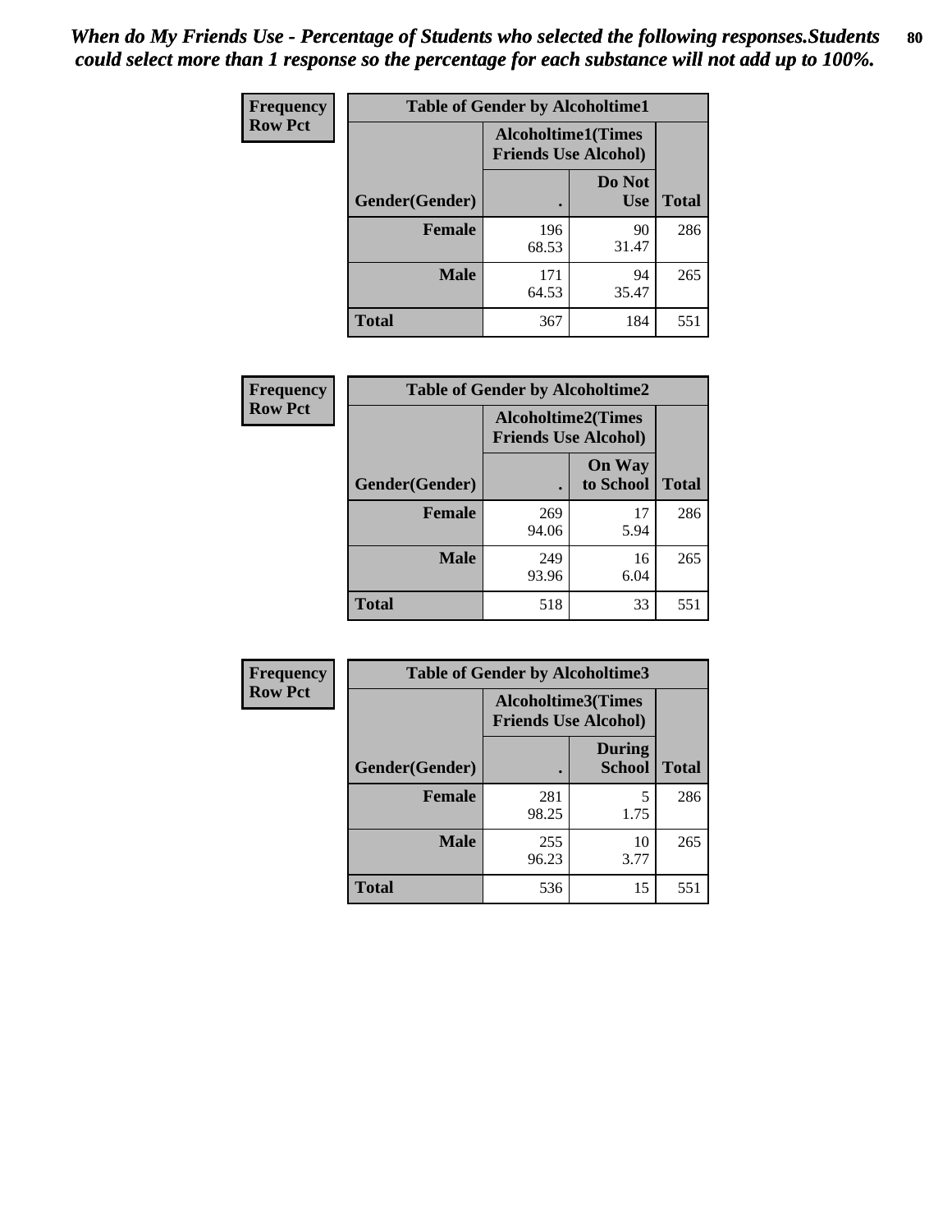*When do My Friends Use - Percentage of Students who selected the following responses.Students could select more than 1 response so the percentage for each substance will not add up to 100%.*

| Frequency Row Pct | Table of Gender by Alcoholtime1 | | |
|---|---|---|---|
| | Alcoholtime1(Times Friends Use Alcohol) | | |
| Gender(Gender) | . | Do Not Use | Total |
| Female | 196<br>68.53 | 90<br>31.47 | 286 |
| Male | 171<br>64.53 | 94<br>35.47 | 265 |
| Total | 367 | 184 | 551 |

| Frequency Row Pct | Table of Gender by Alcoholtime2 | | |
|---|---|---|---|
| | Alcoholtime2(Times Friends Use Alcohol) | | |
| Gender(Gender) | . | On Way to School | Total |
| Female | 269<br>94.06 | 17<br>5.94 | 286 |
| Male | 249<br>93.96 | 16<br>6.04 | 265 |
| Total | 518 | 33 | 551 |

| Frequency Row Pct | Table of Gender by Alcoholtime3 | | |
|---|---|---|---|
| | Alcoholtime3(Times Friends Use Alcohol) | | |
| Gender(Gender) | . | During School | Total |
| Female | 281<br>98.25 | 5<br>1.75 | 286 |
| Male | 255<br>96.23 | 10<br>3.77 | 265 |
| Total | 536 | 15 | 551 |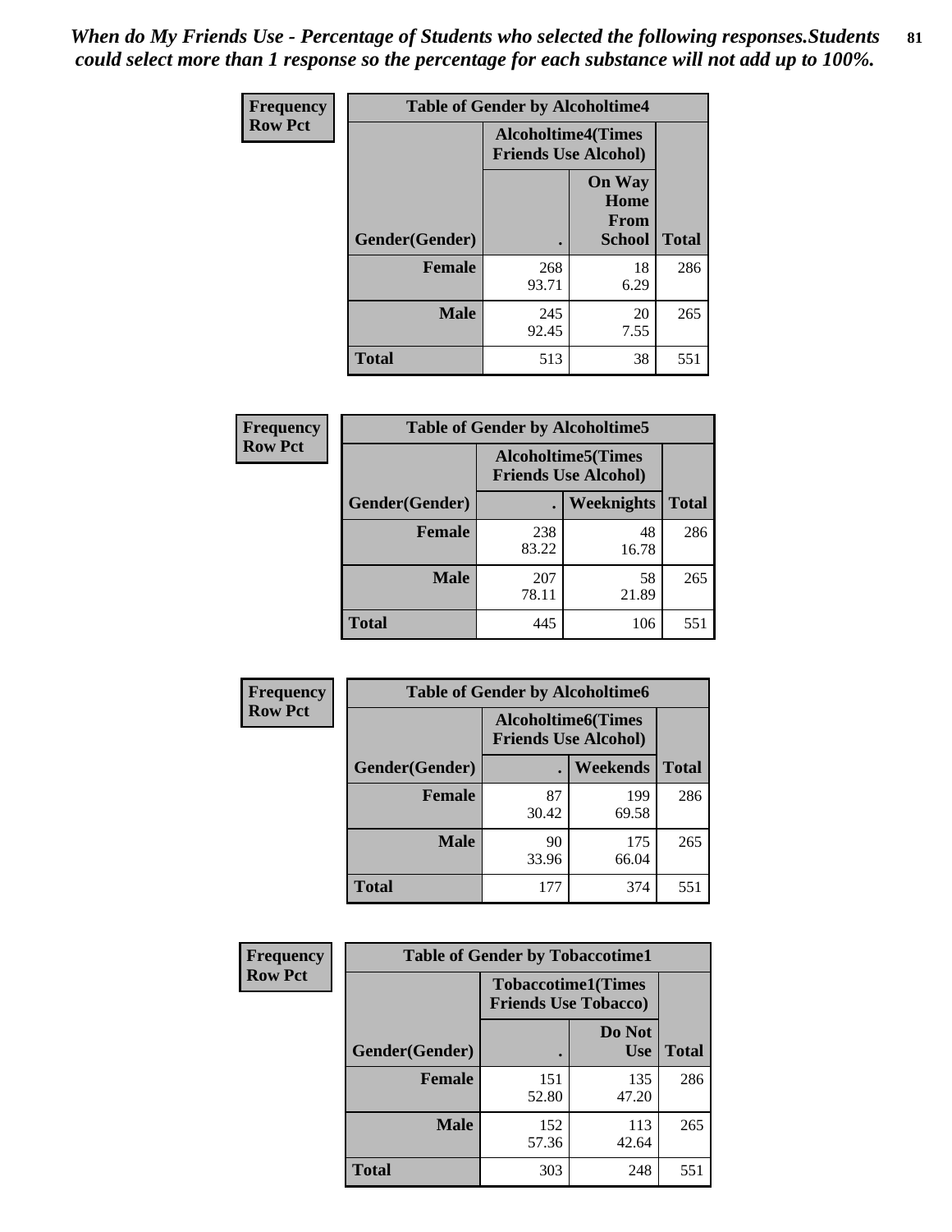*When do My Friends Use - Percentage of Students who selected the following responses.Students could select more than 1 response so the percentage for each substance will not add up to 100%.*

**Frequency**
**Row Pct**

| Table of Gender by Alcoholtime4 | | | |
|---|---|---|---|
| | Alcoholtime4(Times Friends Use Alcohol) | | |
| Gender(Gender) | . | On Way Home From School | Total |
| **Female** | 268<br>93.71 | 18<br>6.29 | 286 |
| **Male** | 245<br>92.45 | 20<br>7.55 | 265 |
| **Total** | 513 | 38 | 551 |

**Frequency**
**Row Pct**

| Table of Gender by Alcoholtime5 | | | |
|---|---|---|---|
| | Alcoholtime5(Times Friends Use Alcohol) | | |
| Gender(Gender) | . | Weeknights | Total |
| **Female** | 238<br>83.22 | 48<br>16.78 | 286 |
| **Male** | 207<br>78.11 | 58<br>21.89 | 265 |
| **Total** | 445 | 106 | 551 |

**Frequency**
**Row Pct**

| Table of Gender by Alcoholtime6 | | | |
|---|---|---|---|
| | Alcoholtime6(Times Friends Use Alcohol) | | |
| Gender(Gender) | . | Weekends | Total |
| **Female** | 87<br>30.42 | 199<br>69.58 | 286 |
| **Male** | 90<br>33.96 | 175<br>66.04 | 265 |
| **Total** | 177 | 374 | 551 |

**Frequency**
**Row Pct**

| Table of Gender by Tobaccotime1 | | | |
|---|---|---|---|
| | Tobaccotime1(Times Friends Use Tobacco) | | |
| Gender(Gender) | . | Do Not Use | Total |
| **Female** | 151<br>52.80 | 135<br>47.20 | 286 |
| **Male** | 152<br>57.36 | 113<br>42.64 | 265 |
| **Total** | 303 | 248 | 551 |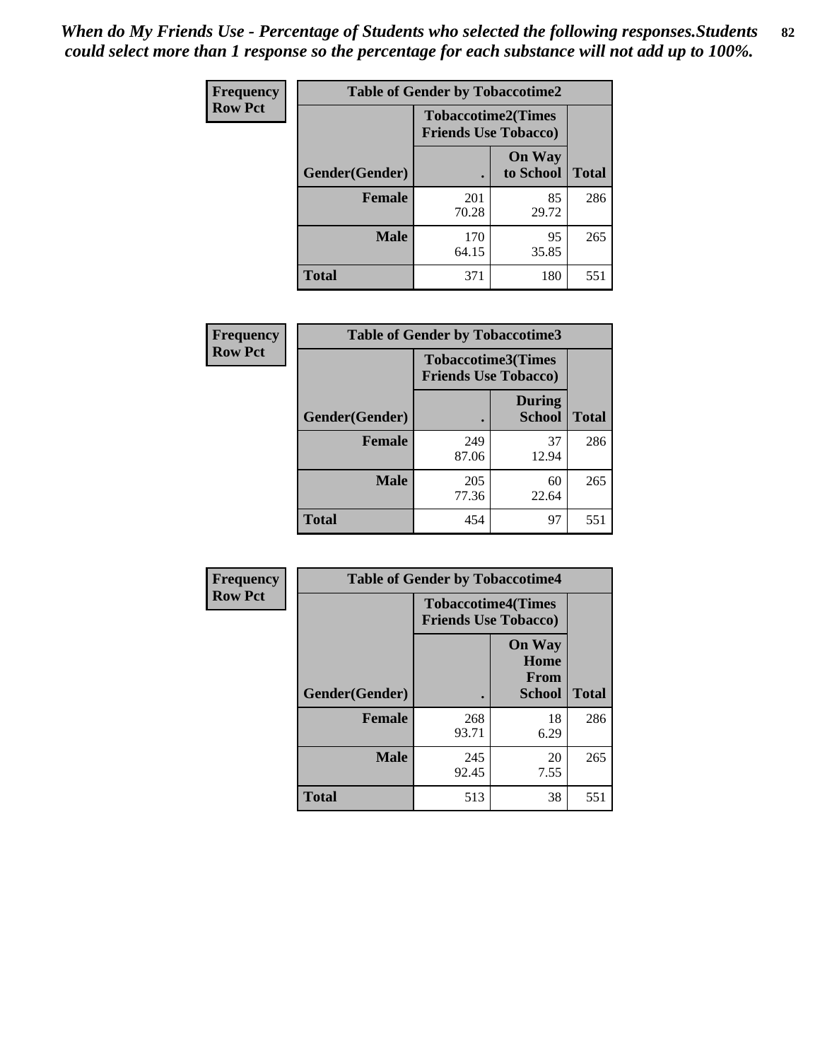*When do My Friends Use - Percentage of Students who selected the following responses.Students could select more than 1 response so the percentage for each substance will not add up to 100%.*

**Frequency**
**Row Pct**

| Table of Gender by Tobaccotime2 | | | |
|---|---|---|---|
| | Tobaccotime2(Times Friends Use Tobacco) | | |
| Gender(Gender) | . | On Way to School | Total |
| **Female** | 201<br>70.28 | 85<br>29.72 | 286 |
| **Male** | 170<br>64.15 | 95<br>35.85 | 265 |
| **Total** | 371 | 180 | 551 |

**Frequency**
**Row Pct**

| Table of Gender by Tobaccotime3 | | | |
|---|---|---|---|
| | Tobaccotime3(Times Friends Use Tobacco) | | |
| Gender(Gender) | . | During School | Total |
| **Female** | 249<br>87.06 | 37<br>12.94 | 286 |
| **Male** | 205<br>77.36 | 60<br>22.64 | 265 |
| **Total** | 454 | 97 | 551 |

**Frequency**
**Row Pct**

| Table of Gender by Tobaccotime4 | | | |
|---|---|---|---|
| | Tobaccotime4(Times Friends Use Tobacco) | | |
| Gender(Gender) | . | On Way Home From School | Total |
| **Female** | 268<br>93.71 | 18<br>6.29 | 286 |
| **Male** | 245<br>92.45 | 20<br>7.55 | 265 |
| **Total** | 513 | 38 | 551 |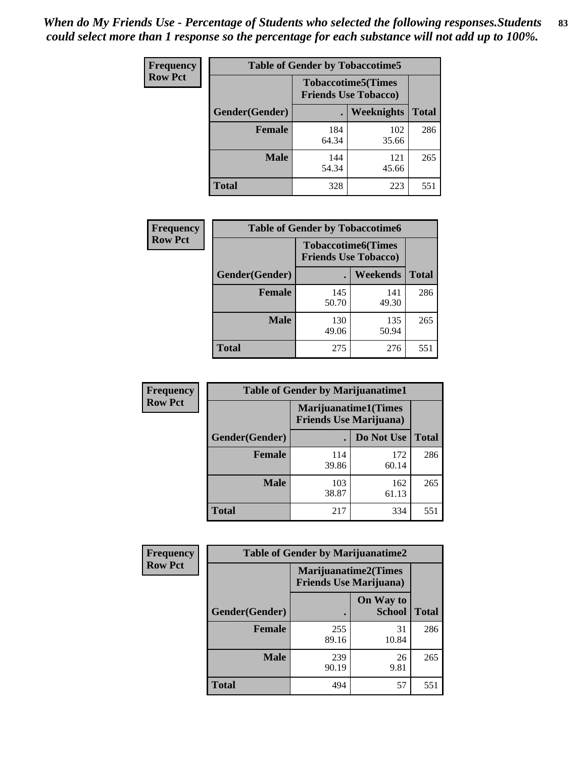*When do My Friends Use - Percentage of Students who selected the following responses.Students could select more than 1 response so the percentage for each substance will not add up to 100%.*

**Frequency**
**Row Pct**

| Table of Gender by Tobaccotime5 | | | |
|---|---|---|---|
| | Tobaccotime5(Times Friends Use Tobacco) | | |
| Gender(Gender) | . | Weeknights | Total |
| Female | 184<br>64.34 | 102<br>35.66 | 286 |
| Male | 144<br>54.34 | 121<br>45.66 | 265 |
| Total | 328 | 223 | 551 |

**Frequency**
**Row Pct**

| Table of Gender by Tobaccotime6 | | | |
|---|---|---|---|
| | Tobaccotime6(Times Friends Use Tobacco) | | |
| Gender(Gender) | . | Weekends | Total |
| Female | 145<br>50.70 | 141<br>49.30 | 286 |
| Male | 130<br>49.06 | 135<br>50.94 | 265 |
| Total | 275 | 276 | 551 |

**Frequency**
**Row Pct**

| Table of Gender by Marijuanatime1 | | | |
|---|---|---|---|
| | Marijuanatime1(Times Friends Use Marijuana) | | |
| Gender(Gender) | . | Do Not Use | Total |
| Female | 114<br>39.86 | 172<br>60.14 | 286 |
| Male | 103<br>38.87 | 162<br>61.13 | 265 |
| Total | 217 | 334 | 551 |

**Frequency**
**Row Pct**

| Table of Gender by Marijuanatime2 | | | |
|---|---|---|---|
| | Marijuanatime2(Times Friends Use Marijuana) | | |
| Gender(Gender) | . | On Way to School | Total |
| Female | 255<br>89.16 | 31<br>10.84 | 286 |
| Male | 239<br>90.19 | 26<br>9.81 | 265 |
| Total | 494 | 57 | 551 |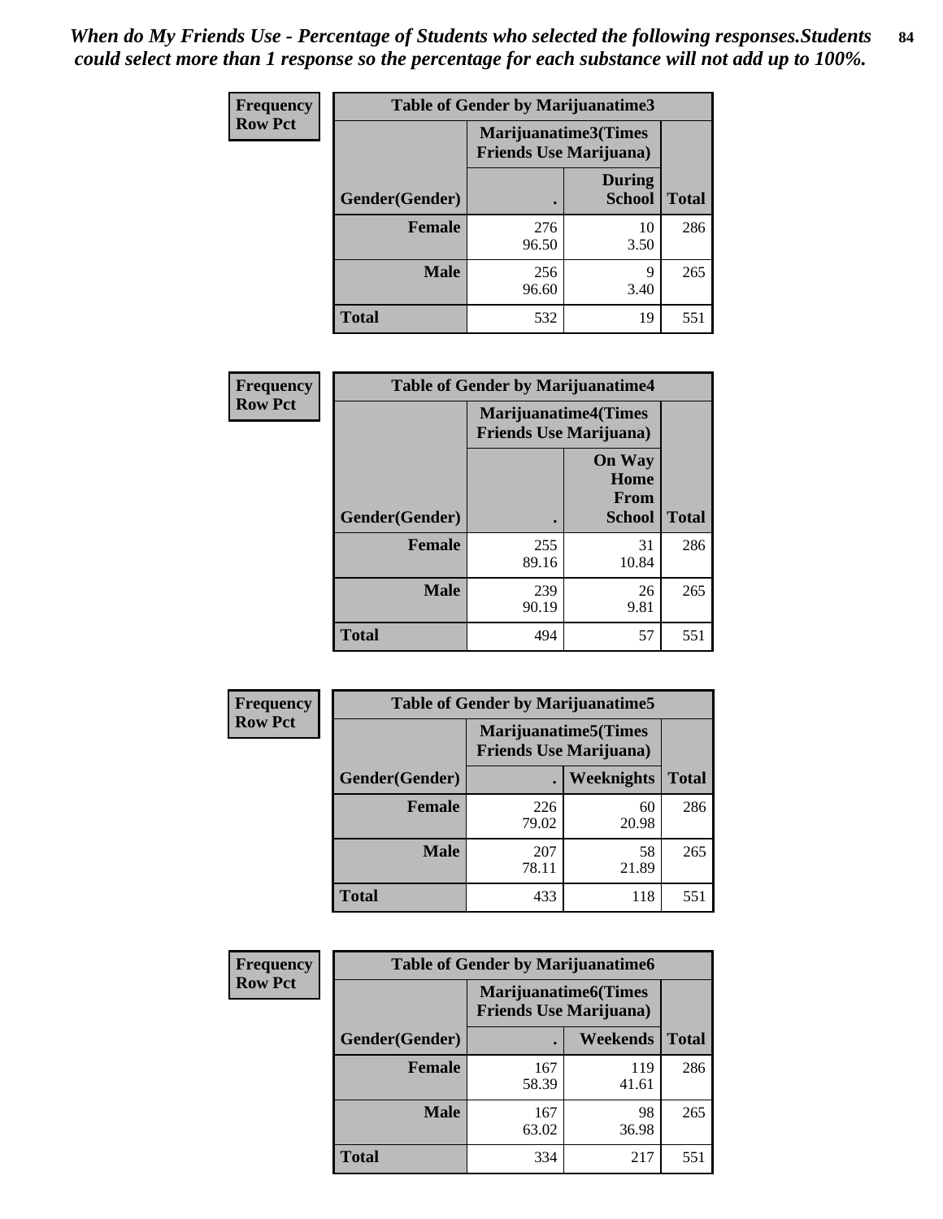*When do My Friends Use - Percentage of Students who selected the following responses.Students could select more than 1 response so the percentage for each substance will not add up to 100%.*

**Frequency**
**Row Pct**

| Table of Gender by Marijuanatime3 | | | |
|---|---|---|---|
| | Marijuanatime3(Times Friends Use Marijuana) | | |
| Gender(Gender) | . | During School | Total |
| **Female** | 276<br>96.50 | 10<br>3.50 | 286 |
| **Male** | 256<br>96.60 | 9<br>3.40 | 265 |
| **Total** | 532 | 19 | 551 |

**Frequency**
**Row Pct**

| Table of Gender by Marijuanatime4 | | | |
|---|---|---|---|
| | Marijuanatime4(Times Friends Use Marijuana) | | |
| Gender(Gender) | . | On Way Home From School | Total |
| **Female** | 255<br>89.16 | 31<br>10.84 | 286 |
| **Male** | 239<br>90.19 | 26<br>9.81 | 265 |
| **Total** | 494 | 57 | 551 |

**Frequency**
**Row Pct**

| Table of Gender by Marijuanatime5 | | | |
|---|---|---|---|
| | Marijuanatime5(Times Friends Use Marijuana) | | |
| Gender(Gender) | . | Weeknights | Total |
| **Female** | 226<br>79.02 | 60<br>20.98 | 286 |
| **Male** | 207<br>78.11 | 58<br>21.89 | 265 |
| **Total** | 433 | 118 | 551 |

**Frequency**
**Row Pct**

| Table of Gender by Marijuanatime6 | | | |
|---|---|---|---|
| | Marijuanatime6(Times Friends Use Marijuana) | | |
| Gender(Gender) | . | Weekends | Total |
| **Female** | 167<br>58.39 | 119<br>41.61 | 286 |
| **Male** | 167<br>63.02 | 98<br>36.98 | 265 |
| **Total** | 334 | 217 | 551 |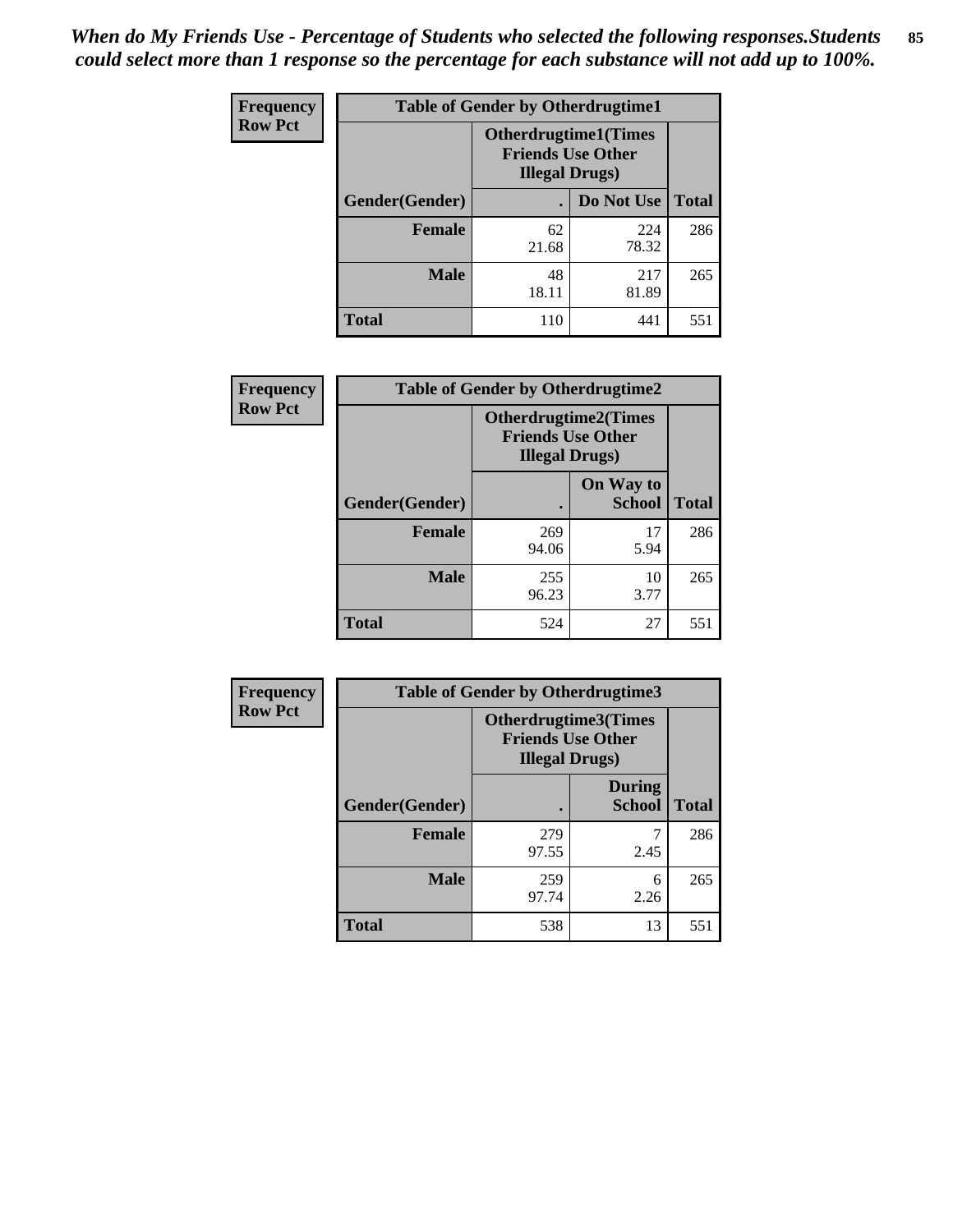*When do My Friends Use - Percentage of Students who selected the following responses.Students could select more than 1 response so the percentage for each substance will not add up to 100%.*

**Frequency**
**Row Pct**

| Table of Gender by Otherdrugtime1 | | | |
|---|---|---|---|
| | Otherdrugtime1(Times Friends Use Other Illegal Drugs) | | |
| Gender(Gender) | . | Do Not Use | Total |
| **Female** | 62<br>21.68 | 224<br>78.32 | 286 |
| **Male** | 48<br>18.11 | 217<br>81.89 | 265 |
| **Total** | 110 | 441 | 551 |

**Frequency**
**Row Pct**

| Table of Gender by Otherdrugtime2 | | | |
|---|---|---|---|
| | Otherdrugtime2(Times Friends Use Other Illegal Drugs) | | |
| Gender(Gender) | . | On Way to School | Total |
| **Female** | 269<br>94.06 | 17<br>5.94 | 286 |
| **Male** | 255<br>96.23 | 10<br>3.77 | 265 |
| **Total** | 524 | 27 | 551 |

**Frequency**
**Row Pct**

| Table of Gender by Otherdrugtime3 | | | |
|---|---|---|---|
| | Otherdrugtime3(Times Friends Use Other Illegal Drugs) | | |
| Gender(Gender) | . | During School | Total |
| **Female** | 279<br>97.55 | 7<br>2.45 | 286 |
| **Male** | 259<br>97.74 | 6<br>2.26 | 265 |
| **Total** | 538 | 13 | 551 |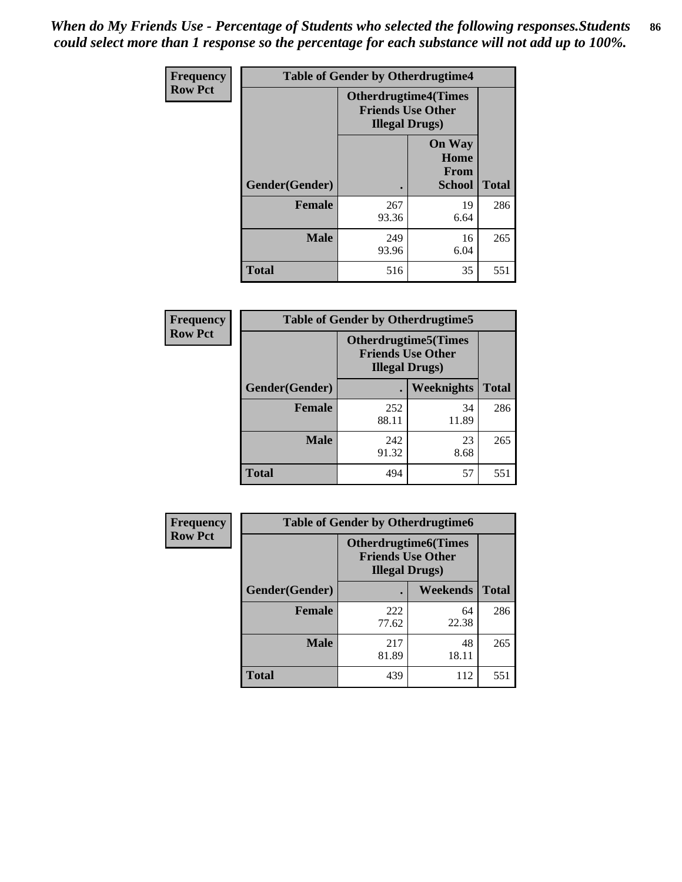*When do My Friends Use - Percentage of Students who selected the following responses.Students could select more than 1 response so the percentage for each substance will not add up to 100%.*

**Frequency / Row Pct**

| Table of Gender by Otherdrugtime4 | | | |
|---|---|---|---|
| | Otherdrugtime4(Times Friends Use Other Illegal Drugs) | | |
| Gender(Gender) | . | On Way Home From School | Total |
| Female | 267<br>93.36 | 19<br>6.64 | 286 |
| Male | 249<br>93.96 | 16<br>6.04 | 265 |
| Total | 516 | 35 | 551 |

**Frequency / Row Pct**

| Table of Gender by Otherdrugtime5 | | | |
|---|---|---|---|
| | Otherdrugtime5(Times Friends Use Other Illegal Drugs) | | |
| Gender(Gender) | . | Weeknights | Total |
| Female | 252<br>88.11 | 34<br>11.89 | 286 |
| Male | 242<br>91.32 | 23<br>8.68 | 265 |
| Total | 494 | 57 | 551 |

**Frequency / Row Pct**

| Table of Gender by Otherdrugtime6 | | | |
|---|---|---|---|
| | Otherdrugtime6(Times Friends Use Other Illegal Drugs) | | |
| Gender(Gender) | . | Weekends | Total |
| Female | 222<br>77.62 | 64<br>22.38 | 286 |
| Male | 217<br>81.89 | 48<br>18.11 | 265 |
| Total | 439 | 112 | 551 |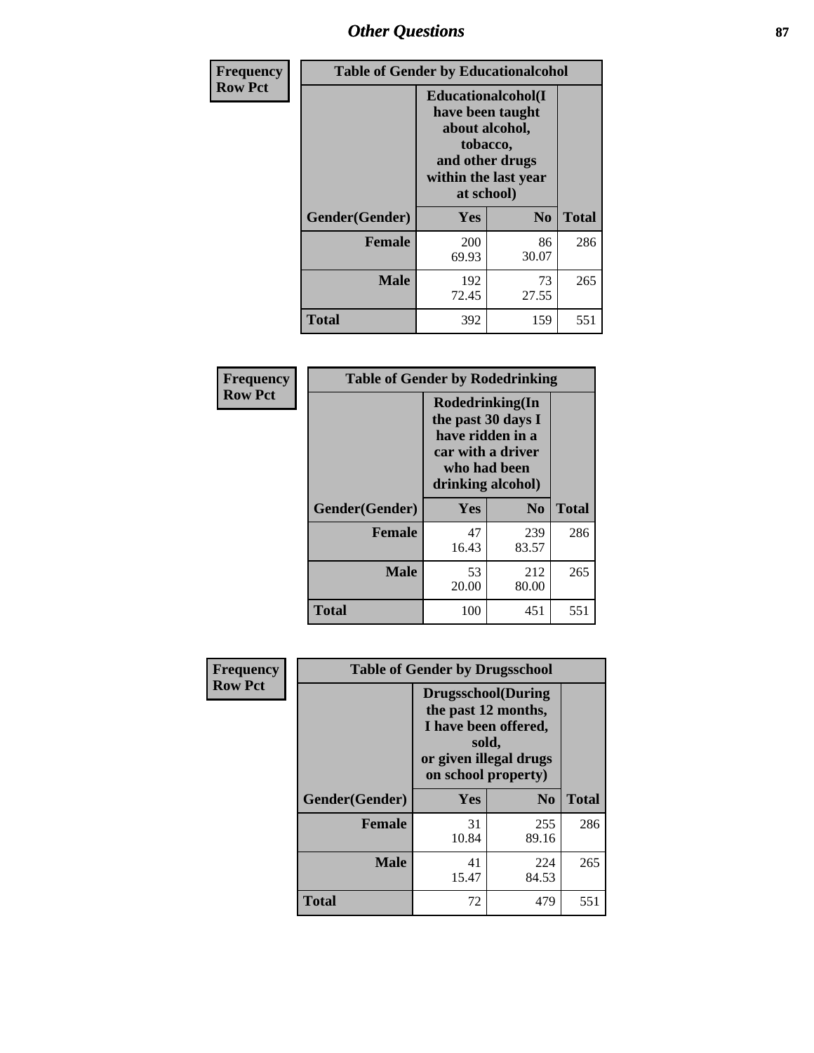# Other Questions

| Frequency<br>Row Pct | Table of Gender by Educationalcohol | | |
|---|---|---|---|
| | Educationalcohol(I have been taught about alcohol, tobacco, and other drugs within the last year at school) | | |
| Gender(Gender) | Yes | No | Total |
| Female | 200<br>69.93 | 86<br>30.07 | 286 |
| Male | 192<br>72.45 | 73<br>27.55 | 265 |
| Total | 392 | 159 | 551 |

| Frequency<br>Row Pct | Table of Gender by Rodedrinking | | |
|---|---|---|---|
| | Rodedrinking(In the past 30 days I have ridden in a car with a driver who had been drinking alcohol) | | |
| Gender(Gender) | Yes | No | Total |
| Female | 47<br>16.43 | 239<br>83.57 | 286 |
| Male | 53<br>20.00 | 212<br>80.00 | 265 |
| Total | 100 | 451 | 551 |

| Frequency<br>Row Pct | Table of Gender by Drugsschool | | |
|---|---|---|---|
| | Drugsschool(During the past 12 months, I have been offered, sold, or given illegal drugs on school property) | | |
| Gender(Gender) | Yes | No | Total |
| Female | 31<br>10.84 | 255<br>89.16 | 286 |
| Male | 41<br>15.47 | 224<br>84.53 | 265 |
| Total | 72 | 479 | 551 |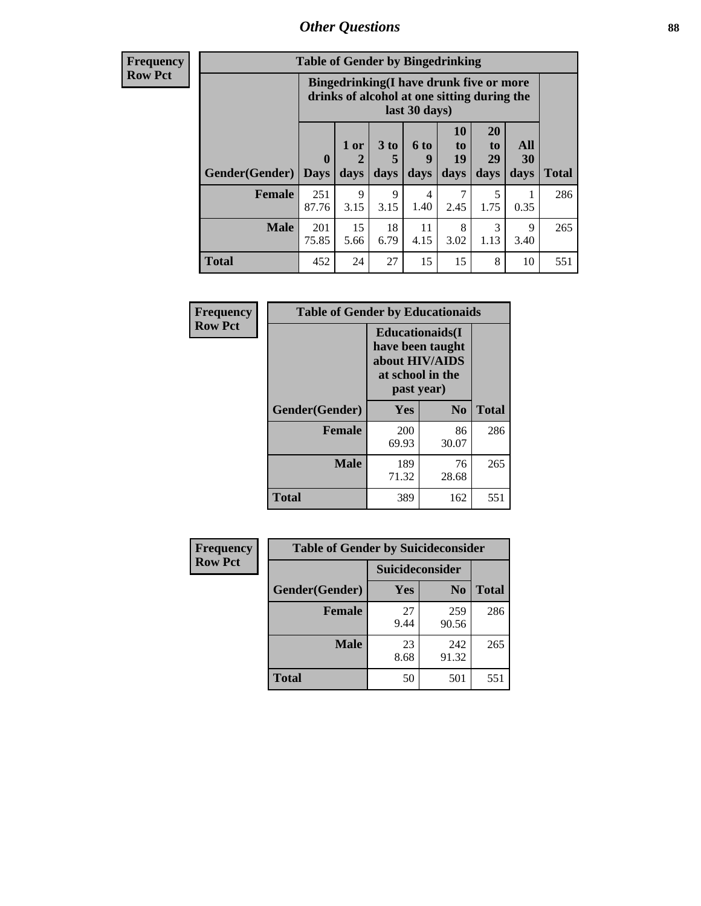## Other Questions

**Frequency**
**Row Pct**

| Table of Gender by Bingedrinking | | | | | | | | |
|---|---|---|---|---|---|---|---|---|
| | Bingedrinking(I have drunk five or more drinks of alcohol at one sitting during the last 30 days) | | | | | | | |
| Gender(Gender) | 0 Days | 1 or 2 days | 3 to 5 days | 6 to 9 days | 10 to 19 days | 20 to 29 days | All 30 days | Total |
| **Female** | 251<br>87.76 | 9<br>3.15 | 9<br>3.15 | 4<br>1.40 | 7<br>2.45 | 5<br>1.75 | 1<br>0.35 | 286 |
| **Male** | 201<br>75.85 | 15<br>5.66 | 18<br>6.79 | 11<br>4.15 | 8<br>3.02 | 3<br>1.13 | 9<br>3.40 | 265 |
| **Total** | 452 | 24 | 27 | 15 | 15 | 8 | 10 | 551 |

**Frequency**
**Row Pct**

| Table of Gender by Educationaids | | | |
|---|---|---|---|
| | Educationaids(I have been taught about HIV/AIDS at school in the past year) | | |
| Gender(Gender) | Yes | No | Total |
| **Female** | 200<br>69.93 | 86<br>30.07 | 286 |
| **Male** | 189<br>71.32 | 76<br>28.68 | 265 |
| **Total** | 389 | 162 | 551 |

**Frequency**
**Row Pct**

| Table of Gender by Suicideconsider | | | |
|---|---|---|---|
| | Suicideconsider | | |
| Gender(Gender) | Yes | No | Total |
| **Female** | 27<br>9.44 | 259<br>90.56 | 286 |
| **Male** | 23<br>8.68 | 242<br>91.32 | 265 |
| **Total** | 50 | 501 | 551 |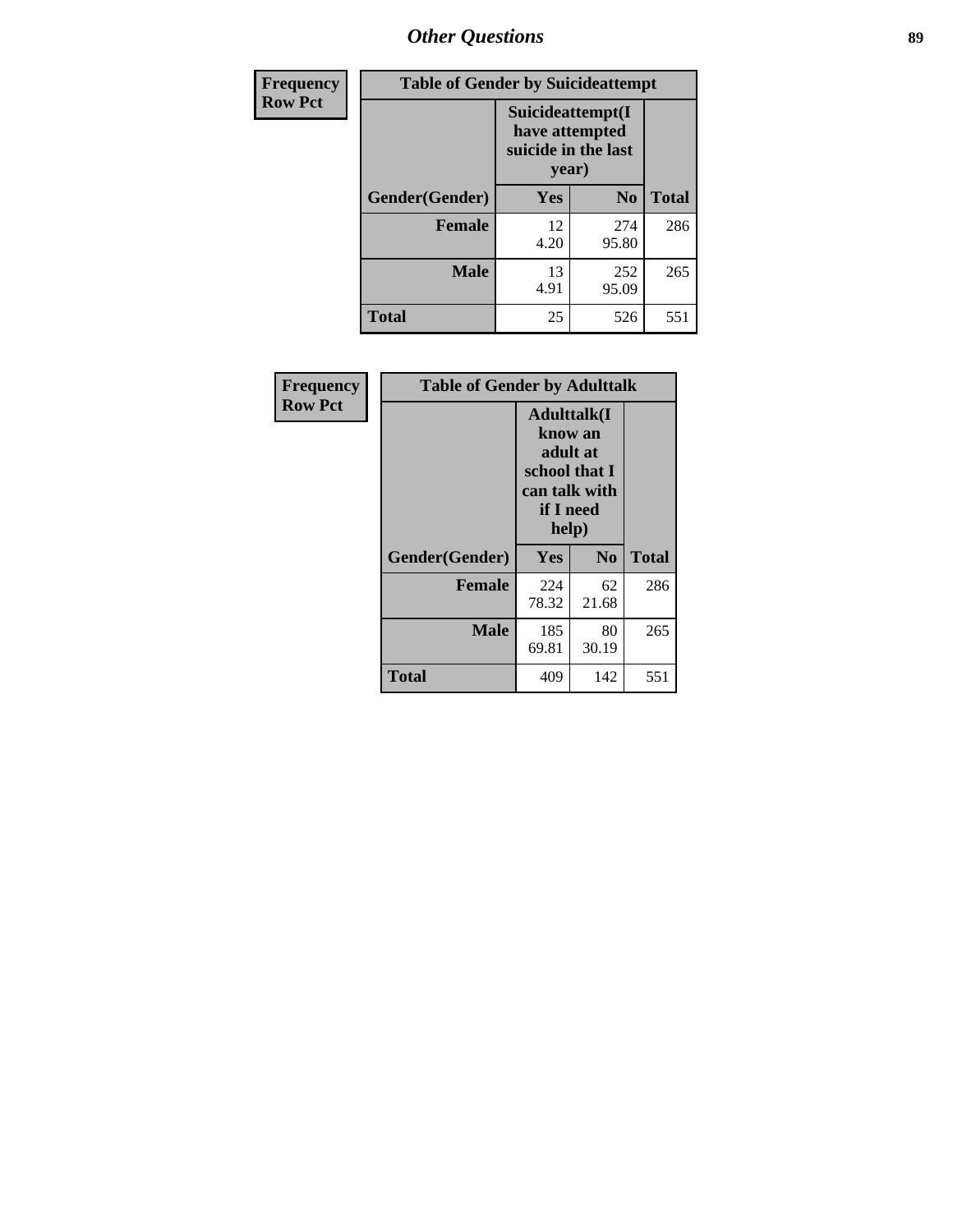| Frequency<br>Row Pct | Table of Gender by Suicideattempt | | |
|---|---|---|---|
| | Suicideattempt(I have attempted suicide in the last year) | | |
| Gender(Gender) | Yes | No | Total |
| Female | 12<br>4.20 | 274<br>95.80 | 286 |
| Male | 13<br>4.91 | 252<br>95.09 | 265 |
| Total | 25 | 526 | 551 |

| Frequency<br>Row Pct | Table of Gender by Adulttalk | | |
|---|---|---|---|
| | Adulttalk(I know an adult at school that I can talk with if I need help) | | |
| Gender(Gender) | Yes | No | Total |
| Female | 224<br>78.32 | 62<br>21.68 | 286 |
| Male | 185<br>69.81 | 80<br>30.19 | 265 |
| Total | 409 | 142 | 551 |